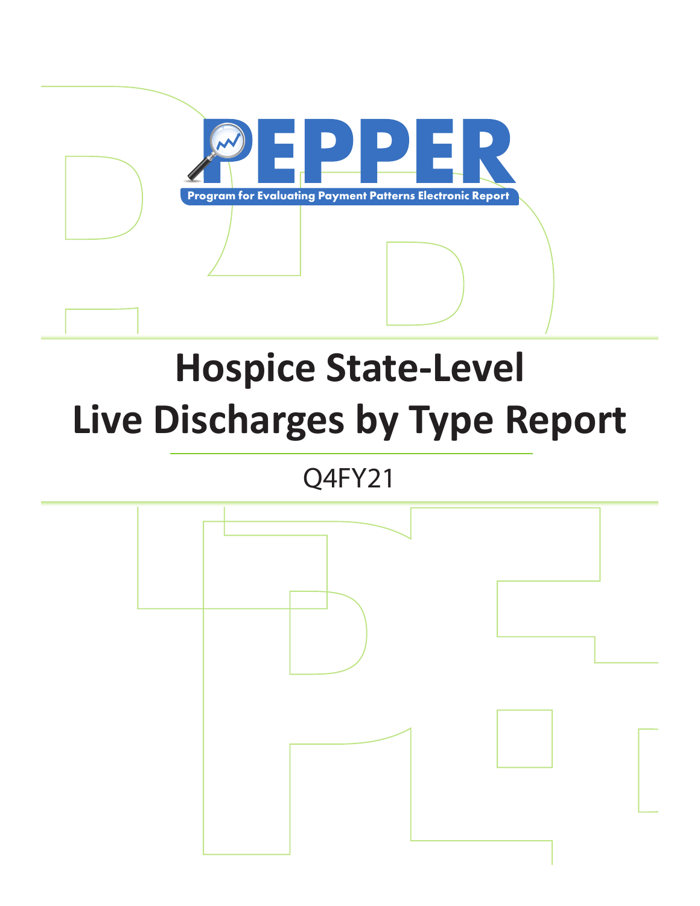# PEPPER

Program for Evaluating Payment Patterns Electronic Report

# Hospice State-Level Live Discharges by Type Report

Q4FY21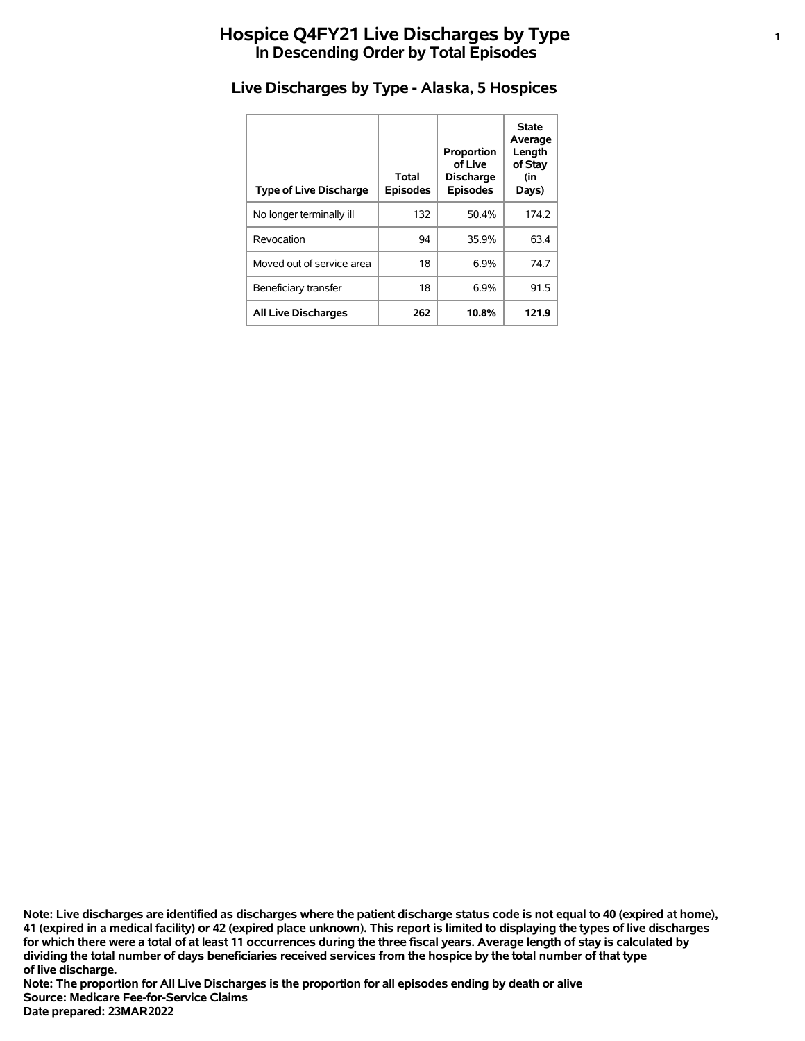# Hospice Q4FY21 Live Discharges by Type

## In Descending Order by Total Episodes

### Live Discharges by Type - Alaska, 5 Hospices

| Type of Live Discharge | Total Episodes | Proportion of Live Discharge Episodes | State Average Length of Stay (in Days) |
| --- | --- | --- | --- |
| No longer terminally ill | 132 | 50.4% | 174.2 |
| Revocation | 94 | 35.9% | 63.4 |
| Moved out of service area | 18 | 6.9% | 74.7 |
| Beneficiary transfer | 18 | 6.9% | 91.5 |
| **All Live Discharges** | **262** | **10.8%** | **121.9** |

**Note: Live discharges are identified as discharges where the patient discharge status code is not equal to 40 (expired at home), 41 (expired in a medical facility) or 42 (expired place unknown). This report is limited to displaying the types of live discharges for which there were a total of at least 11 occurrences during the three fiscal years. Average length of stay is calculated by dividing the total number of days beneficiaries received services from the hospice by the total number of that type of live discharge.**

**Note: The proportion for All Live Discharges is the proportion for all episodes ending by death or alive**

**Source: Medicare Fee-for-Service Claims**

**Date prepared: 23MAR2022**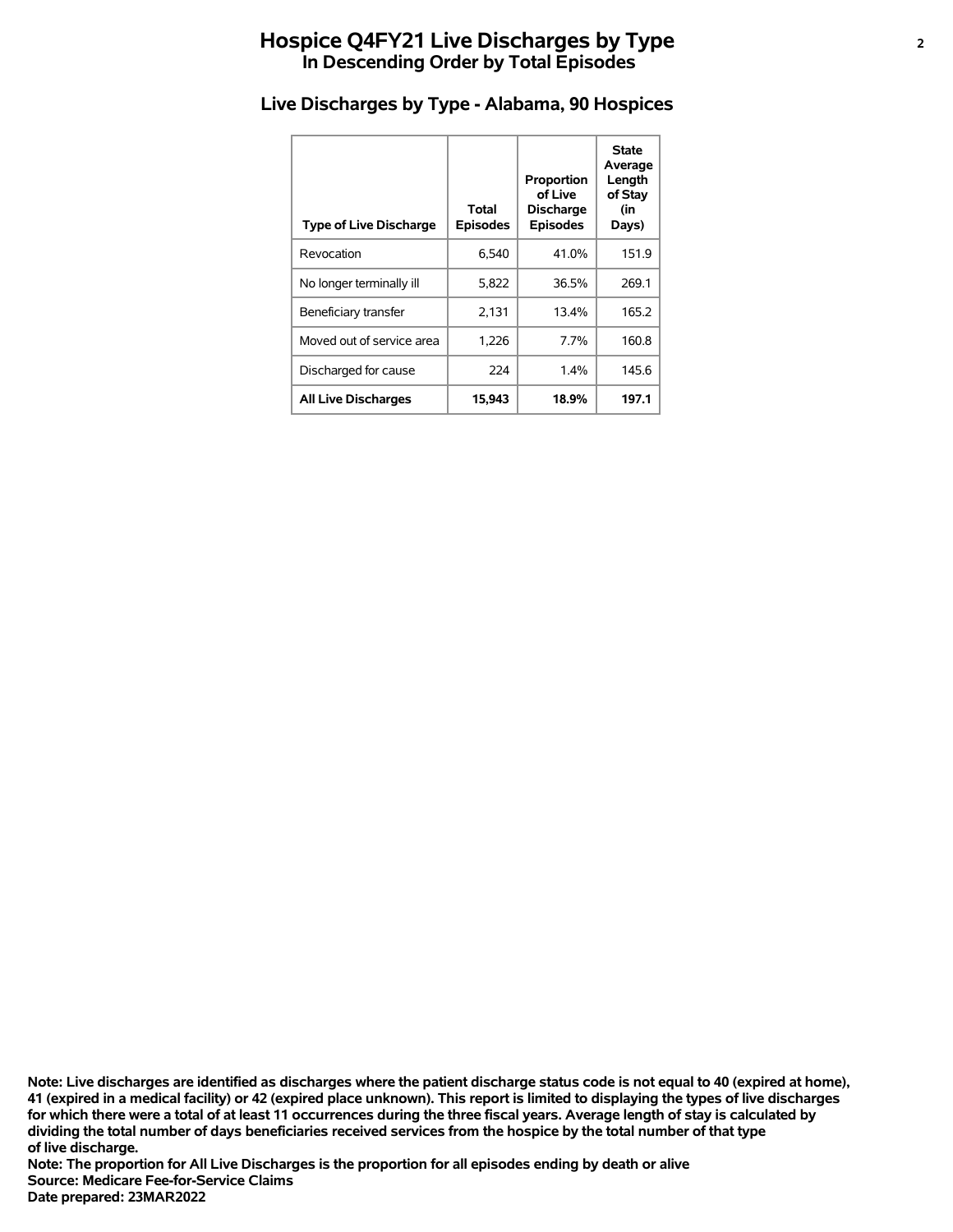# Hospice Q4FY21 Live Discharges by Type
## In Descending Order by Total Episodes

### Live Discharges by Type - Alabama, 90 Hospices

| Type of Live Discharge | Total Episodes | Proportion of Live Discharge Episodes | State Average Length of Stay (in Days) |
|---|---|---|---|
| Revocation | 6,540 | 41.0% | 151.9 |
| No longer terminally ill | 5,822 | 36.5% | 269.1 |
| Beneficiary transfer | 2,131 | 13.4% | 165.2 |
| Moved out of service area | 1,226 | 7.7% | 160.8 |
| Discharged for cause | 224 | 1.4% | 145.6 |
| **All Live Discharges** | **15,943** | **18.9%** | **197.1** |

**Note: Live discharges are identified as discharges where the patient discharge status code is not equal to 40 (expired at home), 41 (expired in a medical facility) or 42 (expired place unknown). This report is limited to displaying the types of live discharges for which there were a total of at least 11 occurrences during the three fiscal years. Average length of stay is calculated by dividing the total number of days beneficiaries received services from the hospice by the total number of that type of live discharge.**
**Note: The proportion for All Live Discharges is the proportion for all episodes ending by death or alive**
**Source: Medicare Fee-for-Service Claims**
**Date prepared: 23MAR2022**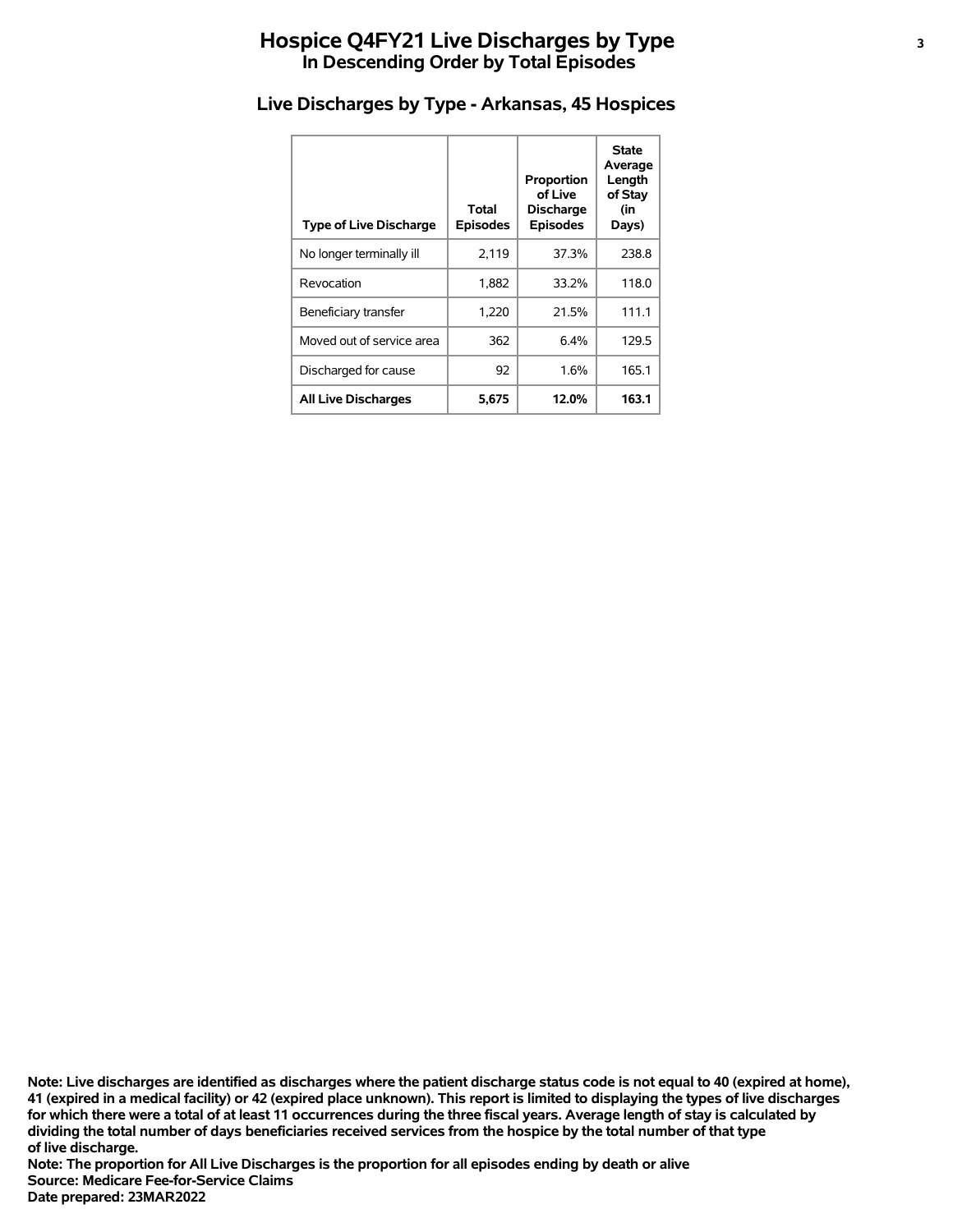# Hospice Q4FY21 Live Discharges by Type
## In Descending Order by Total Episodes

### Live Discharges by Type - Arkansas, 45 Hospices

| Type of Live Discharge | Total Episodes | Proportion of Live Discharge Episodes | State Average Length of Stay (in Days) |
|---|---|---|---|
| No longer terminally ill | 2,119 | 37.3% | 238.8 |
| Revocation | 1,882 | 33.2% | 118.0 |
| Beneficiary transfer | 1,220 | 21.5% | 111.1 |
| Moved out of service area | 362 | 6.4% | 129.5 |
| Discharged for cause | 92 | 1.6% | 165.1 |
| **All Live Discharges** | **5,675** | **12.0%** | **163.1** |

**Note: Live discharges are identified as discharges where the patient discharge status code is not equal to 40 (expired at home), 41 (expired in a medical facility) or 42 (expired place unknown). This report is limited to displaying the types of live discharges for which there were a total of at least 11 occurrences during the three fiscal years. Average length of stay is calculated by dividing the total number of days beneficiaries received services from the hospice by the total number of that type of live discharge.**
**Note: The proportion for All Live Discharges is the proportion for all episodes ending by death or alive**
**Source: Medicare Fee-for-Service Claims**
**Date prepared: 23MAR2022**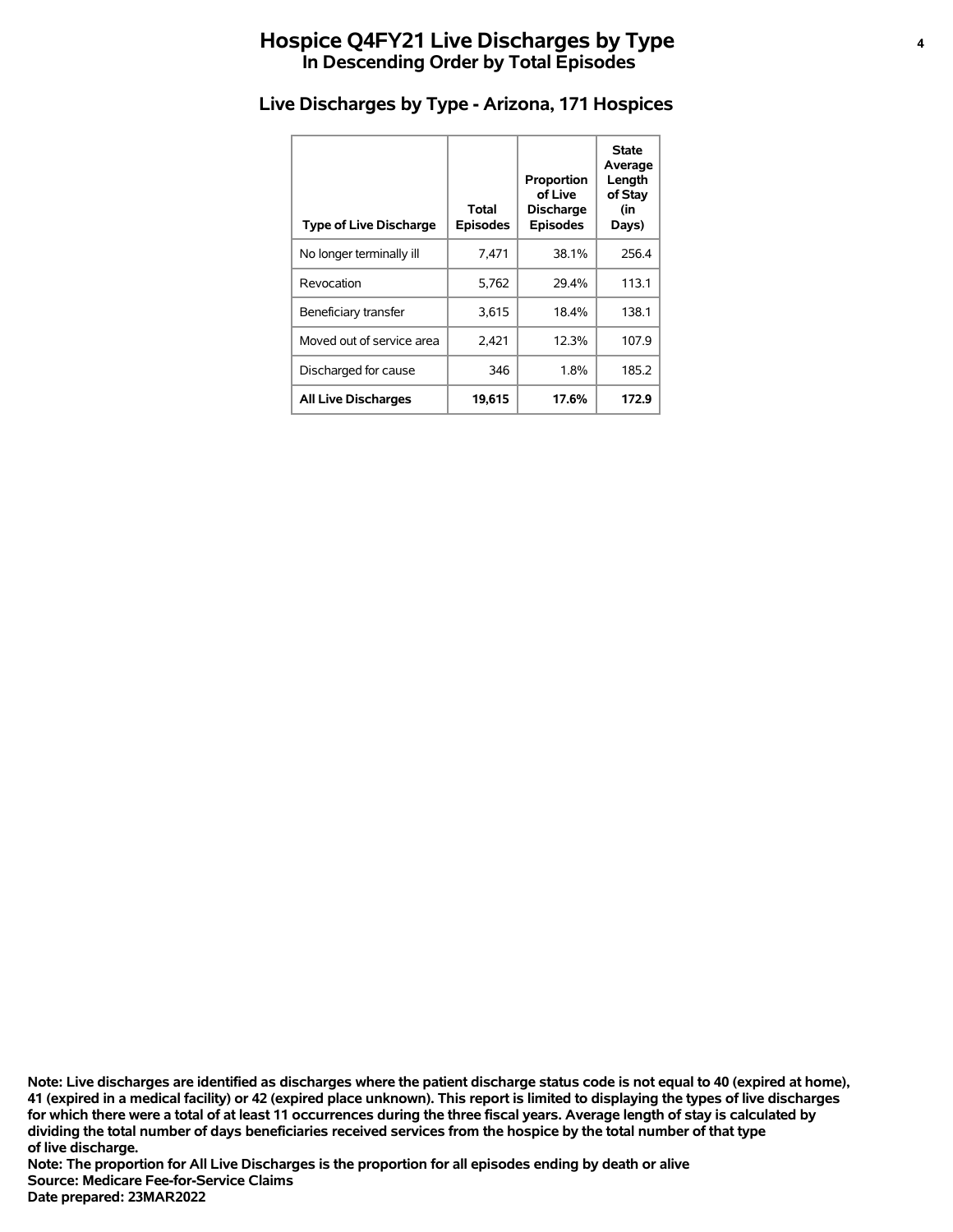# Hospice Q4FY21 Live Discharges by Type
## In Descending Order by Total Episodes

### Live Discharges by Type - Arizona, 171 Hospices

| Type of Live Discharge | Total Episodes | Proportion of Live Discharge Episodes | State Average Length of Stay (in Days) |
|---|---|---|---|
| No longer terminally ill | 7,471 | 38.1% | 256.4 |
| Revocation | 5,762 | 29.4% | 113.1 |
| Beneficiary transfer | 3,615 | 18.4% | 138.1 |
| Moved out of service area | 2,421 | 12.3% | 107.9 |
| Discharged for cause | 346 | 1.8% | 185.2 |
| **All Live Discharges** | **19,615** | **17.6%** | **172.9** |

**Note: Live discharges are identified as discharges where the patient discharge status code is not equal to 40 (expired at home), 41 (expired in a medical facility) or 42 (expired place unknown). This report is limited to displaying the types of live discharges for which there were a total of at least 11 occurrences during the three fiscal years. Average length of stay is calculated by dividing the total number of days beneficiaries received services from the hospice by the total number of that type of live discharge.**

**Note: The proportion for All Live Discharges is the proportion for all episodes ending by death or alive**

**Source: Medicare Fee-for-Service Claims**

**Date prepared: 23MAR2022**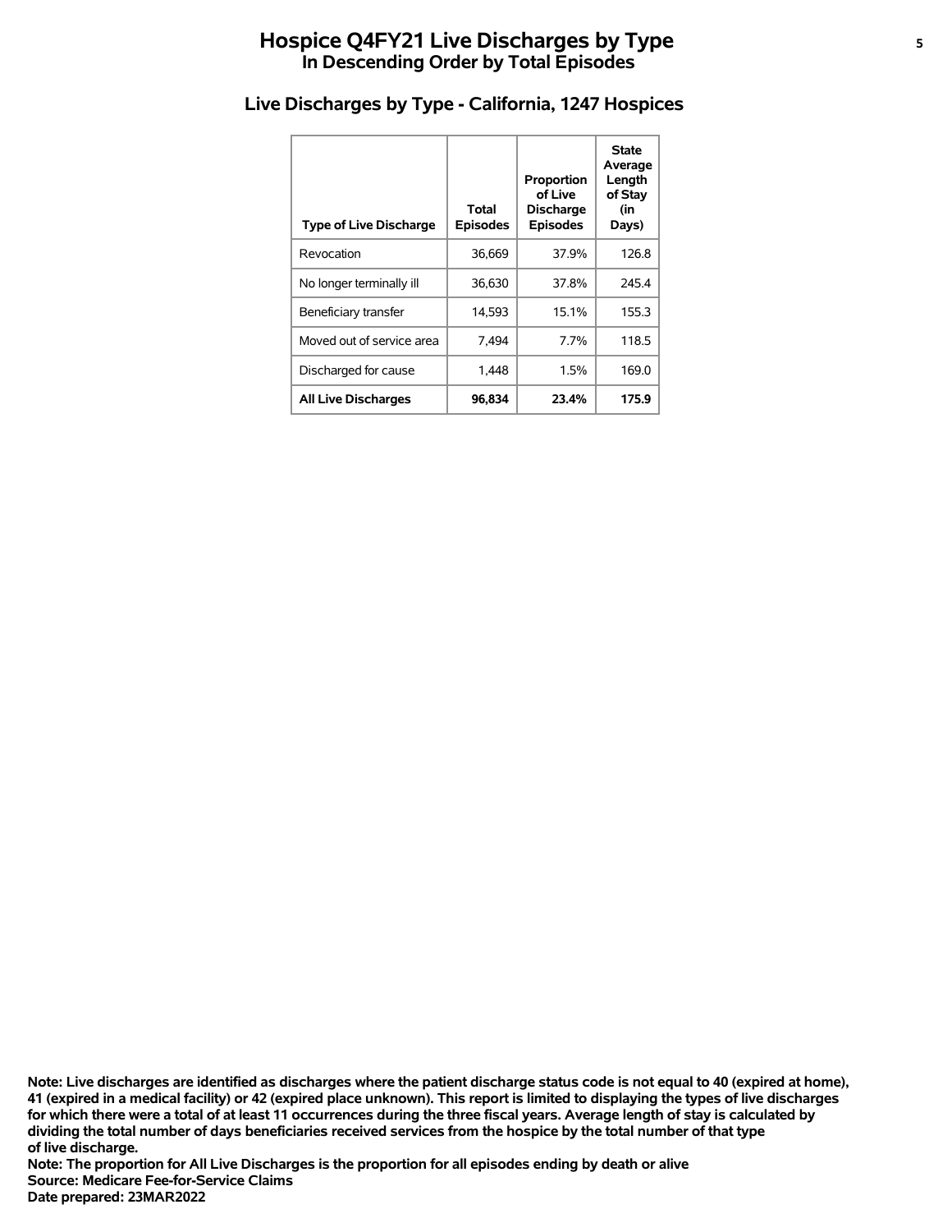# Hospice Q4FY21 Live Discharges by Type
## In Descending Order by Total Episodes

### Live Discharges by Type - California, 1247 Hospices

| Type of Live Discharge | Total Episodes | Proportion of Live Discharge Episodes | State Average Length of Stay (in Days) |
|---|---|---|---|
| Revocation | 36,669 | 37.9% | 126.8 |
| No longer terminally ill | 36,630 | 37.8% | 245.4 |
| Beneficiary transfer | 14,593 | 15.1% | 155.3 |
| Moved out of service area | 7,494 | 7.7% | 118.5 |
| Discharged for cause | 1,448 | 1.5% | 169.0 |
| **All Live Discharges** | **96,834** | **23.4%** | **175.9** |

**Note: Live discharges are identified as discharges where the patient discharge status code is not equal to 40 (expired at home), 41 (expired in a medical facility) or 42 (expired place unknown). This report is limited to displaying the types of live discharges for which there were a total of at least 11 occurrences during the three fiscal years. Average length of stay is calculated by dividing the total number of days beneficiaries received services from the hospice by the total number of that type of live discharge.**

**Note: The proportion for All Live Discharges is the proportion for all episodes ending by death or alive**

**Source: Medicare Fee-for-Service Claims**

**Date prepared: 23MAR2022**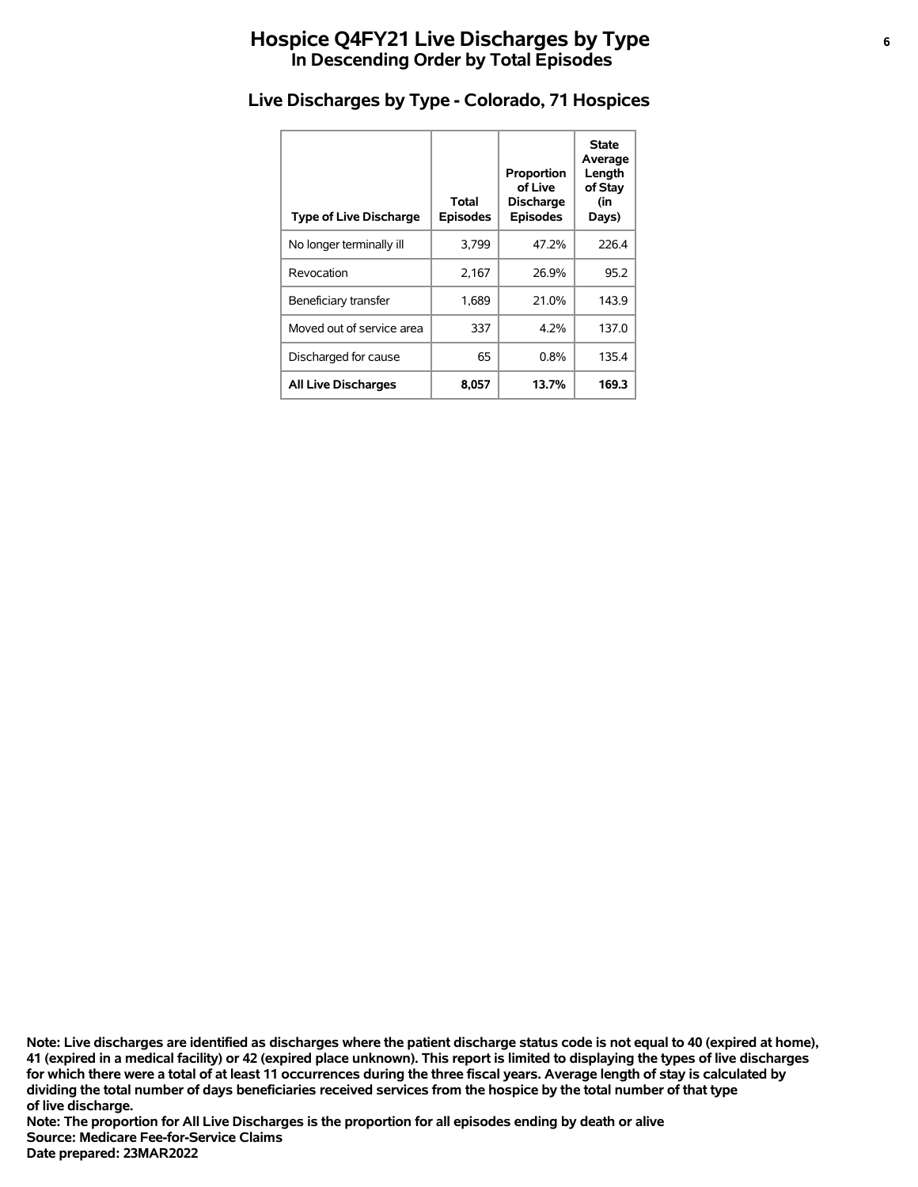# Hospice Q4FY21 Live Discharges by Type
## In Descending Order by Total Episodes

### Live Discharges by Type - Colorado, 71 Hospices

| Type of Live Discharge | Total Episodes | Proportion of Live Discharge Episodes | State Average Length of Stay (in Days) |
|---|---|---|---|
| No longer terminally ill | 3,799 | 47.2% | 226.4 |
| Revocation | 2,167 | 26.9% | 95.2 |
| Beneficiary transfer | 1,689 | 21.0% | 143.9 |
| Moved out of service area | 337 | 4.2% | 137.0 |
| Discharged for cause | 65 | 0.8% | 135.4 |
| **All Live Discharges** | **8,057** | **13.7%** | **169.3** |

**Note: Live discharges are identified as discharges where the patient discharge status code is not equal to 40 (expired at home), 41 (expired in a medical facility) or 42 (expired place unknown). This report is limited to displaying the types of live discharges for which there were a total of at least 11 occurrences during the three fiscal years. Average length of stay is calculated by dividing the total number of days beneficiaries received services from the hospice by the total number of that type of live discharge.**
**Note: The proportion for All Live Discharges is the proportion for all episodes ending by death or alive**
**Source: Medicare Fee-for-Service Claims**
**Date prepared: 23MAR2022**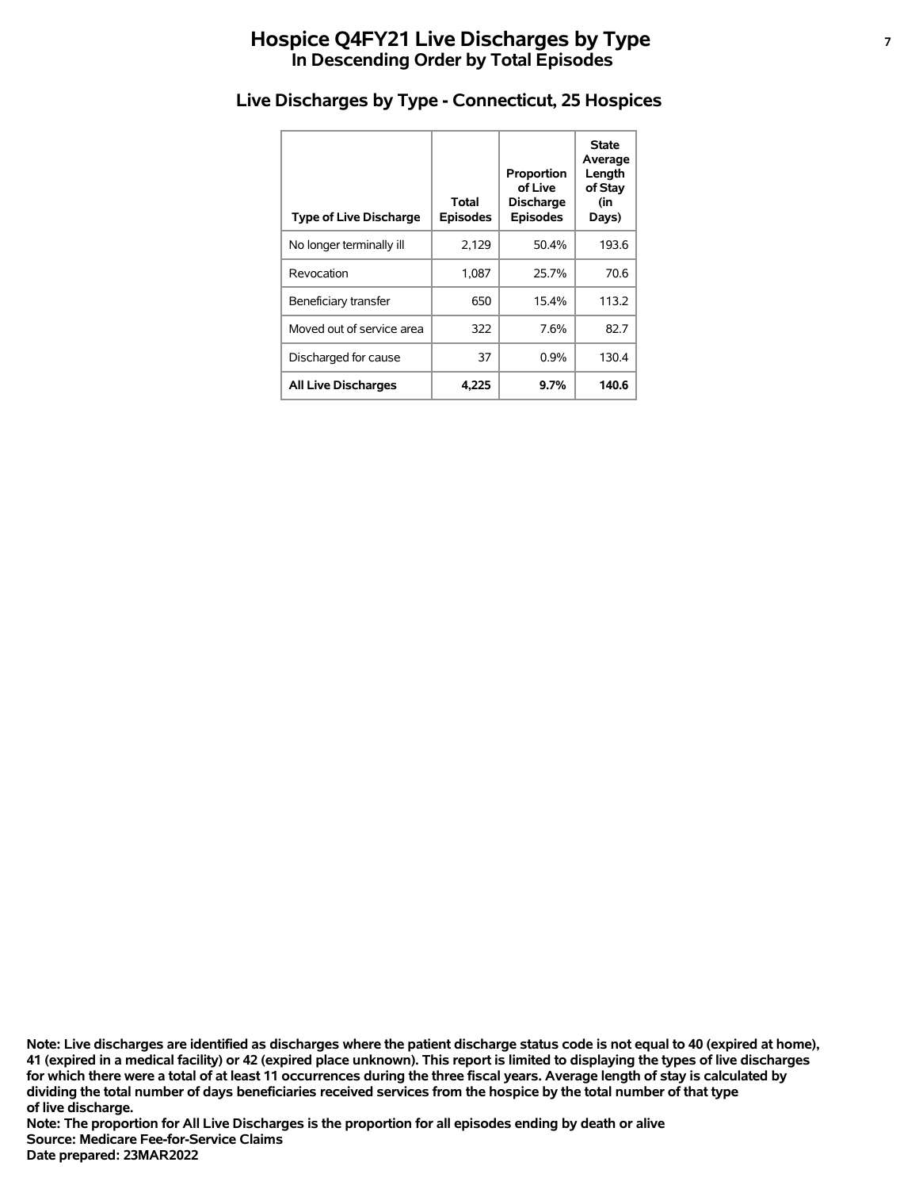# Hospice Q4FY21 Live Discharges by Type

## In Descending Order by Total Episodes

### Live Discharges by Type - Connecticut, 25 Hospices

| Type of Live Discharge | Total Episodes | Proportion of Live Discharge Episodes | State Average Length of Stay (in Days) |
|---|---|---|---|
| No longer terminally ill | 2,129 | 50.4% | 193.6 |
| Revocation | 1,087 | 25.7% | 70.6 |
| Beneficiary transfer | 650 | 15.4% | 113.2 |
| Moved out of service area | 322 | 7.6% | 82.7 |
| Discharged for cause | 37 | 0.9% | 130.4 |
| **All Live Discharges** | **4,225** | **9.7%** | **140.6** |

**Note: Live discharges are identified as discharges where the patient discharge status code is not equal to 40 (expired at home), 41 (expired in a medical facility) or 42 (expired place unknown). This report is limited to displaying the types of live discharges for which there were a total of at least 11 occurrences during the three fiscal years. Average length of stay is calculated by dividing the total number of days beneficiaries received services from the hospice by the total number of that type of live discharge.**
**Note: The proportion for All Live Discharges is the proportion for all episodes ending by death or alive**
**Source: Medicare Fee-for-Service Claims**
**Date prepared: 23MAR2022**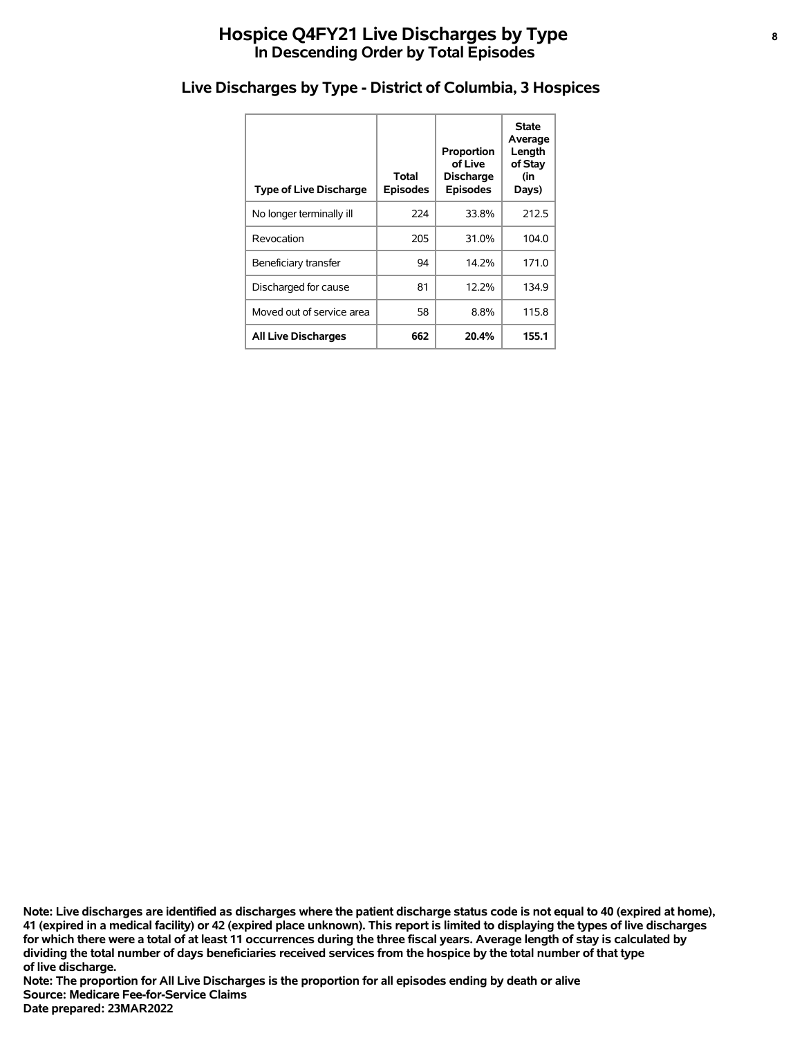# Hospice Q4FY21 Live Discharges by Type
## In Descending Order by Total Episodes

### Live Discharges by Type - District of Columbia, 3 Hospices

| Type of Live Discharge | Total Episodes | Proportion of Live Discharge Episodes | State Average Length of Stay (in Days) |
|---|---|---|---|
| No longer terminally ill | 224 | 33.8% | 212.5 |
| Revocation | 205 | 31.0% | 104.0 |
| Beneficiary transfer | 94 | 14.2% | 171.0 |
| Discharged for cause | 81 | 12.2% | 134.9 |
| Moved out of service area | 58 | 8.8% | 115.8 |
| **All Live Discharges** | **662** | **20.4%** | **155.1** |

**Note: Live discharges are identified as discharges where the patient discharge status code is not equal to 40 (expired at home), 41 (expired in a medical facility) or 42 (expired place unknown). This report is limited to displaying the types of live discharges for which there were a total of at least 11 occurrences during the three fiscal years. Average length of stay is calculated by dividing the total number of days beneficiaries received services from the hospice by the total number of that type of live discharge.**
**Note: The proportion for All Live Discharges is the proportion for all episodes ending by death or alive**
**Source: Medicare Fee-for-Service Claims**
**Date prepared: 23MAR2022**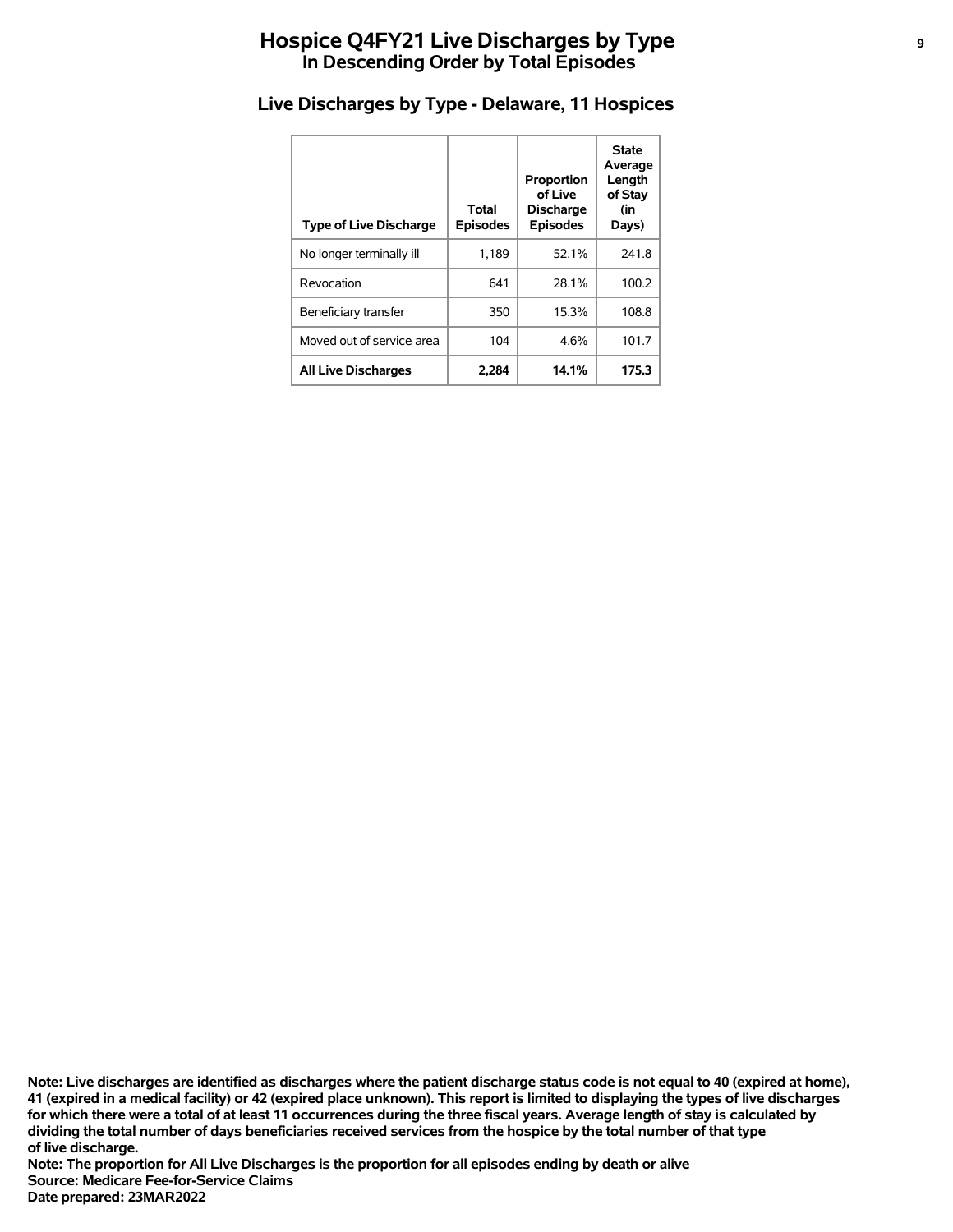# Hospice Q4FY21 Live Discharges by Type
## In Descending Order by Total Episodes

### Live Discharges by Type - Delaware, 11 Hospices

| Type of Live Discharge | Total Episodes | Proportion of Live Discharge Episodes | State Average Length of Stay (in Days) |
|---|---|---|---|
| No longer terminally ill | 1,189 | 52.1% | 241.8 |
| Revocation | 641 | 28.1% | 100.2 |
| Beneficiary transfer | 350 | 15.3% | 108.8 |
| Moved out of service area | 104 | 4.6% | 101.7 |
| **All Live Discharges** | **2,284** | **14.1%** | **175.3** |

**Note: Live discharges are identified as discharges where the patient discharge status code is not equal to 40 (expired at home), 41 (expired in a medical facility) or 42 (expired place unknown). This report is limited to displaying the types of live discharges for which there were a total of at least 11 occurrences during the three fiscal years. Average length of stay is calculated by dividing the total number of days beneficiaries received services from the hospice by the total number of that type of live discharge.**
**Note: The proportion for All Live Discharges is the proportion for all episodes ending by death or alive**
**Source: Medicare Fee-for-Service Claims**
**Date prepared: 23MAR2022**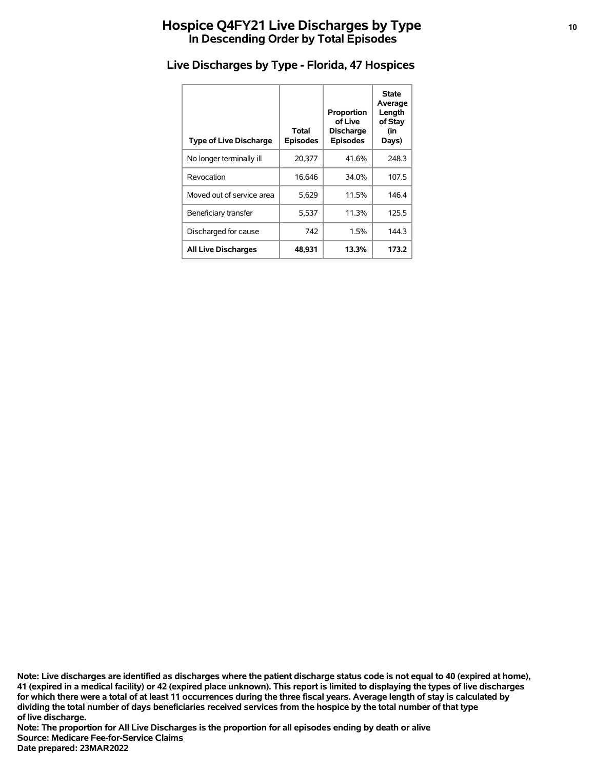# Hospice Q4FY21 Live Discharges by Type
## In Descending Order by Total Episodes

### Live Discharges by Type - Florida, 47 Hospices

| Type of Live Discharge | Total Episodes | Proportion of Live Discharge Episodes | State Average Length of Stay (in Days) |
|---|---|---|---|
| No longer terminally ill | 20,377 | 41.6% | 248.3 |
| Revocation | 16,646 | 34.0% | 107.5 |
| Moved out of service area | 5,629 | 11.5% | 146.4 |
| Beneficiary transfer | 5,537 | 11.3% | 125.5 |
| Discharged for cause | 742 | 1.5% | 144.3 |
| **All Live Discharges** | **48,931** | **13.3%** | **173.2** |

**Note: Live discharges are identified as discharges where the patient discharge status code is not equal to 40 (expired at home), 41 (expired in a medical facility) or 42 (expired place unknown). This report is limited to displaying the types of live discharges for which there were a total of at least 11 occurrences during the three fiscal years. Average length of stay is calculated by dividing the total number of days beneficiaries received services from the hospice by the total number of that type of live discharge.**
**Note: The proportion for All Live Discharges is the proportion for all episodes ending by death or alive**
**Source: Medicare Fee-for-Service Claims**
**Date prepared: 23MAR2022**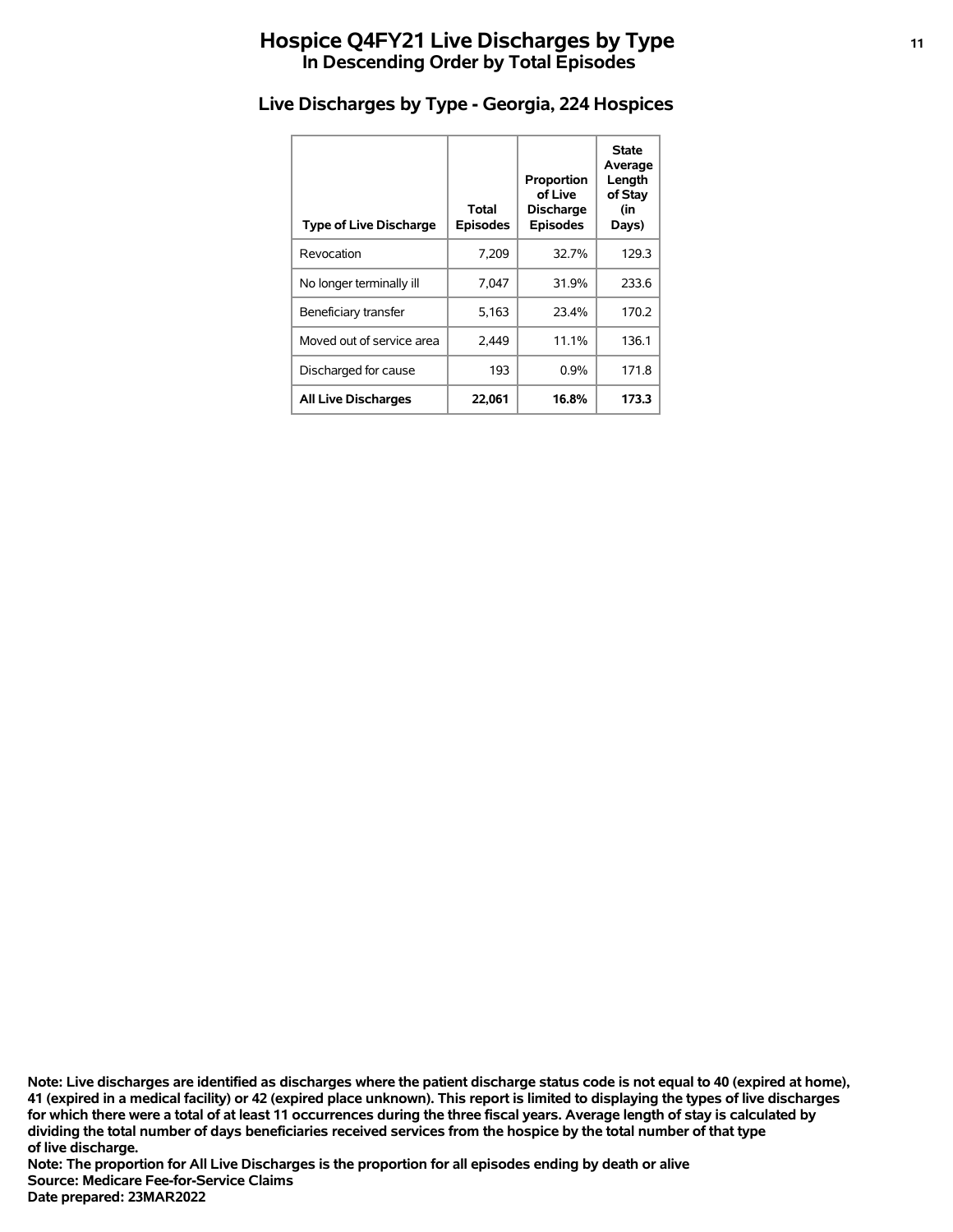# Hospice Q4FY21 Live Discharges by Type
## In Descending Order by Total Episodes

### Live Discharges by Type - Georgia, 224 Hospices

| Type of Live Discharge | Total Episodes | Proportion of Live Discharge Episodes | State Average Length of Stay (in Days) |
|---|---|---|---|
| Revocation | 7,209 | 32.7% | 129.3 |
| No longer terminally ill | 7,047 | 31.9% | 233.6 |
| Beneficiary transfer | 5,163 | 23.4% | 170.2 |
| Moved out of service area | 2,449 | 11.1% | 136.1 |
| Discharged for cause | 193 | 0.9% | 171.8 |
| **All Live Discharges** | **22,061** | **16.8%** | **173.3** |

**Note: Live discharges are identified as discharges where the patient discharge status code is not equal to 40 (expired at home), 41 (expired in a medical facility) or 42 (expired place unknown). This report is limited to displaying the types of live discharges for which there were a total of at least 11 occurrences during the three fiscal years. Average length of stay is calculated by dividing the total number of days beneficiaries received services from the hospice by the total number of that type of live discharge.**

**Note: The proportion for All Live Discharges is the proportion for all episodes ending by death or alive**

**Source: Medicare Fee-for-Service Claims**

**Date prepared: 23MAR2022**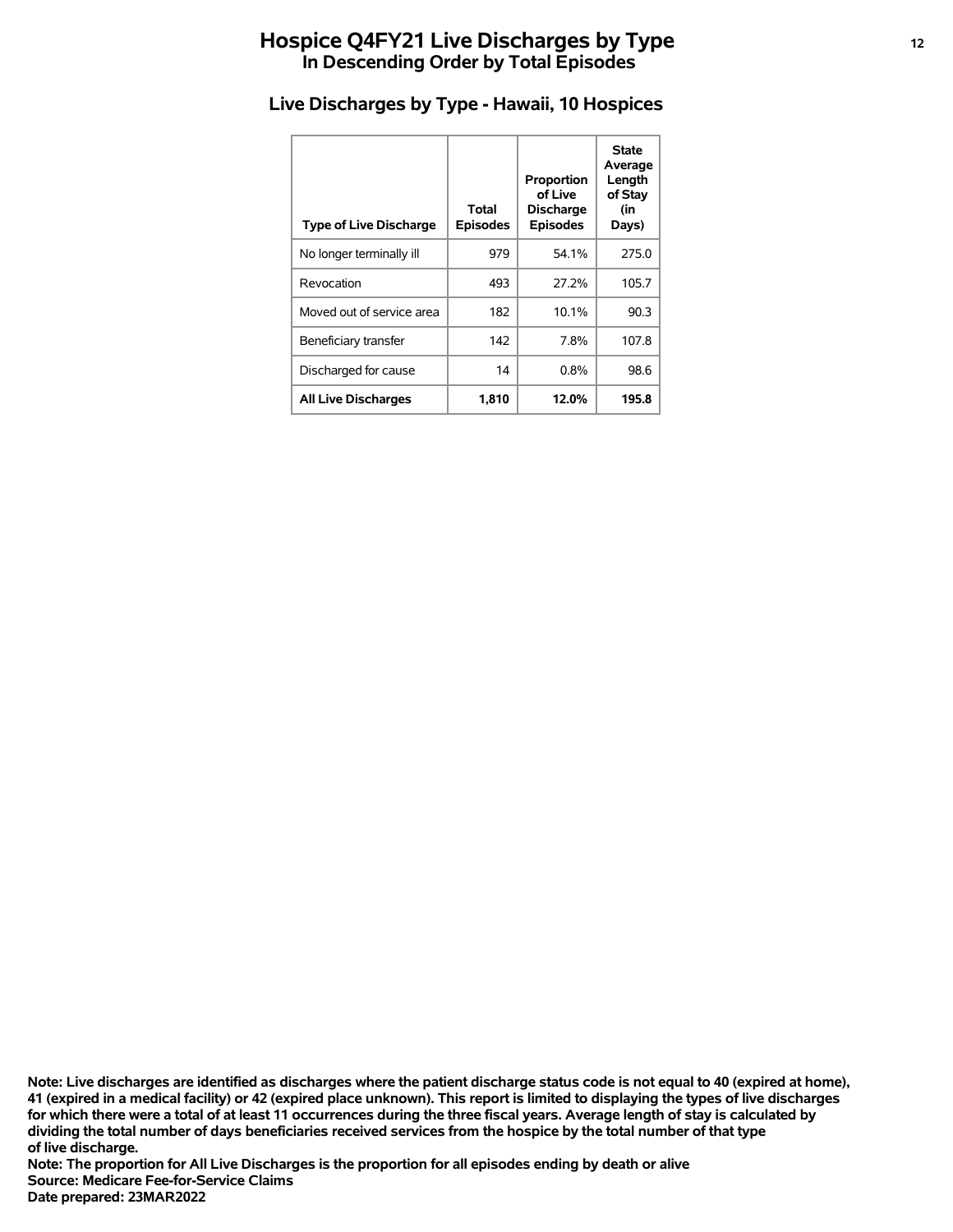# Hospice Q4FY21 Live Discharges by Type
## In Descending Order by Total Episodes

### Live Discharges by Type - Hawaii, 10 Hospices

| Type of Live Discharge | Total Episodes | Proportion of Live Discharge Episodes | State Average Length of Stay (in Days) |
|---|---|---|---|
| No longer terminally ill | 979 | 54.1% | 275.0 |
| Revocation | 493 | 27.2% | 105.7 |
| Moved out of service area | 182 | 10.1% | 90.3 |
| Beneficiary transfer | 142 | 7.8% | 107.8 |
| Discharged for cause | 14 | 0.8% | 98.6 |
| **All Live Discharges** | **1,810** | **12.0%** | **195.8** |

**Note: Live discharges are identified as discharges where the patient discharge status code is not equal to 40 (expired at home), 41 (expired in a medical facility) or 42 (expired place unknown). This report is limited to displaying the types of live discharges for which there were a total of at least 11 occurrences during the three fiscal years. Average length of stay is calculated by dividing the total number of days beneficiaries received services from the hospice by the total number of that type of live discharge.**
**Note: The proportion for All Live Discharges is the proportion for all episodes ending by death or alive**
**Source: Medicare Fee-for-Service Claims**
**Date prepared: 23MAR2022**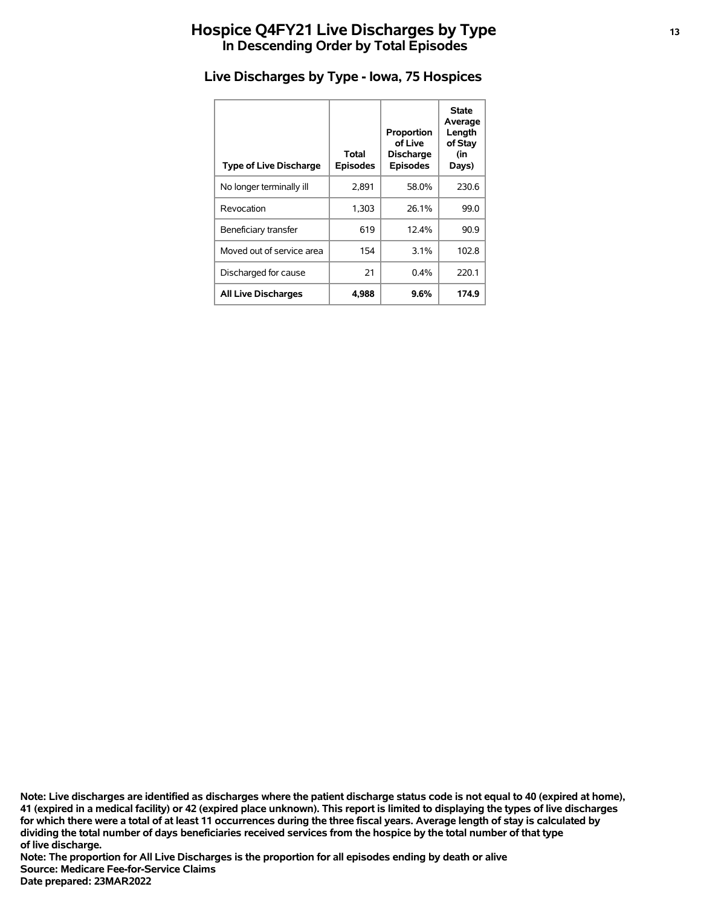# Hospice Q4FY21 Live Discharges by Type

## In Descending Order by Total Episodes

### Live Discharges by Type - Iowa, 75 Hospices

| Type of Live Discharge | Total Episodes | Proportion of Live Discharge Episodes | State Average Length of Stay (in Days) |
|---|---|---|---|
| No longer terminally ill | 2,891 | 58.0% | 230.6 |
| Revocation | 1,303 | 26.1% | 99.0 |
| Beneficiary transfer | 619 | 12.4% | 90.9 |
| Moved out of service area | 154 | 3.1% | 102.8 |
| Discharged for cause | 21 | 0.4% | 220.1 |
| **All Live Discharges** | **4,988** | **9.6%** | **174.9** |

**Note: Live discharges are identified as discharges where the patient discharge status code is not equal to 40 (expired at home), 41 (expired in a medical facility) or 42 (expired place unknown). This report is limited to displaying the types of live discharges for which there were a total of at least 11 occurrences during the three fiscal years. Average length of stay is calculated by dividing the total number of days beneficiaries received services from the hospice by the total number of that type of live discharge.**

**Note: The proportion for All Live Discharges is the proportion for all episodes ending by death or alive**

**Source: Medicare Fee-for-Service Claims**

**Date prepared: 23MAR2022**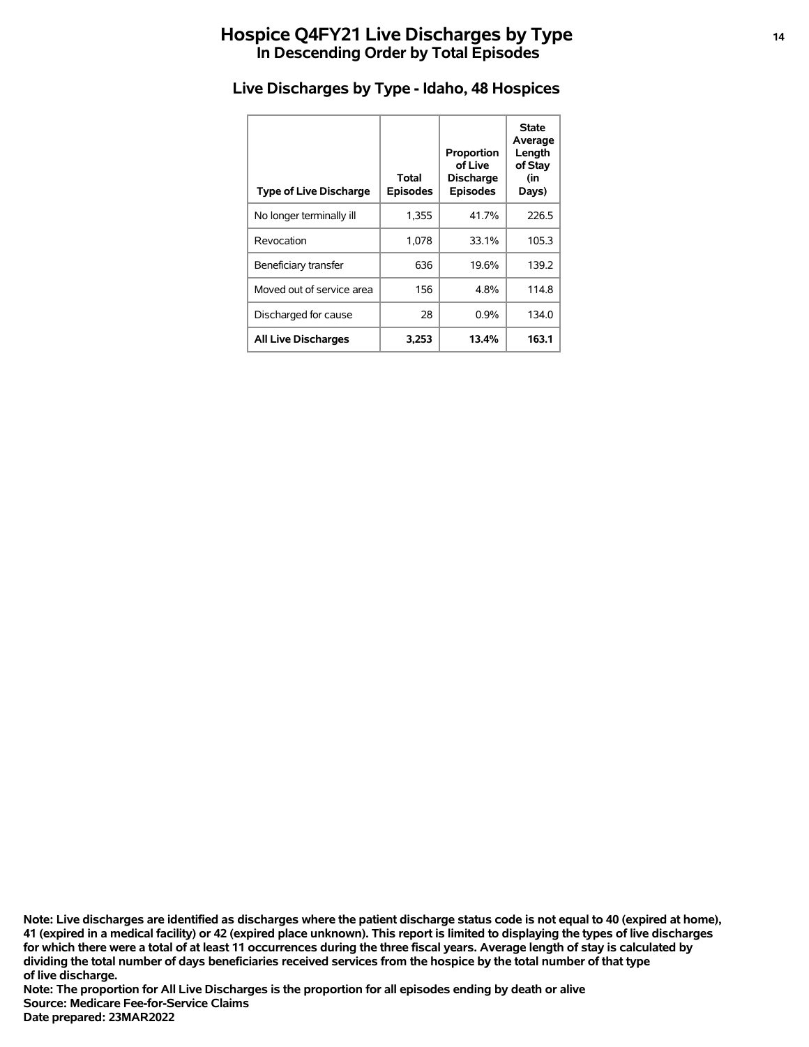# Hospice Q4FY21 Live Discharges by Type
## In Descending Order by Total Episodes

### Live Discharges by Type - Idaho, 48 Hospices

| Type of Live Discharge | Total Episodes | Proportion of Live Discharge Episodes | State Average Length of Stay (in Days) |
|---|---|---|---|
| No longer terminally ill | 1,355 | 41.7% | 226.5 |
| Revocation | 1,078 | 33.1% | 105.3 |
| Beneficiary transfer | 636 | 19.6% | 139.2 |
| Moved out of service area | 156 | 4.8% | 114.8 |
| Discharged for cause | 28 | 0.9% | 134.0 |
| **All Live Discharges** | **3,253** | **13.4%** | **163.1** |

**Note: Live discharges are identified as discharges where the patient discharge status code is not equal to 40 (expired at home), 41 (expired in a medical facility) or 42 (expired place unknown). This report is limited to displaying the types of live discharges for which there were a total of at least 11 occurrences during the three fiscal years. Average length of stay is calculated by dividing the total number of days beneficiaries received services from the hospice by the total number of that type of live discharge.**

**Note: The proportion for All Live Discharges is the proportion for all episodes ending by death or alive**

**Source: Medicare Fee-for-Service Claims**

**Date prepared: 23MAR2022**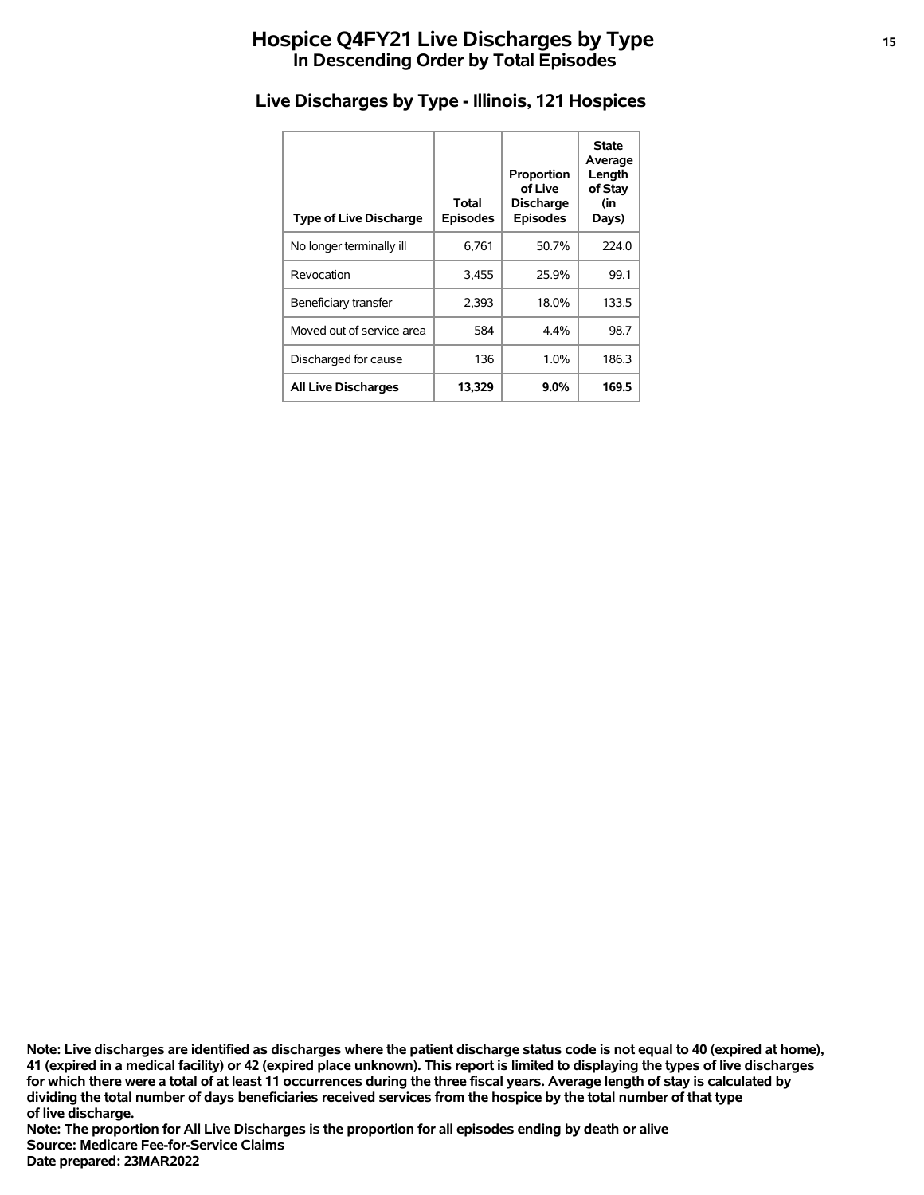# Hospice Q4FY21 Live Discharges by Type

## In Descending Order by Total Episodes

### Live Discharges by Type - Illinois, 121 Hospices

| Type of Live Discharge | Total Episodes | Proportion of Live Discharge Episodes | State Average Length of Stay (in Days) |
|---|---|---|---|
| No longer terminally ill | 6,761 | 50.7% | 224.0 |
| Revocation | 3,455 | 25.9% | 99.1 |
| Beneficiary transfer | 2,393 | 18.0% | 133.5 |
| Moved out of service area | 584 | 4.4% | 98.7 |
| Discharged for cause | 136 | 1.0% | 186.3 |
| **All Live Discharges** | **13,329** | **9.0%** | **169.5** |

**Note: Live discharges are identified as discharges where the patient discharge status code is not equal to 40 (expired at home), 41 (expired in a medical facility) or 42 (expired place unknown). This report is limited to displaying the types of live discharges for which there were a total of at least 11 occurrences during the three fiscal years. Average length of stay is calculated by dividing the total number of days beneficiaries received services from the hospice by the total number of that type of live discharge.**
**Note: The proportion for All Live Discharges is the proportion for all episodes ending by death or alive**
**Source: Medicare Fee-for-Service Claims**
**Date prepared: 23MAR2022**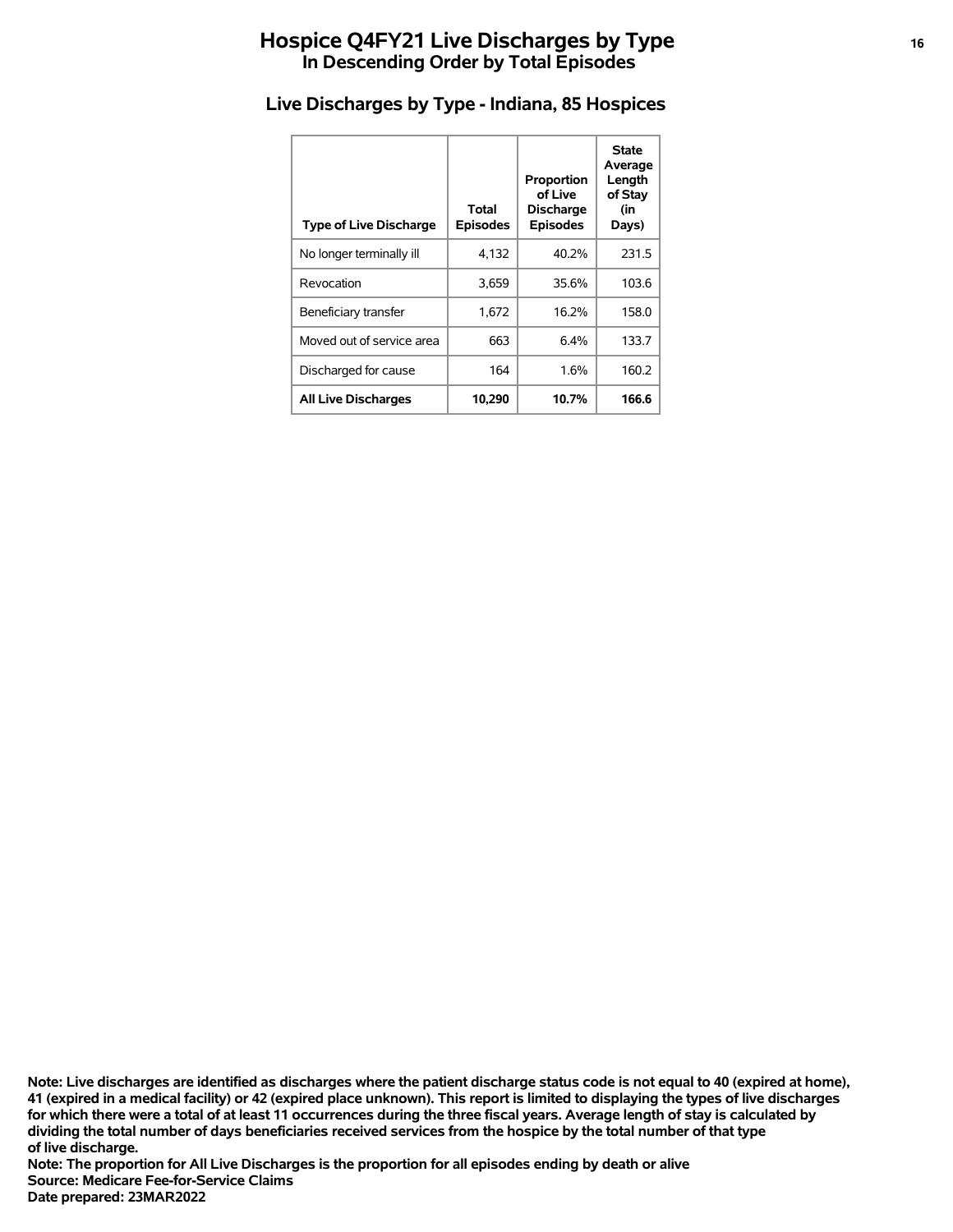# Hospice Q4FY21 Live Discharges by Type
## In Descending Order by Total Episodes

### Live Discharges by Type - Indiana, 85 Hospices

| Type of Live Discharge | Total Episodes | Proportion of Live Discharge Episodes | State Average Length of Stay (in Days) |
|---|---|---|---|
| No longer terminally ill | 4,132 | 40.2% | 231.5 |
| Revocation | 3,659 | 35.6% | 103.6 |
| Beneficiary transfer | 1,672 | 16.2% | 158.0 |
| Moved out of service area | 663 | 6.4% | 133.7 |
| Discharged for cause | 164 | 1.6% | 160.2 |
| **All Live Discharges** | **10,290** | **10.7%** | **166.6** |

**Note: Live discharges are identified as discharges where the patient discharge status code is not equal to 40 (expired at home), 41 (expired in a medical facility) or 42 (expired place unknown). This report is limited to displaying the types of live discharges for which there were a total of at least 11 occurrences during the three fiscal years. Average length of stay is calculated by dividing the total number of days beneficiaries received services from the hospice by the total number of that type of live discharge.**
**Note: The proportion for All Live Discharges is the proportion for all episodes ending by death or alive**
**Source: Medicare Fee-for-Service Claims**
**Date prepared: 23MAR2022**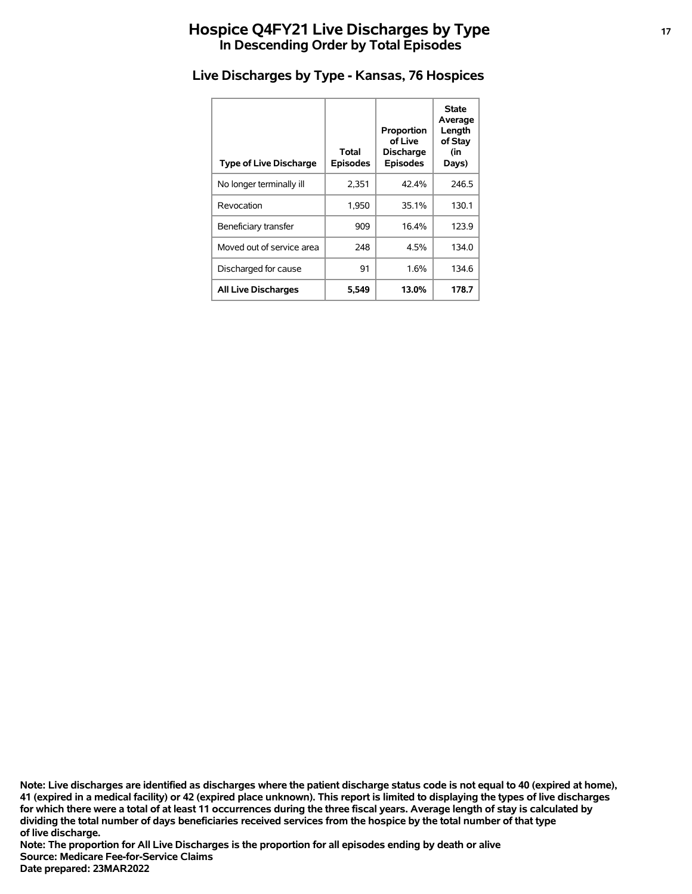# Hospice Q4FY21 Live Discharges by Type
## In Descending Order by Total Episodes

### Live Discharges by Type - Kansas, 76 Hospices

| Type of Live Discharge | Total Episodes | Proportion of Live Discharge Episodes | State Average Length of Stay (in Days) |
|---|---|---|---|
| No longer terminally ill | 2,351 | 42.4% | 246.5 |
| Revocation | 1,950 | 35.1% | 130.1 |
| Beneficiary transfer | 909 | 16.4% | 123.9 |
| Moved out of service area | 248 | 4.5% | 134.0 |
| Discharged for cause | 91 | 1.6% | 134.6 |
| **All Live Discharges** | **5,549** | **13.0%** | **178.7** |

**Note: Live discharges are identified as discharges where the patient discharge status code is not equal to 40 (expired at home), 41 (expired in a medical facility) or 42 (expired place unknown). This report is limited to displaying the types of live discharges for which there were a total of at least 11 occurrences during the three fiscal years. Average length of stay is calculated by dividing the total number of days beneficiaries received services from the hospice by the total number of that type of live discharge.**

**Note: The proportion for All Live Discharges is the proportion for all episodes ending by death or alive**

**Source: Medicare Fee-for-Service Claims**

**Date prepared: 23MAR2022**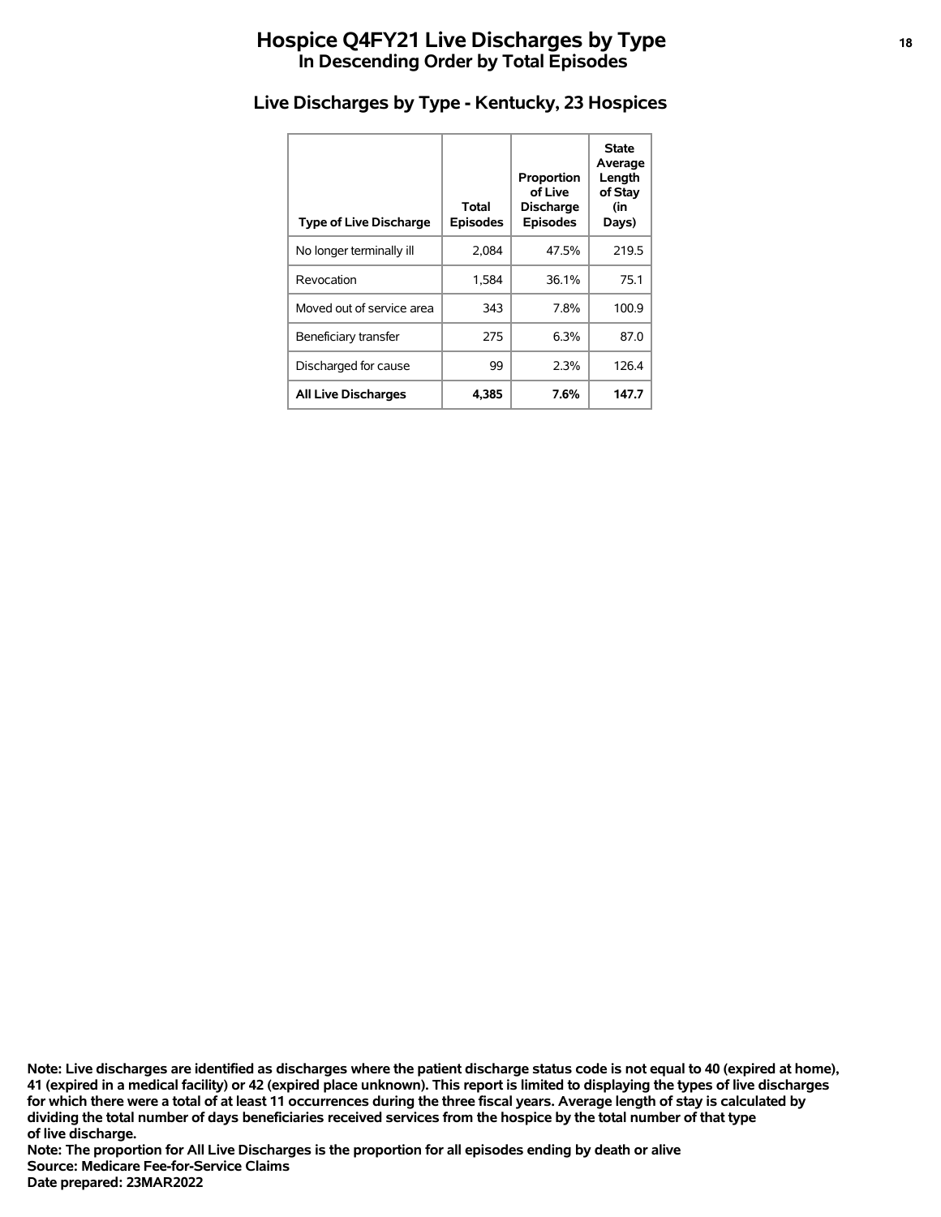# Hospice Q4FY21 Live Discharges by Type
## In Descending Order by Total Episodes

### Live Discharges by Type - Kentucky, 23 Hospices

| Type of Live Discharge | Total Episodes | Proportion of Live Discharge Episodes | State Average Length of Stay (in Days) |
|---|---|---|---|
| No longer terminally ill | 2,084 | 47.5% | 219.5 |
| Revocation | 1,584 | 36.1% | 75.1 |
| Moved out of service area | 343 | 7.8% | 100.9 |
| Beneficiary transfer | 275 | 6.3% | 87.0 |
| Discharged for cause | 99 | 2.3% | 126.4 |
| **All Live Discharges** | **4,385** | **7.6%** | **147.7** |

**Note: Live discharges are identified as discharges where the patient discharge status code is not equal to 40 (expired at home), 41 (expired in a medical facility) or 42 (expired place unknown). This report is limited to displaying the types of live discharges for which there were a total of at least 11 occurrences during the three fiscal years. Average length of stay is calculated by dividing the total number of days beneficiaries received services from the hospice by the total number of that type of live discharge.**
**Note: The proportion for All Live Discharges is the proportion for all episodes ending by death or alive**
**Source: Medicare Fee-for-Service Claims**
**Date prepared: 23MAR2022**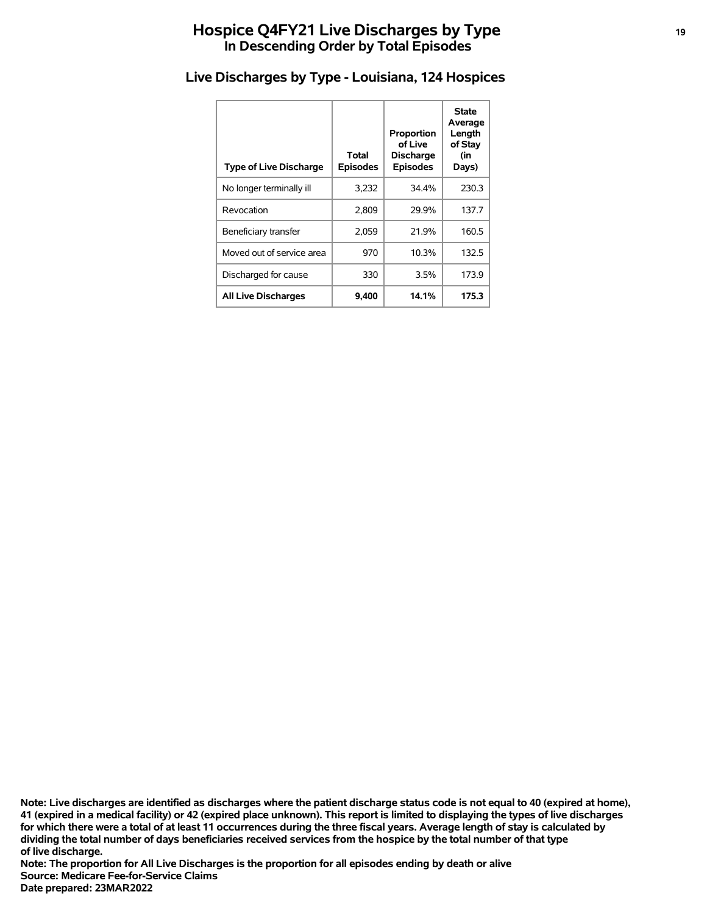# Hospice Q4FY21 Live Discharges by Type
## In Descending Order by Total Episodes

### Live Discharges by Type - Louisiana, 124 Hospices

| Type of Live Discharge | Total Episodes | Proportion of Live Discharge Episodes | State Average Length of Stay (in Days) |
|---|---|---|---|
| No longer terminally ill | 3,232 | 34.4% | 230.3 |
| Revocation | 2,809 | 29.9% | 137.7 |
| Beneficiary transfer | 2,059 | 21.9% | 160.5 |
| Moved out of service area | 970 | 10.3% | 132.5 |
| Discharged for cause | 330 | 3.5% | 173.9 |
| **All Live Discharges** | **9,400** | **14.1%** | **175.3** |

**Note: Live discharges are identified as discharges where the patient discharge status code is not equal to 40 (expired at home), 41 (expired in a medical facility) or 42 (expired place unknown). This report is limited to displaying the types of live discharges for which there were a total of at least 11 occurrences during the three fiscal years. Average length of stay is calculated by dividing the total number of days beneficiaries received services from the hospice by the total number of that type of live discharge.**
**Note: The proportion for All Live Discharges is the proportion for all episodes ending by death or alive**
**Source: Medicare Fee-for-Service Claims**
**Date prepared: 23MAR2022**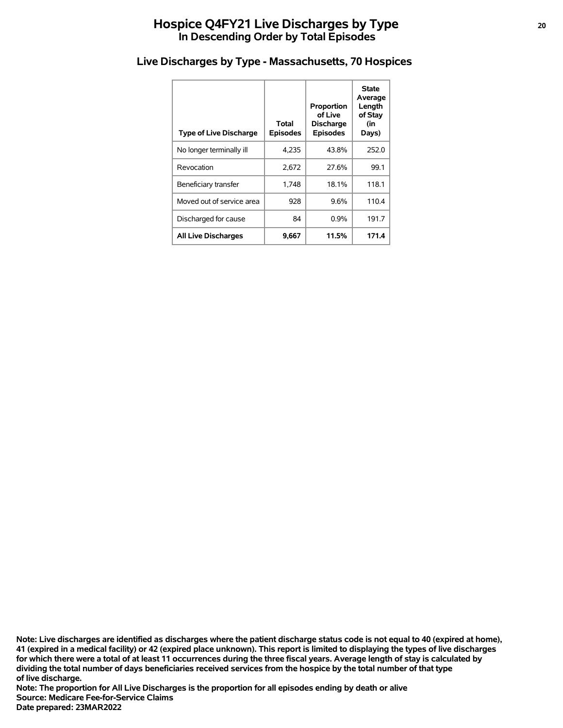# Hospice Q4FY21 Live Discharges by Type
## In Descending Order by Total Episodes

### Live Discharges by Type - Massachusetts, 70 Hospices

| Type of Live Discharge | Total Episodes | Proportion of Live Discharge Episodes | State Average Length of Stay (in Days) |
|---|---|---|---|
| No longer terminally ill | 4,235 | 43.8% | 252.0 |
| Revocation | 2,672 | 27.6% | 99.1 |
| Beneficiary transfer | 1,748 | 18.1% | 118.1 |
| Moved out of service area | 928 | 9.6% | 110.4 |
| Discharged for cause | 84 | 0.9% | 191.7 |
| **All Live Discharges** | **9,667** | **11.5%** | **171.4** |

**Note: Live discharges are identified as discharges where the patient discharge status code is not equal to 40 (expired at home), 41 (expired in a medical facility) or 42 (expired place unknown). This report is limited to displaying the types of live discharges for which there were a total of at least 11 occurrences during the three fiscal years. Average length of stay is calculated by dividing the total number of days beneficiaries received services from the hospice by the total number of that type of live discharge.**
**Note: The proportion for All Live Discharges is the proportion for all episodes ending by death or alive**
**Source: Medicare Fee-for-Service Claims**
**Date prepared: 23MAR2022**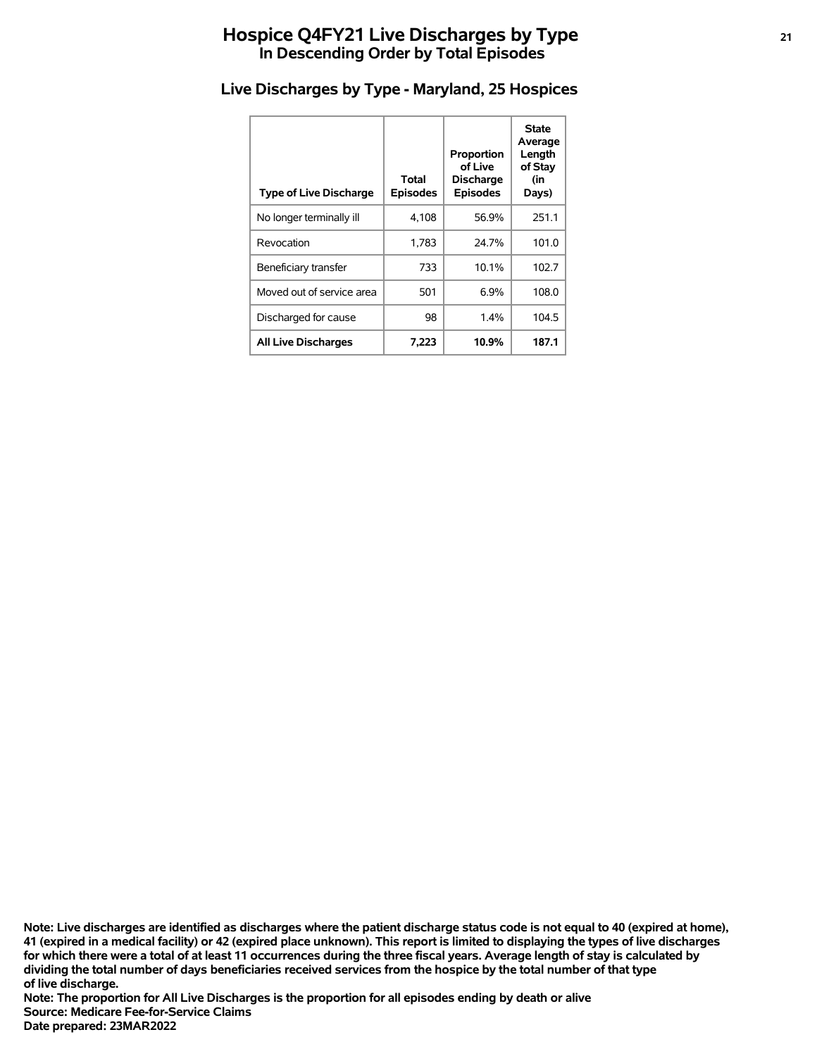# Hospice Q4FY21 Live Discharges by Type
## In Descending Order by Total Episodes

### Live Discharges by Type - Maryland, 25 Hospices

| Type of Live Discharge | Total Episodes | Proportion of Live Discharge Episodes | State Average Length of Stay (in Days) |
|---|---|---|---|
| No longer terminally ill | 4,108 | 56.9% | 251.1 |
| Revocation | 1,783 | 24.7% | 101.0 |
| Beneficiary transfer | 733 | 10.1% | 102.7 |
| Moved out of service area | 501 | 6.9% | 108.0 |
| Discharged for cause | 98 | 1.4% | 104.5 |
| **All Live Discharges** | **7,223** | **10.9%** | **187.1** |

**Note: Live discharges are identified as discharges where the patient discharge status code is not equal to 40 (expired at home), 41 (expired in a medical facility) or 42 (expired place unknown). This report is limited to displaying the types of live discharges for which there were a total of at least 11 occurrences during the three fiscal years. Average length of stay is calculated by dividing the total number of days beneficiaries received services from the hospice by the total number of that type of live discharge.**
**Note: The proportion for All Live Discharges is the proportion for all episodes ending by death or alive**
**Source: Medicare Fee-for-Service Claims**
**Date prepared: 23MAR2022**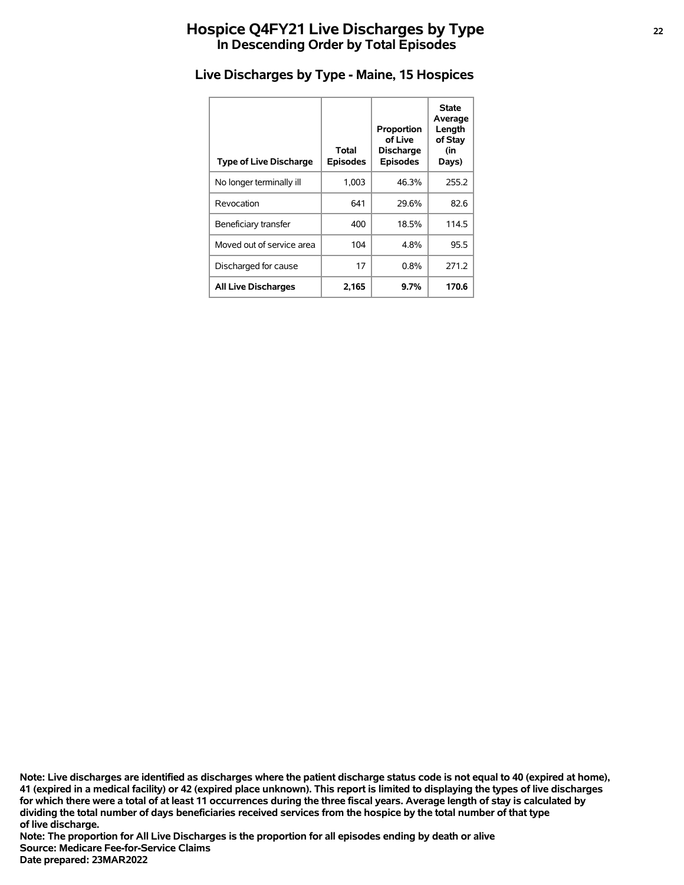# Hospice Q4FY21 Live Discharges by Type
## In Descending Order by Total Episodes

### Live Discharges by Type - Maine, 15 Hospices

| Type of Live Discharge | Total Episodes | Proportion of Live Discharge Episodes | State Average Length of Stay (in Days) |
|---|---|---|---|
| No longer terminally ill | 1,003 | 46.3% | 255.2 |
| Revocation | 641 | 29.6% | 82.6 |
| Beneficiary transfer | 400 | 18.5% | 114.5 |
| Moved out of service area | 104 | 4.8% | 95.5 |
| Discharged for cause | 17 | 0.8% | 271.2 |
| **All Live Discharges** | **2,165** | **9.7%** | **170.6** |

**Note: Live discharges are identified as discharges where the patient discharge status code is not equal to 40 (expired at home), 41 (expired in a medical facility) or 42 (expired place unknown). This report is limited to displaying the types of live discharges for which there were a total of at least 11 occurrences during the three fiscal years. Average length of stay is calculated by dividing the total number of days beneficiaries received services from the hospice by the total number of that type of live discharge.**
**Note: The proportion for All Live Discharges is the proportion for all episodes ending by death or alive**
**Source: Medicare Fee-for-Service Claims**
**Date prepared: 23MAR2022**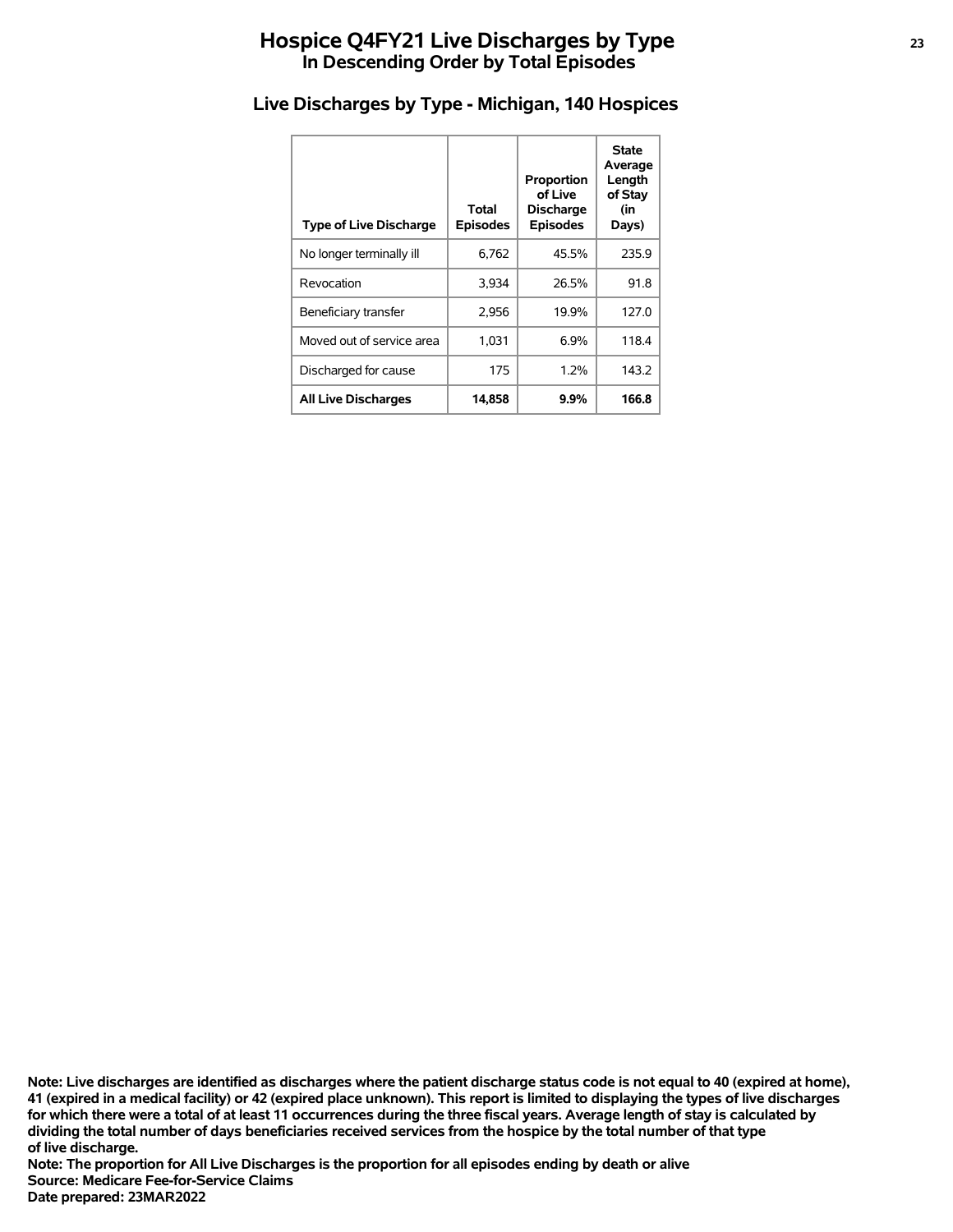# Hospice Q4FY21 Live Discharges by Type
## In Descending Order by Total Episodes

### Live Discharges by Type - Michigan, 140 Hospices

| Type of Live Discharge | Total Episodes | Proportion of Live Discharge Episodes | State Average Length of Stay (in Days) |
|---|---|---|---|
| No longer terminally ill | 6,762 | 45.5% | 235.9 |
| Revocation | 3,934 | 26.5% | 91.8 |
| Beneficiary transfer | 2,956 | 19.9% | 127.0 |
| Moved out of service area | 1,031 | 6.9% | 118.4 |
| Discharged for cause | 175 | 1.2% | 143.2 |
| **All Live Discharges** | **14,858** | **9.9%** | **166.8** |

**Note: Live discharges are identified as discharges where the patient discharge status code is not equal to 40 (expired at home), 41 (expired in a medical facility) or 42 (expired place unknown). This report is limited to displaying the types of live discharges for which there were a total of at least 11 occurrences during the three fiscal years. Average length of stay is calculated by dividing the total number of days beneficiaries received services from the hospice by the total number of that type of live discharge.**
**Note: The proportion for All Live Discharges is the proportion for all episodes ending by death or alive**
**Source: Medicare Fee-for-Service Claims**
**Date prepared: 23MAR2022**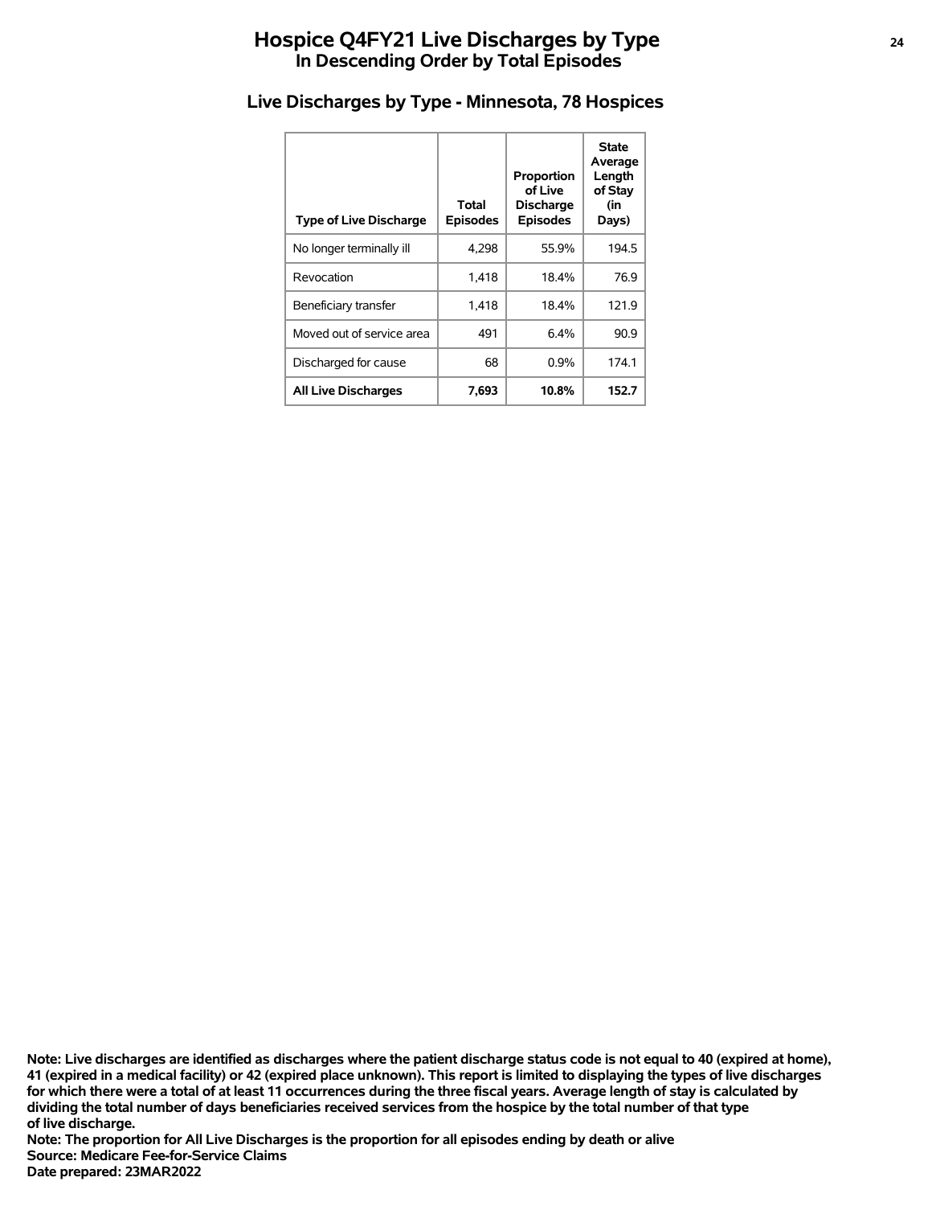# Hospice Q4FY21 Live Discharges by Type

## In Descending Order by Total Episodes

### Live Discharges by Type - Minnesota, 78 Hospices

| Type of Live Discharge | Total Episodes | Proportion of Live Discharge Episodes | State Average Length of Stay (in Days) |
|---|---|---|---|
| No longer terminally ill | 4,298 | 55.9% | 194.5 |
| Revocation | 1,418 | 18.4% | 76.9 |
| Beneficiary transfer | 1,418 | 18.4% | 121.9 |
| Moved out of service area | 491 | 6.4% | 90.9 |
| Discharged for cause | 68 | 0.9% | 174.1 |
| **All Live Discharges** | **7,693** | **10.8%** | **152.7** |

**Note: Live discharges are identified as discharges where the patient discharge status code is not equal to 40 (expired at home), 41 (expired in a medical facility) or 42 (expired place unknown). This report is limited to displaying the types of live discharges for which there were a total of at least 11 occurrences during the three fiscal years. Average length of stay is calculated by dividing the total number of days beneficiaries received services from the hospice by the total number of that type of live discharge.**

**Note: The proportion for All Live Discharges is the proportion for all episodes ending by death or alive**

**Source: Medicare Fee-for-Service Claims**

**Date prepared: 23MAR2022**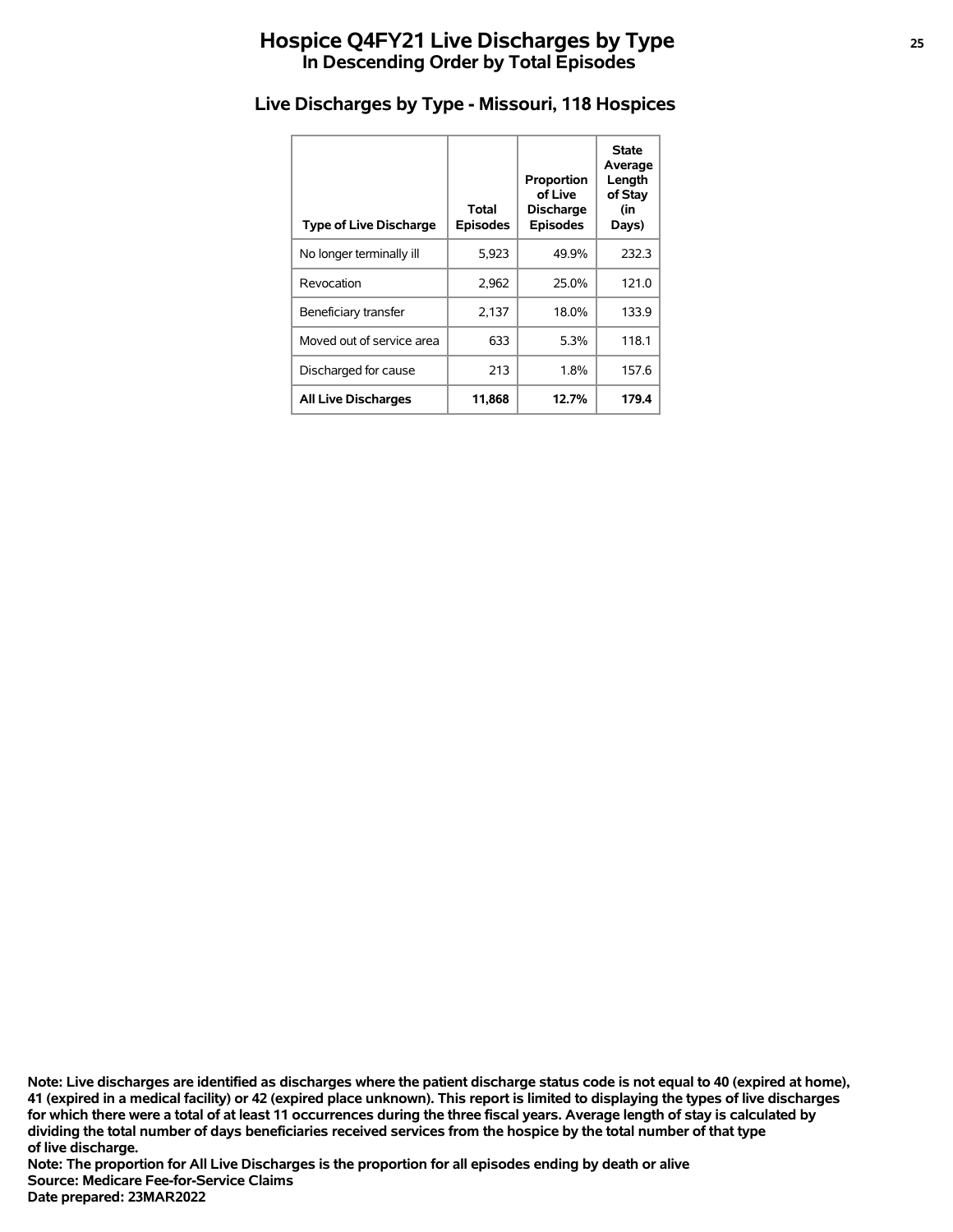# Hospice Q4FY21 Live Discharges by Type
## In Descending Order by Total Episodes

### Live Discharges by Type - Missouri, 118 Hospices

| Type of Live Discharge | Total Episodes | Proportion of Live Discharge Episodes | State Average Length of Stay (in Days) |
|---|---|---|---|
| No longer terminally ill | 5,923 | 49.9% | 232.3 |
| Revocation | 2,962 | 25.0% | 121.0 |
| Beneficiary transfer | 2,137 | 18.0% | 133.9 |
| Moved out of service area | 633 | 5.3% | 118.1 |
| Discharged for cause | 213 | 1.8% | 157.6 |
| **All Live Discharges** | **11,868** | **12.7%** | **179.4** |

**Note: Live discharges are identified as discharges where the patient discharge status code is not equal to 40 (expired at home), 41 (expired in a medical facility) or 42 (expired place unknown). This report is limited to displaying the types of live discharges for which there were a total of at least 11 occurrences during the three fiscal years. Average length of stay is calculated by dividing the total number of days beneficiaries received services from the hospice by the total number of that type of live discharge.**
**Note: The proportion for All Live Discharges is the proportion for all episodes ending by death or alive**
**Source: Medicare Fee-for-Service Claims**
**Date prepared: 23MAR2022**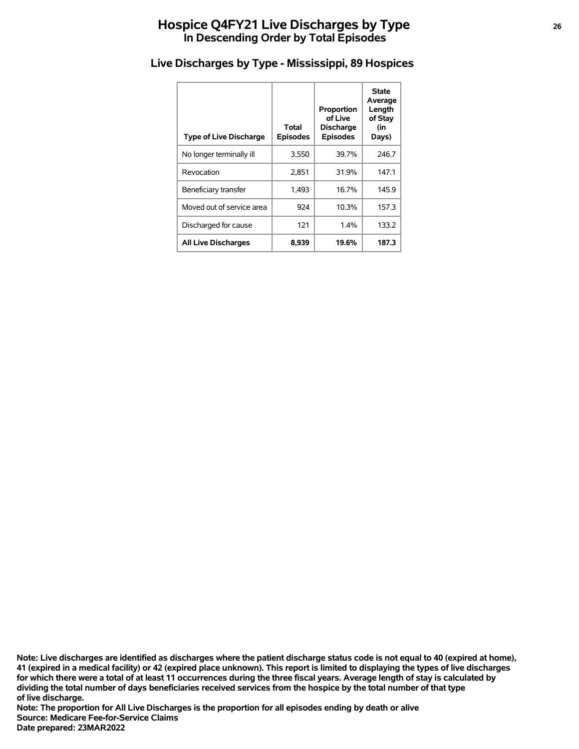# Hospice Q4FY21 Live Discharges by Type
## In Descending Order by Total Episodes

### Live Discharges by Type - Mississippi, 89 Hospices

| Type of Live Discharge | Total Episodes | Proportion of Live Discharge Episodes | State Average Length of Stay (in Days) |
|---|---|---|---|
| No longer terminally ill | 3,550 | 39.7% | 246.7 |
| Revocation | 2,851 | 31.9% | 147.1 |
| Beneficiary transfer | 1,493 | 16.7% | 145.9 |
| Moved out of service area | 924 | 10.3% | 157.3 |
| Discharged for cause | 121 | 1.4% | 133.2 |
| **All Live Discharges** | **8,939** | **19.6%** | **187.3** |

**Note: Live discharges are identified as discharges where the patient discharge status code is not equal to 40 (expired at home), 41 (expired in a medical facility) or 42 (expired place unknown). This report is limited to displaying the types of live discharges for which there were a total of at least 11 occurrences during the three fiscal years. Average length of stay is calculated by dividing the total number of days beneficiaries received services from the hospice by the total number of that type of live discharge.**
**Note: The proportion for All Live Discharges is the proportion for all episodes ending by death or alive**
**Source: Medicare Fee-for-Service Claims**
**Date prepared: 23MAR2022**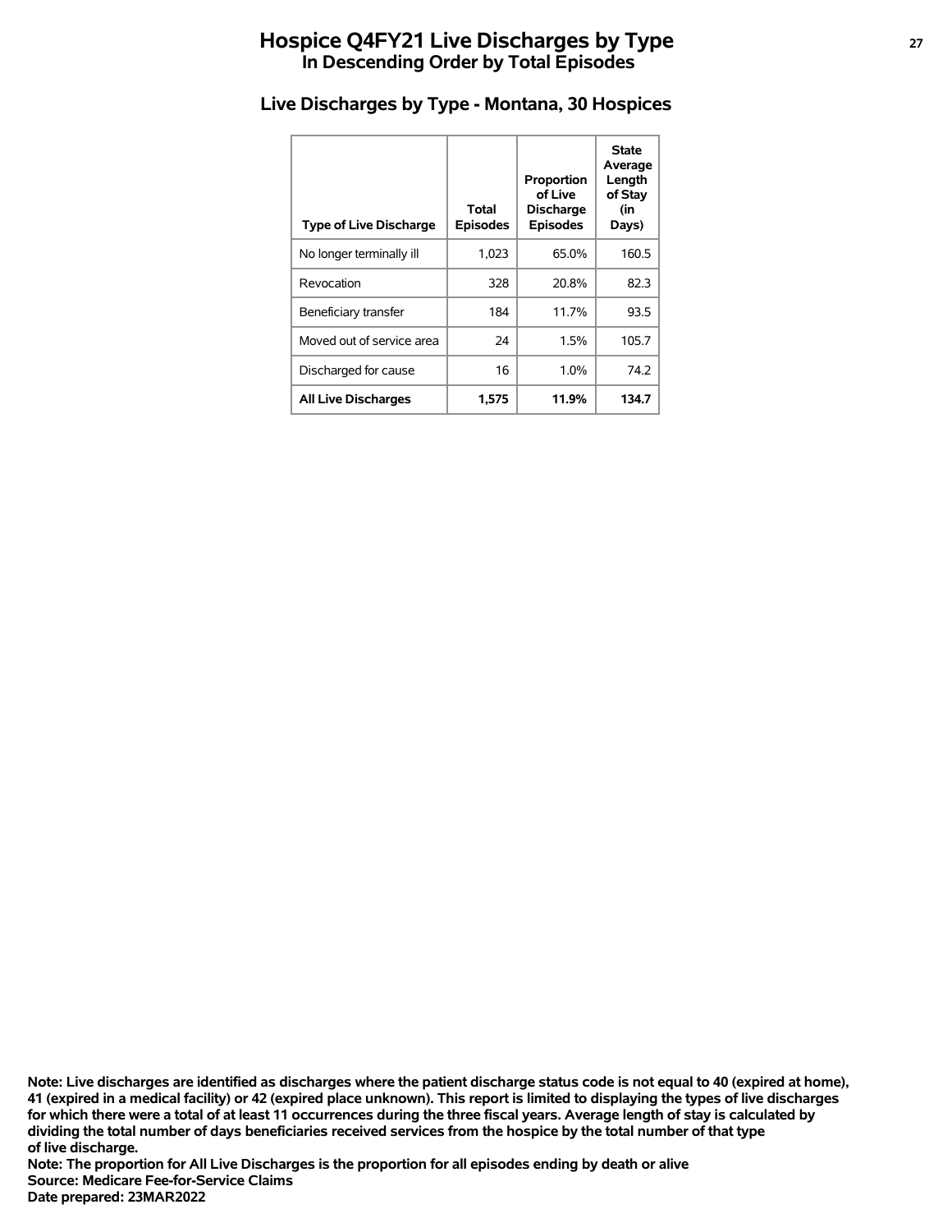# Hospice Q4FY21 Live Discharges by Type
## In Descending Order by Total Episodes

### Live Discharges by Type - Montana, 30 Hospices

| Type of Live Discharge | Total Episodes | Proportion of Live Discharge Episodes | State Average Length of Stay (in Days) |
|---|---|---|---|
| No longer terminally ill | 1,023 | 65.0% | 160.5 |
| Revocation | 328 | 20.8% | 82.3 |
| Beneficiary transfer | 184 | 11.7% | 93.5 |
| Moved out of service area | 24 | 1.5% | 105.7 |
| Discharged for cause | 16 | 1.0% | 74.2 |
| **All Live Discharges** | **1,575** | **11.9%** | **134.7** |

**Note: Live discharges are identified as discharges where the patient discharge status code is not equal to 40 (expired at home), 41 (expired in a medical facility) or 42 (expired place unknown). This report is limited to displaying the types of live discharges for which there were a total of at least 11 occurrences during the three fiscal years. Average length of stay is calculated by dividing the total number of days beneficiaries received services from the hospice by the total number of that type of live discharge.**
**Note: The proportion for All Live Discharges is the proportion for all episodes ending by death or alive**
**Source: Medicare Fee-for-Service Claims**
**Date prepared: 23MAR2022**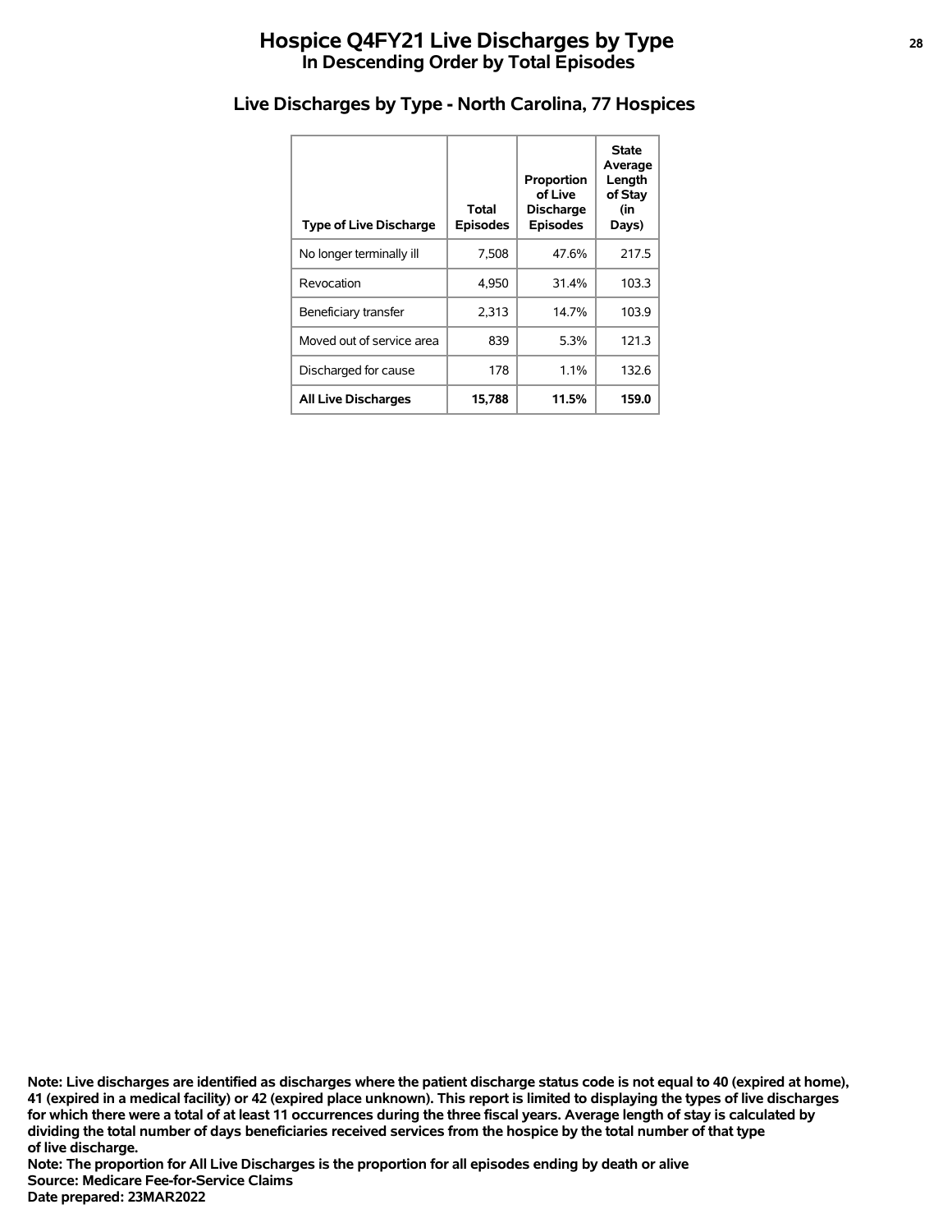# Hospice Q4FY21 Live Discharges by Type
## In Descending Order by Total Episodes

### Live Discharges by Type - North Carolina, 77 Hospices

| Type of Live Discharge | Total Episodes | Proportion of Live Discharge Episodes | State Average Length of Stay (in Days) |
|---|---|---|---|
| No longer terminally ill | 7,508 | 47.6% | 217.5 |
| Revocation | 4,950 | 31.4% | 103.3 |
| Beneficiary transfer | 2,313 | 14.7% | 103.9 |
| Moved out of service area | 839 | 5.3% | 121.3 |
| Discharged for cause | 178 | 1.1% | 132.6 |
| **All Live Discharges** | **15,788** | **11.5%** | **159.0** |

**Note: Live discharges are identified as discharges where the patient discharge status code is not equal to 40 (expired at home), 41 (expired in a medical facility) or 42 (expired place unknown). This report is limited to displaying the types of live discharges for which there were a total of at least 11 occurrences during the three fiscal years. Average length of stay is calculated by dividing the total number of days beneficiaries received services from the hospice by the total number of that type of live discharge.**
**Note: The proportion for All Live Discharges is the proportion for all episodes ending by death or alive**
**Source: Medicare Fee-for-Service Claims**
**Date prepared: 23MAR2022**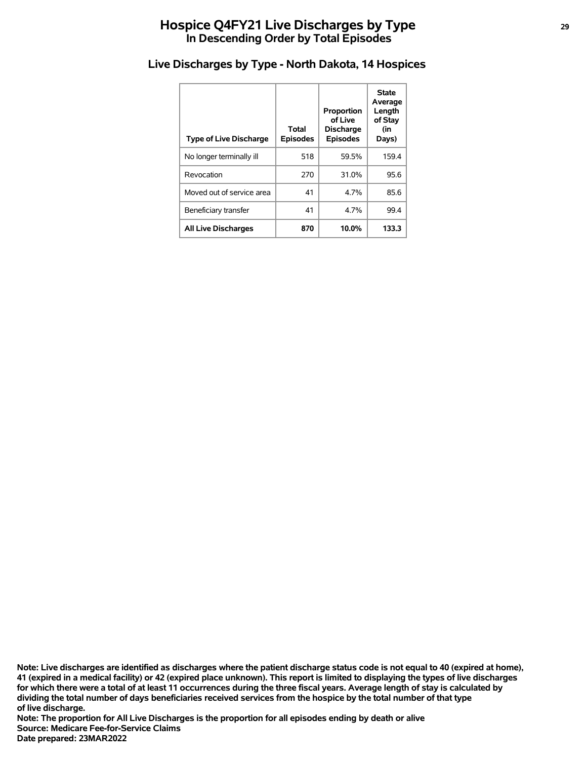# Hospice Q4FY21 Live Discharges by Type
## In Descending Order by Total Episodes

### Live Discharges by Type - North Dakota, 14 Hospices

| Type of Live Discharge | Total Episodes | Proportion of Live Discharge Episodes | State Average Length of Stay (in Days) |
|---|---|---|---|
| No longer terminally ill | 518 | 59.5% | 159.4 |
| Revocation | 270 | 31.0% | 95.6 |
| Moved out of service area | 41 | 4.7% | 85.6 |
| Beneficiary transfer | 41 | 4.7% | 99.4 |
| **All Live Discharges** | **870** | **10.0%** | **133.3** |

**Note: Live discharges are identified as discharges where the patient discharge status code is not equal to 40 (expired at home), 41 (expired in a medical facility) or 42 (expired place unknown). This report is limited to displaying the types of live discharges for which there were a total of at least 11 occurrences during the three fiscal years. Average length of stay is calculated by dividing the total number of days beneficiaries received services from the hospice by the total number of that type of live discharge.**
**Note: The proportion for All Live Discharges is the proportion for all episodes ending by death or alive**
**Source: Medicare Fee-for-Service Claims**
**Date prepared: 23MAR2022**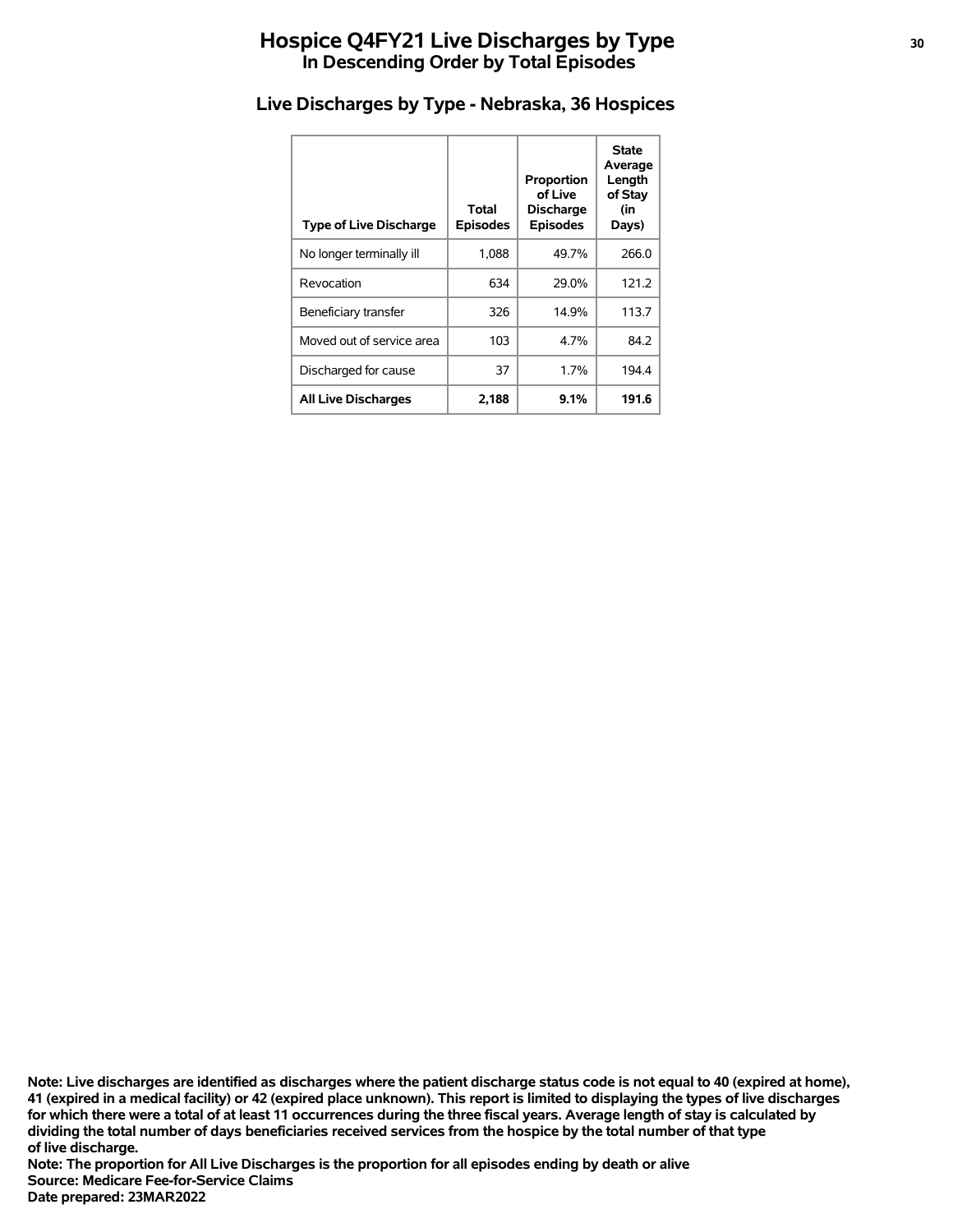# Hospice Q4FY21 Live Discharges by Type
## In Descending Order by Total Episodes

### Live Discharges by Type - Nebraska, 36 Hospices

| Type of Live Discharge | Total Episodes | Proportion of Live Discharge Episodes | State Average Length of Stay (in Days) |
|---|---|---|---|
| No longer terminally ill | 1,088 | 49.7% | 266.0 |
| Revocation | 634 | 29.0% | 121.2 |
| Beneficiary transfer | 326 | 14.9% | 113.7 |
| Moved out of service area | 103 | 4.7% | 84.2 |
| Discharged for cause | 37 | 1.7% | 194.4 |
| **All Live Discharges** | **2,188** | **9.1%** | **191.6** |

**Note: Live discharges are identified as discharges where the patient discharge status code is not equal to 40 (expired at home), 41 (expired in a medical facility) or 42 (expired place unknown). This report is limited to displaying the types of live discharges for which there were a total of at least 11 occurrences during the three fiscal years. Average length of stay is calculated by dividing the total number of days beneficiaries received services from the hospice by the total number of that type of live discharge.**
**Note: The proportion for All Live Discharges is the proportion for all episodes ending by death or alive**
**Source: Medicare Fee-for-Service Claims**
**Date prepared: 23MAR2022**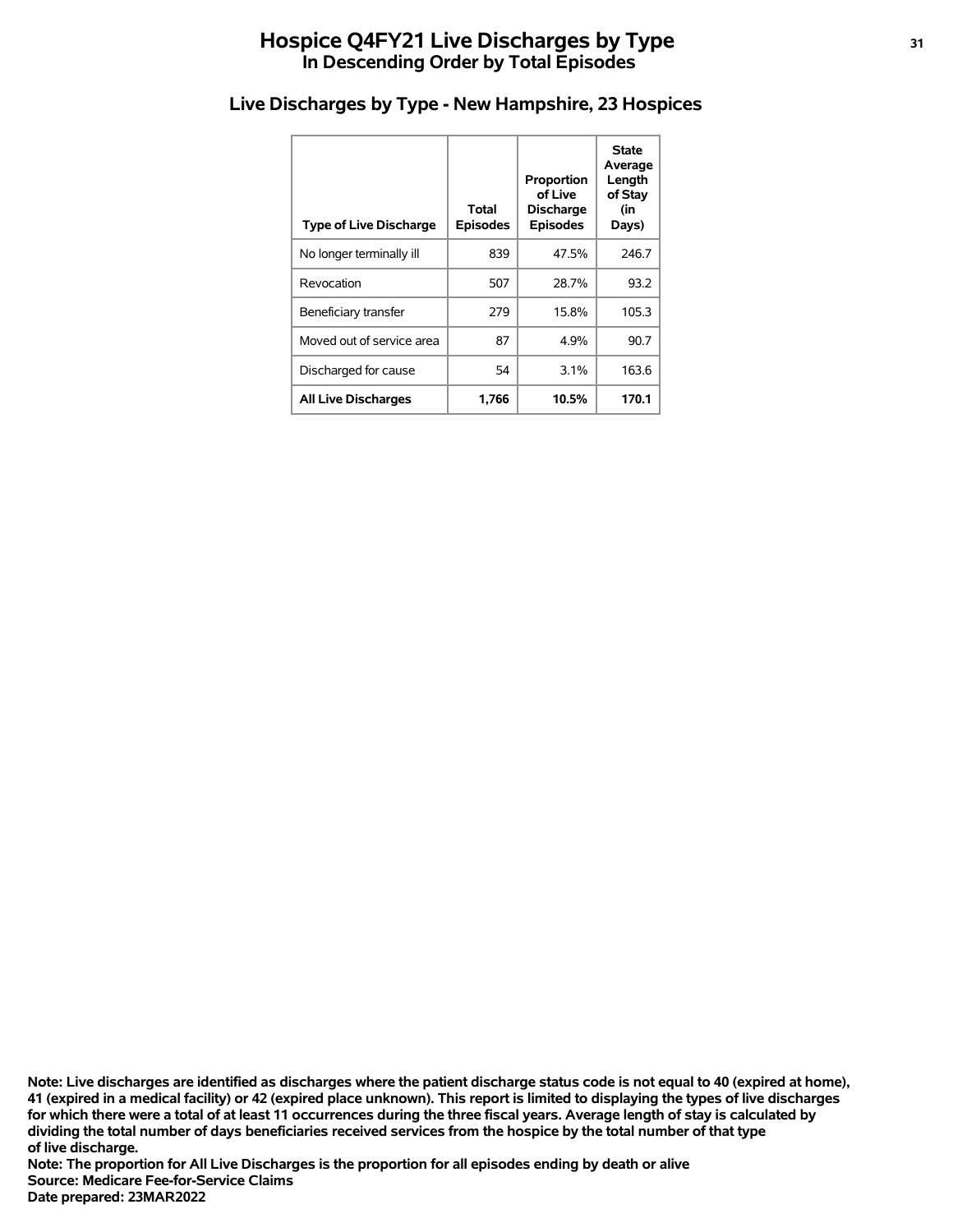# Hospice Q4FY21 Live Discharges by Type
## In Descending Order by Total Episodes

### Live Discharges by Type - New Hampshire, 23 Hospices

| Type of Live Discharge | Total Episodes | Proportion of Live Discharge Episodes | State Average Length of Stay (in Days) |
|---|---|---|---|
| No longer terminally ill | 839 | 47.5% | 246.7 |
| Revocation | 507 | 28.7% | 93.2 |
| Beneficiary transfer | 279 | 15.8% | 105.3 |
| Moved out of service area | 87 | 4.9% | 90.7 |
| Discharged for cause | 54 | 3.1% | 163.6 |
| **All Live Discharges** | **1,766** | **10.5%** | **170.1** |

**Note: Live discharges are identified as discharges where the patient discharge status code is not equal to 40 (expired at home), 41 (expired in a medical facility) or 42 (expired place unknown). This report is limited to displaying the types of live discharges for which there were a total of at least 11 occurrences during the three fiscal years. Average length of stay is calculated by dividing the total number of days beneficiaries received services from the hospice by the total number of that type of live discharge.**
**Note: The proportion for All Live Discharges is the proportion for all episodes ending by death or alive**
**Source: Medicare Fee-for-Service Claims**
**Date prepared: 23MAR2022**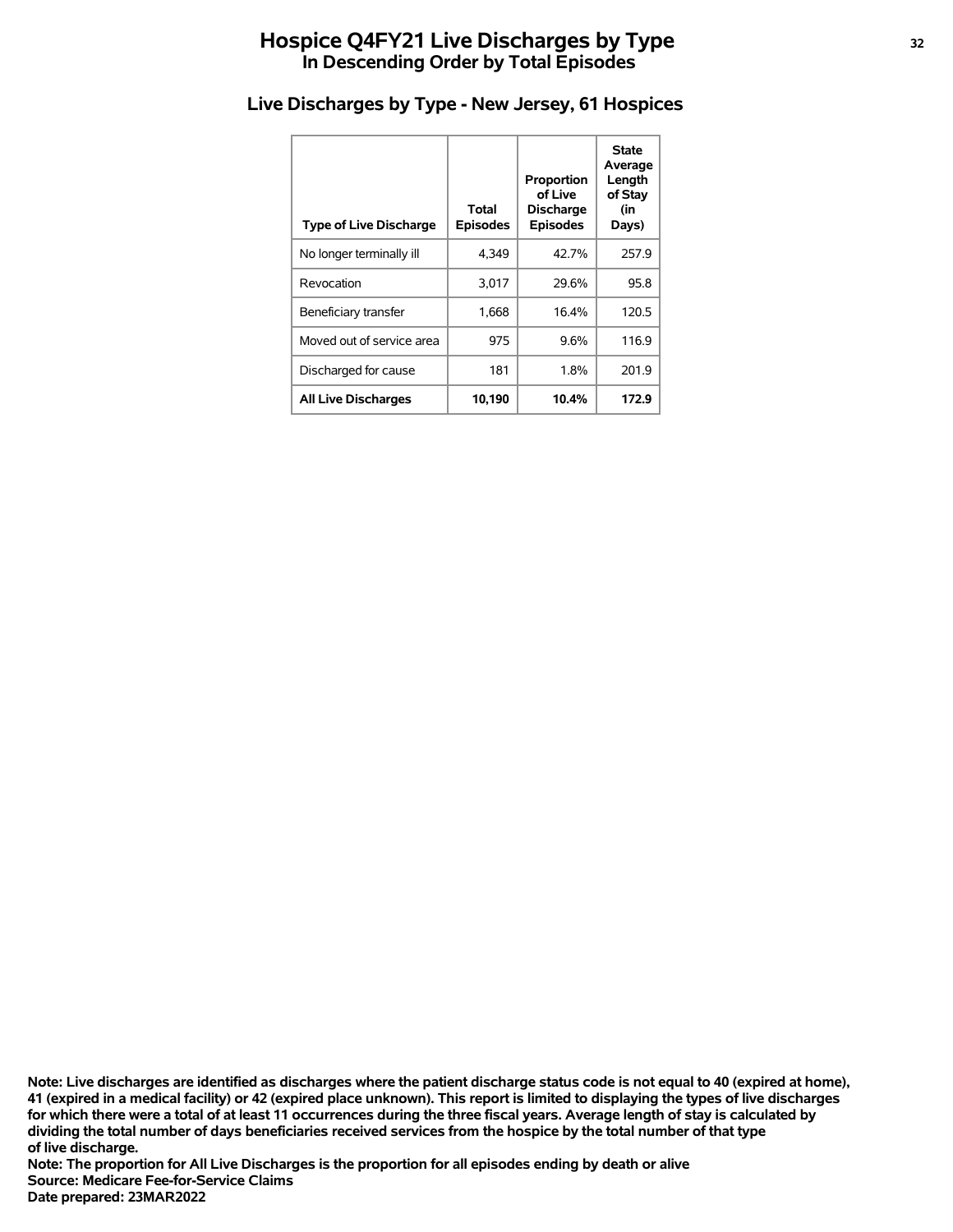# Hospice Q4FY21 Live Discharges by Type
## In Descending Order by Total Episodes

### Live Discharges by Type - New Jersey, 61 Hospices

| Type of Live Discharge | Total Episodes | Proportion of Live Discharge Episodes | State Average Length of Stay (in Days) |
|---|---|---|---|
| No longer terminally ill | 4,349 | 42.7% | 257.9 |
| Revocation | 3,017 | 29.6% | 95.8 |
| Beneficiary transfer | 1,668 | 16.4% | 120.5 |
| Moved out of service area | 975 | 9.6% | 116.9 |
| Discharged for cause | 181 | 1.8% | 201.9 |
| **All Live Discharges** | **10,190** | **10.4%** | **172.9** |

**Note: Live discharges are identified as discharges where the patient discharge status code is not equal to 40 (expired at home), 41 (expired in a medical facility) or 42 (expired place unknown). This report is limited to displaying the types of live discharges for which there were a total of at least 11 occurrences during the three fiscal years. Average length of stay is calculated by dividing the total number of days beneficiaries received services from the hospice by the total number of that type of live discharge.**
**Note: The proportion for All Live Discharges is the proportion for all episodes ending by death or alive**
**Source: Medicare Fee-for-Service Claims**
**Date prepared: 23MAR2022**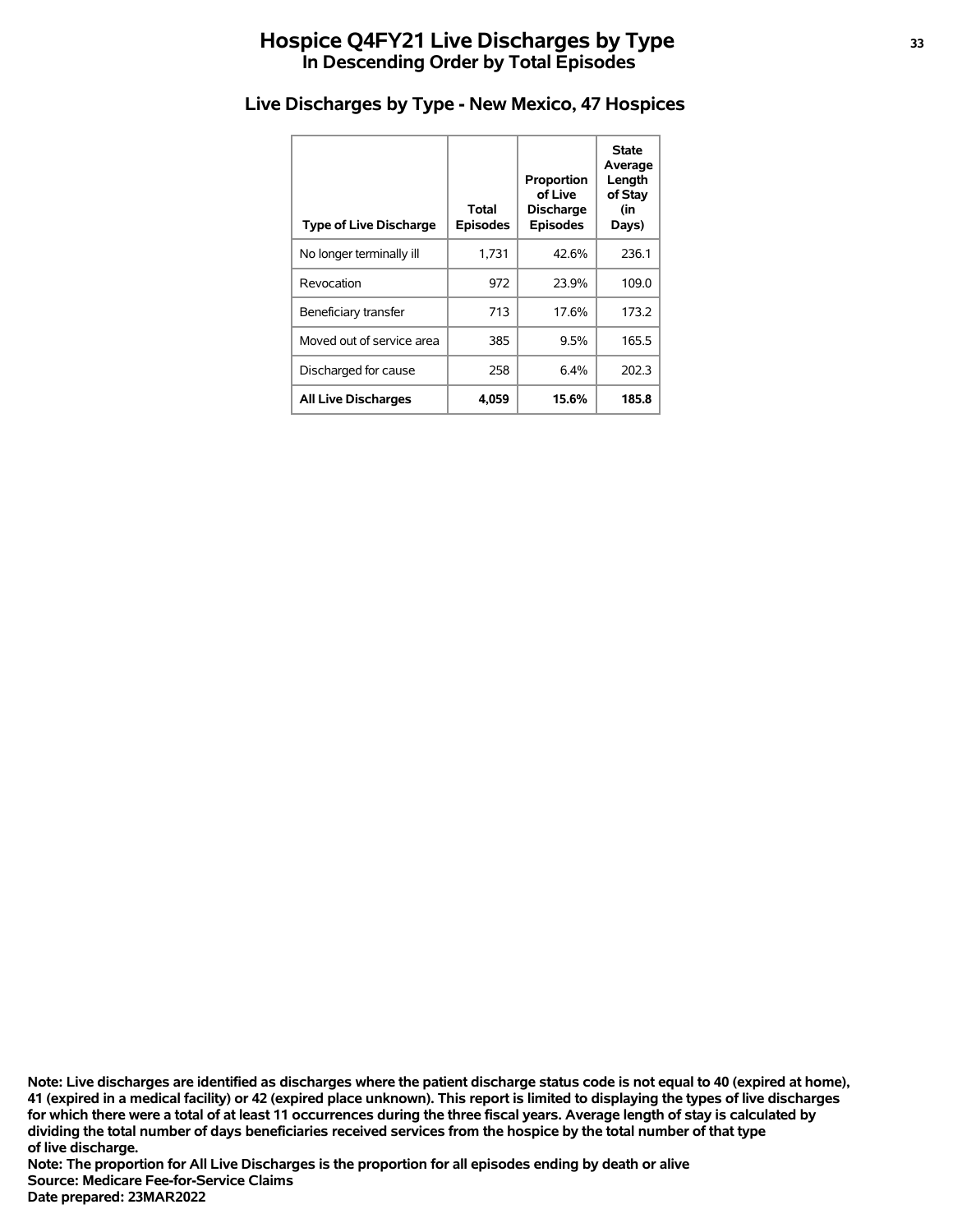# Hospice Q4FY21 Live Discharges by Type
## In Descending Order by Total Episodes

### Live Discharges by Type - New Mexico, 47 Hospices

| Type of Live Discharge | Total Episodes | Proportion of Live Discharge Episodes | State Average Length of Stay (in Days) |
|---|---|---|---|
| No longer terminally ill | 1,731 | 42.6% | 236.1 |
| Revocation | 972 | 23.9% | 109.0 |
| Beneficiary transfer | 713 | 17.6% | 173.2 |
| Moved out of service area | 385 | 9.5% | 165.5 |
| Discharged for cause | 258 | 6.4% | 202.3 |
| **All Live Discharges** | **4,059** | **15.6%** | **185.8** |

**Note: Live discharges are identified as discharges where the patient discharge status code is not equal to 40 (expired at home), 41 (expired in a medical facility) or 42 (expired place unknown). This report is limited to displaying the types of live discharges for which there were a total of at least 11 occurrences during the three fiscal years. Average length of stay is calculated by dividing the total number of days beneficiaries received services from the hospice by the total number of that type of live discharge.**
**Note: The proportion for All Live Discharges is the proportion for all episodes ending by death or alive**
**Source: Medicare Fee-for-Service Claims**
**Date prepared: 23MAR2022**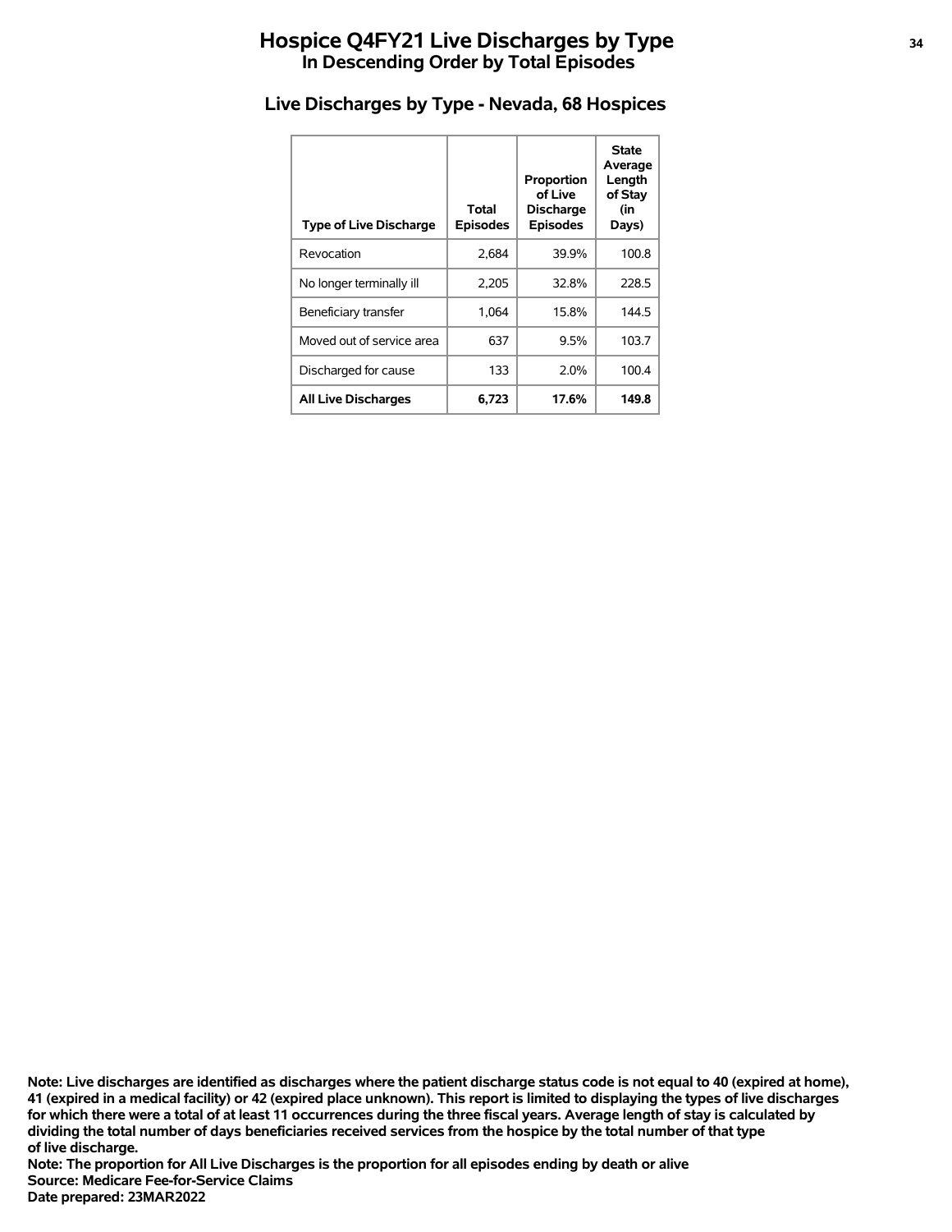# Hospice Q4FY21 Live Discharges by Type
## In Descending Order by Total Episodes

### Live Discharges by Type - Nevada, 68 Hospices

| Type of Live Discharge | Total Episodes | Proportion of Live Discharge Episodes | State Average Length of Stay (in Days) |
|---|---|---|---|
| Revocation | 2,684 | 39.9% | 100.8 |
| No longer terminally ill | 2,205 | 32.8% | 228.5 |
| Beneficiary transfer | 1,064 | 15.8% | 144.5 |
| Moved out of service area | 637 | 9.5% | 103.7 |
| Discharged for cause | 133 | 2.0% | 100.4 |
| **All Live Discharges** | **6,723** | **17.6%** | **149.8** |

**Note: Live discharges are identified as discharges where the patient discharge status code is not equal to 40 (expired at home), 41 (expired in a medical facility) or 42 (expired place unknown). This report is limited to displaying the types of live discharges for which there were a total of at least 11 occurrences during the three fiscal years. Average length of stay is calculated by dividing the total number of days beneficiaries received services from the hospice by the total number of that type of live discharge.**

**Note: The proportion for All Live Discharges is the proportion for all episodes ending by death or alive**

**Source: Medicare Fee-for-Service Claims**

**Date prepared: 23MAR2022**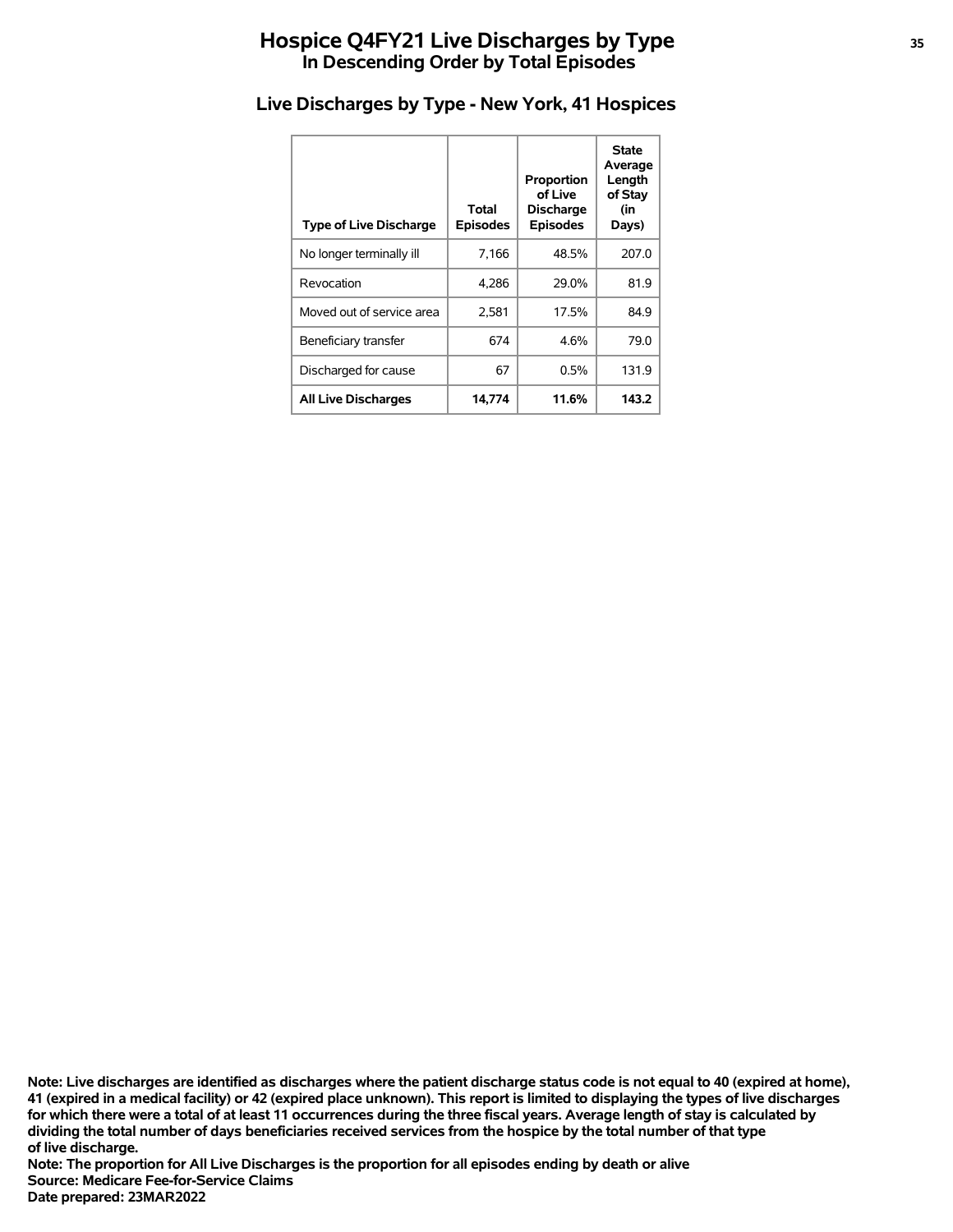# Hospice Q4FY21 Live Discharges by Type
## In Descending Order by Total Episodes

### Live Discharges by Type - New York, 41 Hospices

| Type of Live Discharge | Total Episodes | Proportion of Live Discharge Episodes | State Average Length of Stay (in Days) |
|---|---|---|---|
| No longer terminally ill | 7,166 | 48.5% | 207.0 |
| Revocation | 4,286 | 29.0% | 81.9 |
| Moved out of service area | 2,581 | 17.5% | 84.9 |
| Beneficiary transfer | 674 | 4.6% | 79.0 |
| Discharged for cause | 67 | 0.5% | 131.9 |
| **All Live Discharges** | **14,774** | **11.6%** | **143.2** |

**Note: Live discharges are identified as discharges where the patient discharge status code is not equal to 40 (expired at home), 41 (expired in a medical facility) or 42 (expired place unknown). This report is limited to displaying the types of live discharges for which there were a total of at least 11 occurrences during the three fiscal years. Average length of stay is calculated by dividing the total number of days beneficiaries received services from the hospice by the total number of that type of live discharge.**
**Note: The proportion for All Live Discharges is the proportion for all episodes ending by death or alive**
**Source: Medicare Fee-for-Service Claims**
**Date prepared: 23MAR2022**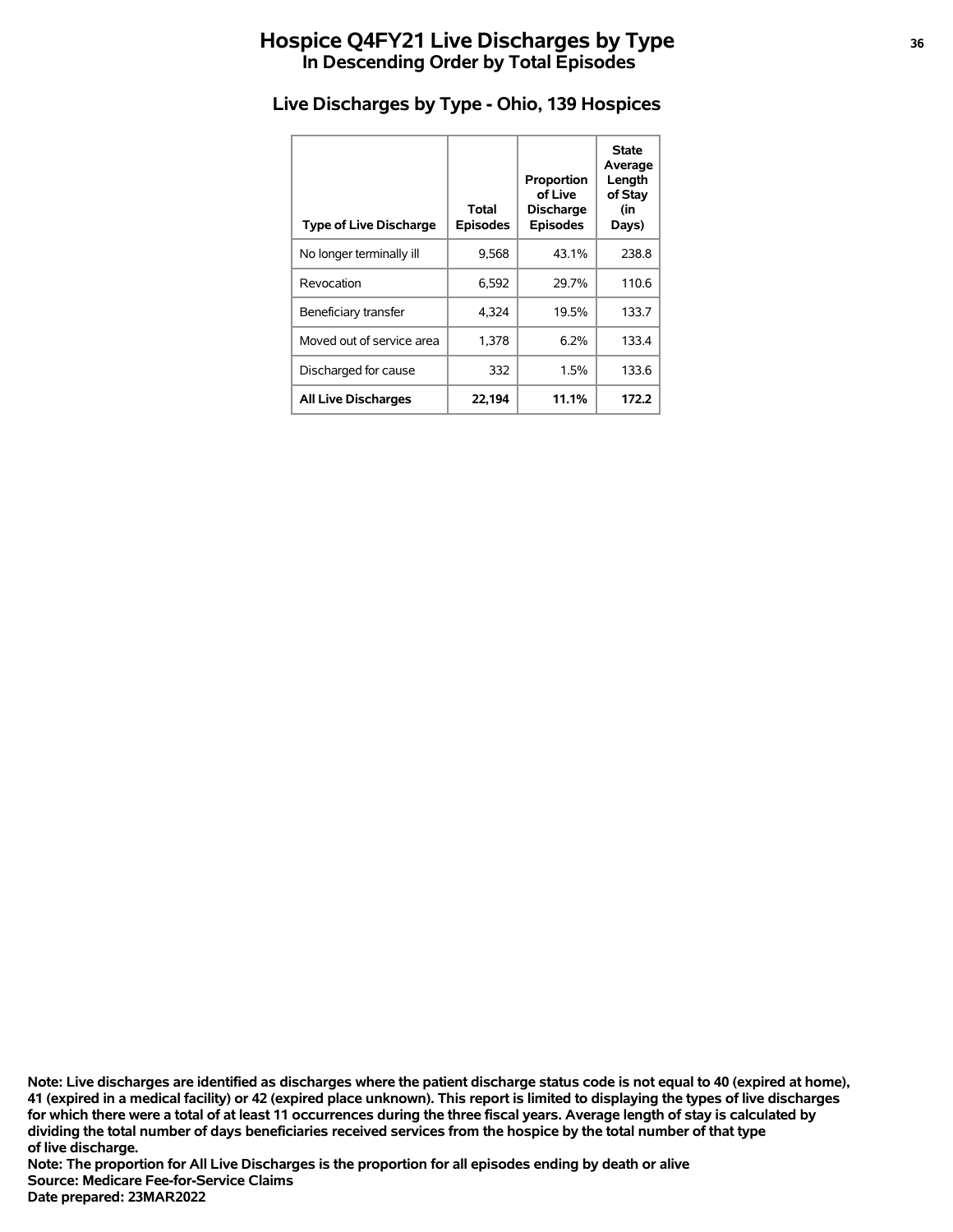# Hospice Q4FY21 Live Discharges by Type
## In Descending Order by Total Episodes

### Live Discharges by Type - Ohio, 139 Hospices

| Type of Live Discharge | Total Episodes | Proportion of Live Discharge Episodes | State Average Length of Stay (in Days) |
|---|---|---|---|
| No longer terminally ill | 9,568 | 43.1% | 238.8 |
| Revocation | 6,592 | 29.7% | 110.6 |
| Beneficiary transfer | 4,324 | 19.5% | 133.7 |
| Moved out of service area | 1,378 | 6.2% | 133.4 |
| Discharged for cause | 332 | 1.5% | 133.6 |
| **All Live Discharges** | **22,194** | **11.1%** | **172.2** |

**Note: Live discharges are identified as discharges where the patient discharge status code is not equal to 40 (expired at home), 41 (expired in a medical facility) or 42 (expired place unknown). This report is limited to displaying the types of live discharges for which there were a total of at least 11 occurrences during the three fiscal years. Average length of stay is calculated by dividing the total number of days beneficiaries received services from the hospice by the total number of that type of live discharge.**
**Note: The proportion for All Live Discharges is the proportion for all episodes ending by death or alive**
**Source: Medicare Fee-for-Service Claims**
**Date prepared: 23MAR2022**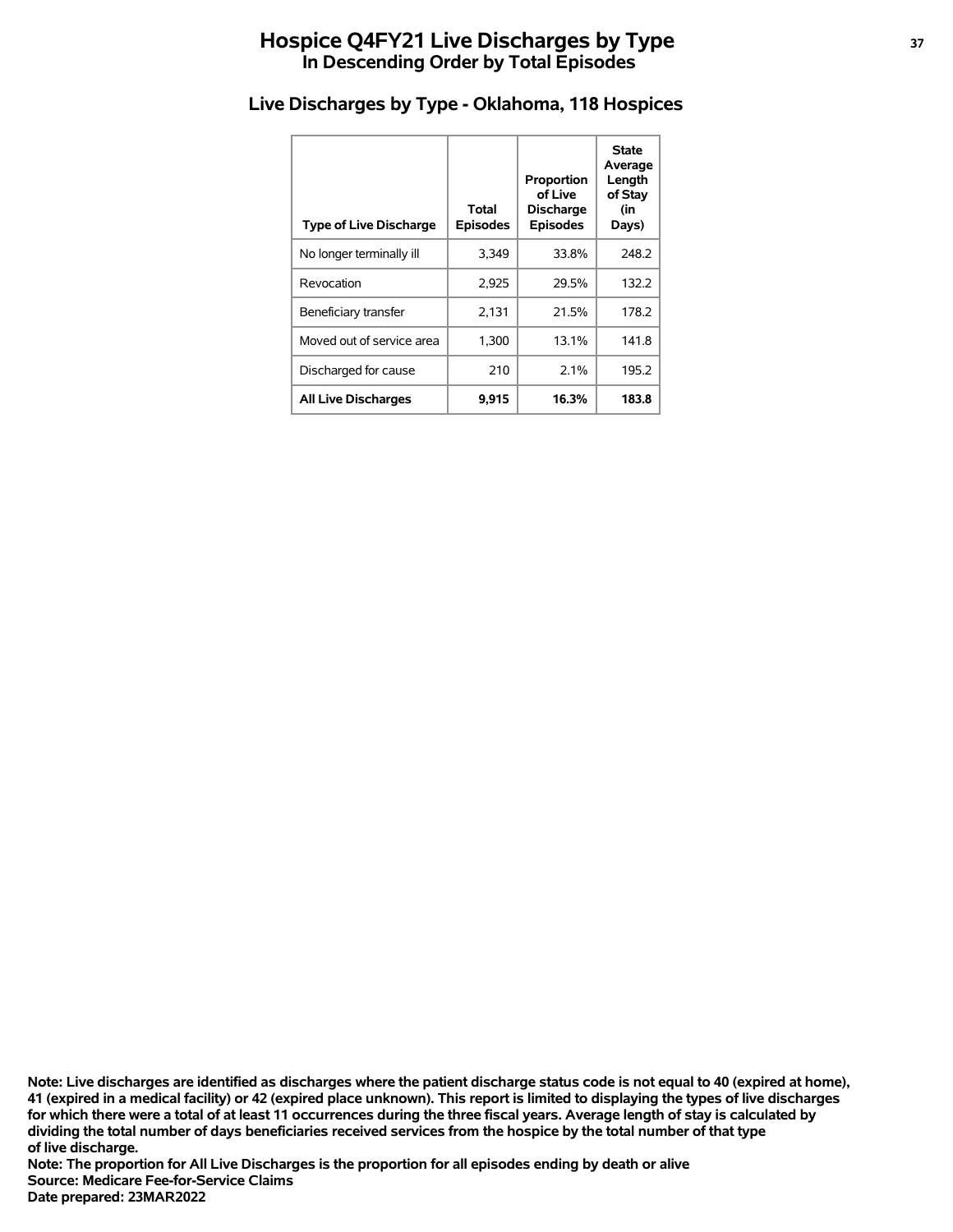# Hospice Q4FY21 Live Discharges by Type
## In Descending Order by Total Episodes

### Live Discharges by Type - Oklahoma, 118 Hospices

| Type of Live Discharge | Total Episodes | Proportion of Live Discharge Episodes | State Average Length of Stay (in Days) |
|---|---|---|---|
| No longer terminally ill | 3,349 | 33.8% | 248.2 |
| Revocation | 2,925 | 29.5% | 132.2 |
| Beneficiary transfer | 2,131 | 21.5% | 178.2 |
| Moved out of service area | 1,300 | 13.1% | 141.8 |
| Discharged for cause | 210 | 2.1% | 195.2 |
| **All Live Discharges** | **9,915** | **16.3%** | **183.8** |

**Note: Live discharges are identified as discharges where the patient discharge status code is not equal to 40 (expired at home), 41 (expired in a medical facility) or 42 (expired place unknown). This report is limited to displaying the types of live discharges for which there were a total of at least 11 occurrences during the three fiscal years. Average length of stay is calculated by dividing the total number of days beneficiaries received services from the hospice by the total number of that type of live discharge.**

**Note: The proportion for All Live Discharges is the proportion for all episodes ending by death or alive**

**Source: Medicare Fee-for-Service Claims**

**Date prepared: 23MAR2022**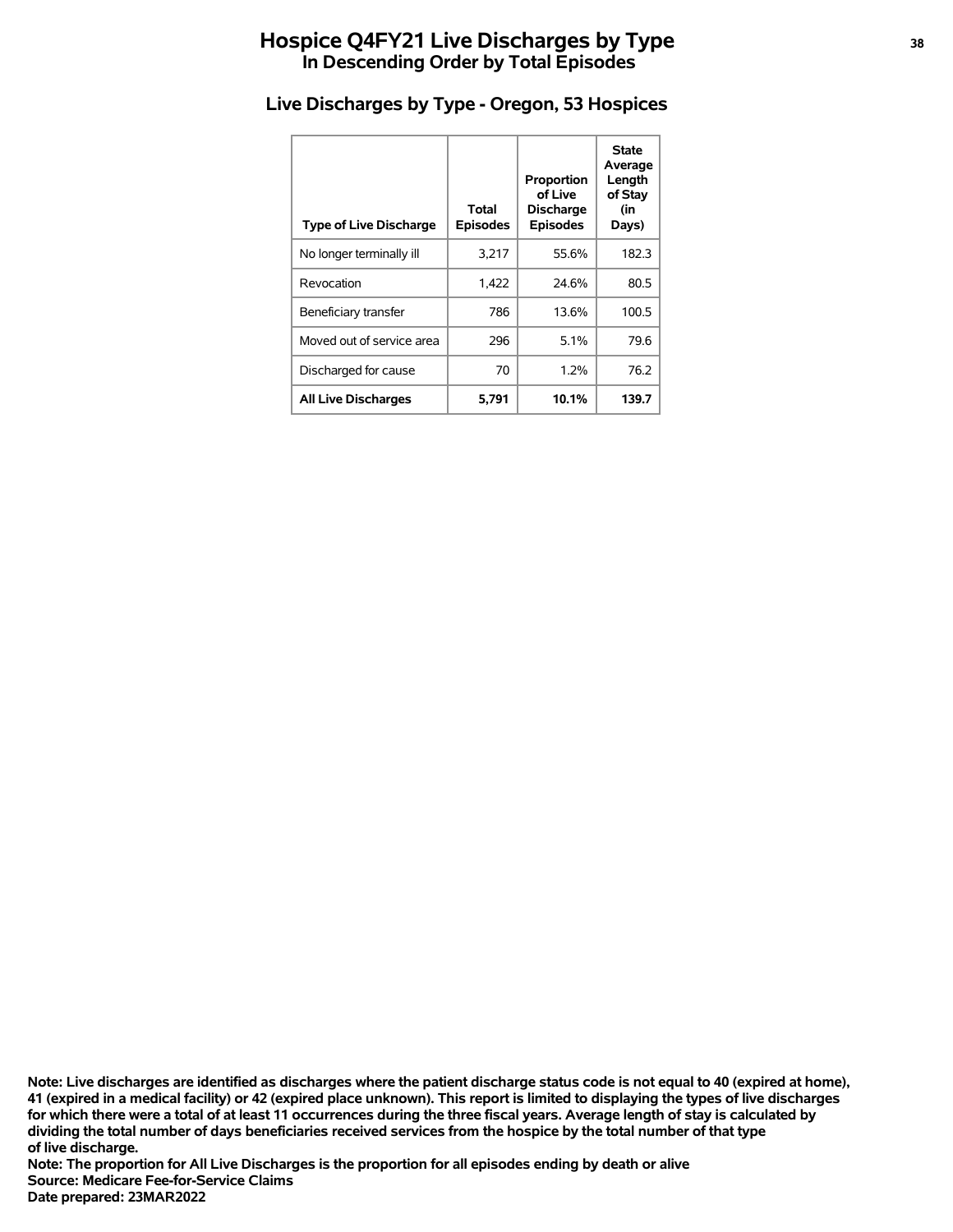# Hospice Q4FY21 Live Discharges by Type
## In Descending Order by Total Episodes

### Live Discharges by Type - Oregon, 53 Hospices

| Type of Live Discharge | Total Episodes | Proportion of Live Discharge Episodes | State Average Length of Stay (in Days) |
|---|---|---|---|
| No longer terminally ill | 3,217 | 55.6% | 182.3 |
| Revocation | 1,422 | 24.6% | 80.5 |
| Beneficiary transfer | 786 | 13.6% | 100.5 |
| Moved out of service area | 296 | 5.1% | 79.6 |
| Discharged for cause | 70 | 1.2% | 76.2 |
| **All Live Discharges** | **5,791** | **10.1%** | **139.7** |

**Note: Live discharges are identified as discharges where the patient discharge status code is not equal to 40 (expired at home), 41 (expired in a medical facility) or 42 (expired place unknown). This report is limited to displaying the types of live discharges for which there were a total of at least 11 occurrences during the three fiscal years. Average length of stay is calculated by dividing the total number of days beneficiaries received services from the hospice by the total number of that type of live discharge.**

**Note: The proportion for All Live Discharges is the proportion for all episodes ending by death or alive**

**Source: Medicare Fee-for-Service Claims**

**Date prepared: 23MAR2022**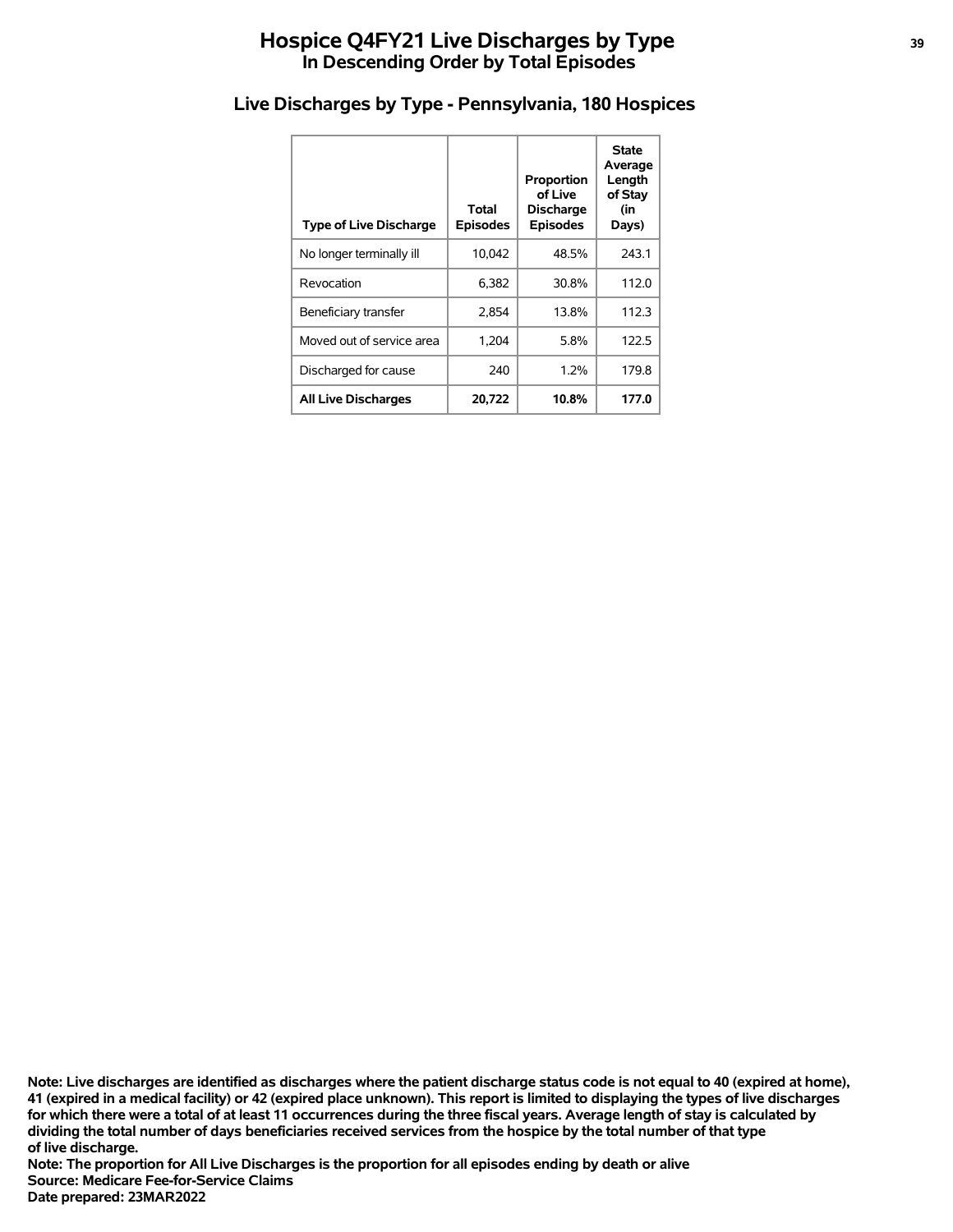# Hospice Q4FY21 Live Discharges by Type
## In Descending Order by Total Episodes

### Live Discharges by Type - Pennsylvania, 180 Hospices

| Type of Live Discharge | Total Episodes | Proportion of Live Discharge Episodes | State Average Length of Stay (in Days) |
|---|---|---|---|
| No longer terminally ill | 10,042 | 48.5% | 243.1 |
| Revocation | 6,382 | 30.8% | 112.0 |
| Beneficiary transfer | 2,854 | 13.8% | 112.3 |
| Moved out of service area | 1,204 | 5.8% | 122.5 |
| Discharged for cause | 240 | 1.2% | 179.8 |
| **All Live Discharges** | **20,722** | **10.8%** | **177.0** |

**Note: Live discharges are identified as discharges where the patient discharge status code is not equal to 40 (expired at home), 41 (expired in a medical facility) or 42 (expired place unknown). This report is limited to displaying the types of live discharges for which there were a total of at least 11 occurrences during the three fiscal years. Average length of stay is calculated by dividing the total number of days beneficiaries received services from the hospice by the total number of that type of live discharge.**
**Note: The proportion for All Live Discharges is the proportion for all episodes ending by death or alive**
**Source: Medicare Fee-for-Service Claims**
**Date prepared: 23MAR2022**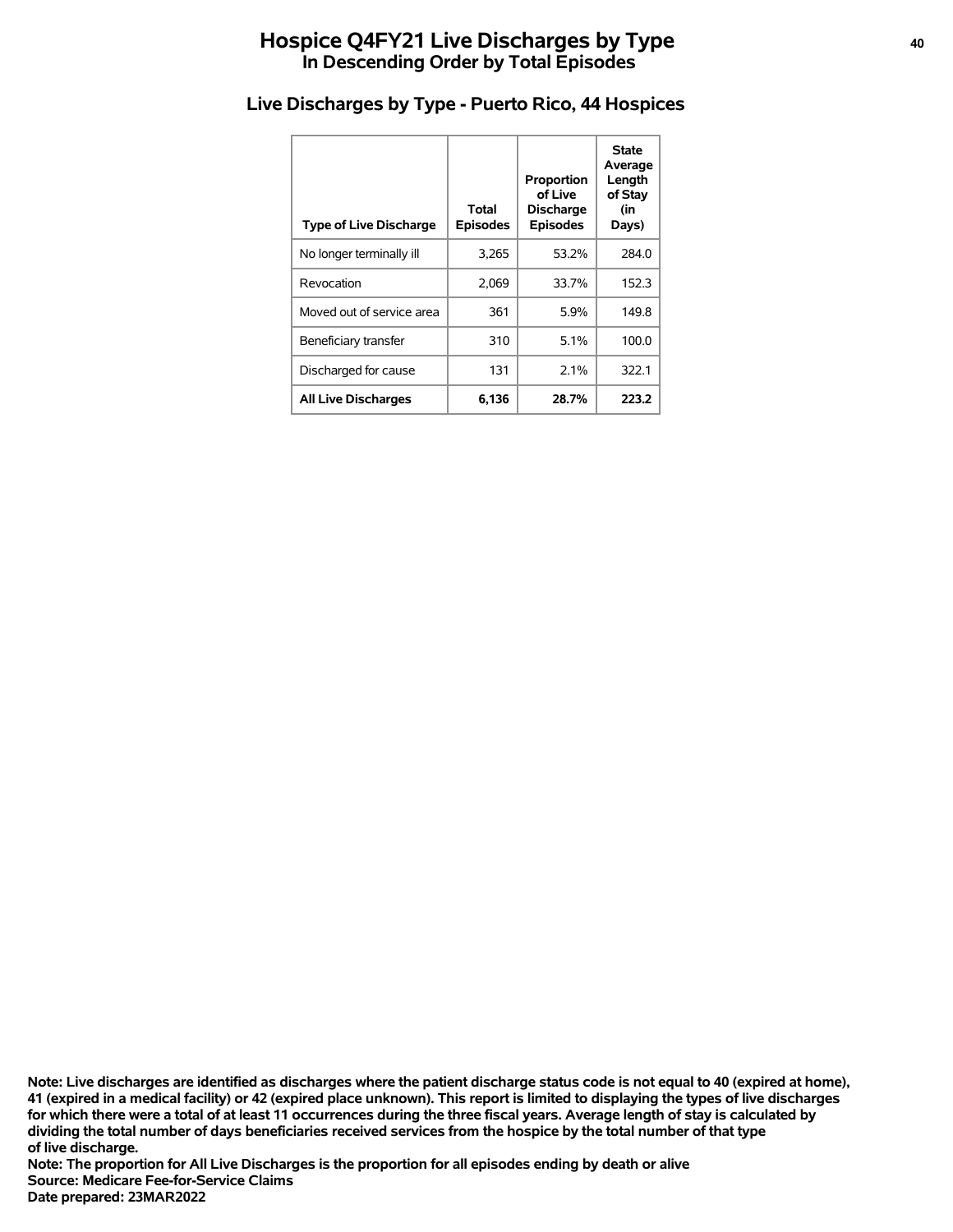# Hospice Q4FY21 Live Discharges by Type
## In Descending Order by Total Episodes

### Live Discharges by Type - Puerto Rico, 44 Hospices

| Type of Live Discharge | Total Episodes | Proportion of Live Discharge Episodes | State Average Length of Stay (in Days) |
|---|---|---|---|
| No longer terminally ill | 3,265 | 53.2% | 284.0 |
| Revocation | 2,069 | 33.7% | 152.3 |
| Moved out of service area | 361 | 5.9% | 149.8 |
| Beneficiary transfer | 310 | 5.1% | 100.0 |
| Discharged for cause | 131 | 2.1% | 322.1 |
| **All Live Discharges** | **6,136** | **28.7%** | **223.2** |

**Note: Live discharges are identified as discharges where the patient discharge status code is not equal to 40 (expired at home), 41 (expired in a medical facility) or 42 (expired place unknown). This report is limited to displaying the types of live discharges for which there were a total of at least 11 occurrences during the three fiscal years. Average length of stay is calculated by dividing the total number of days beneficiaries received services from the hospice by the total number of that type of live discharge.**
**Note: The proportion for All Live Discharges is the proportion for all episodes ending by death or alive**
**Source: Medicare Fee-for-Service Claims**
**Date prepared: 23MAR2022**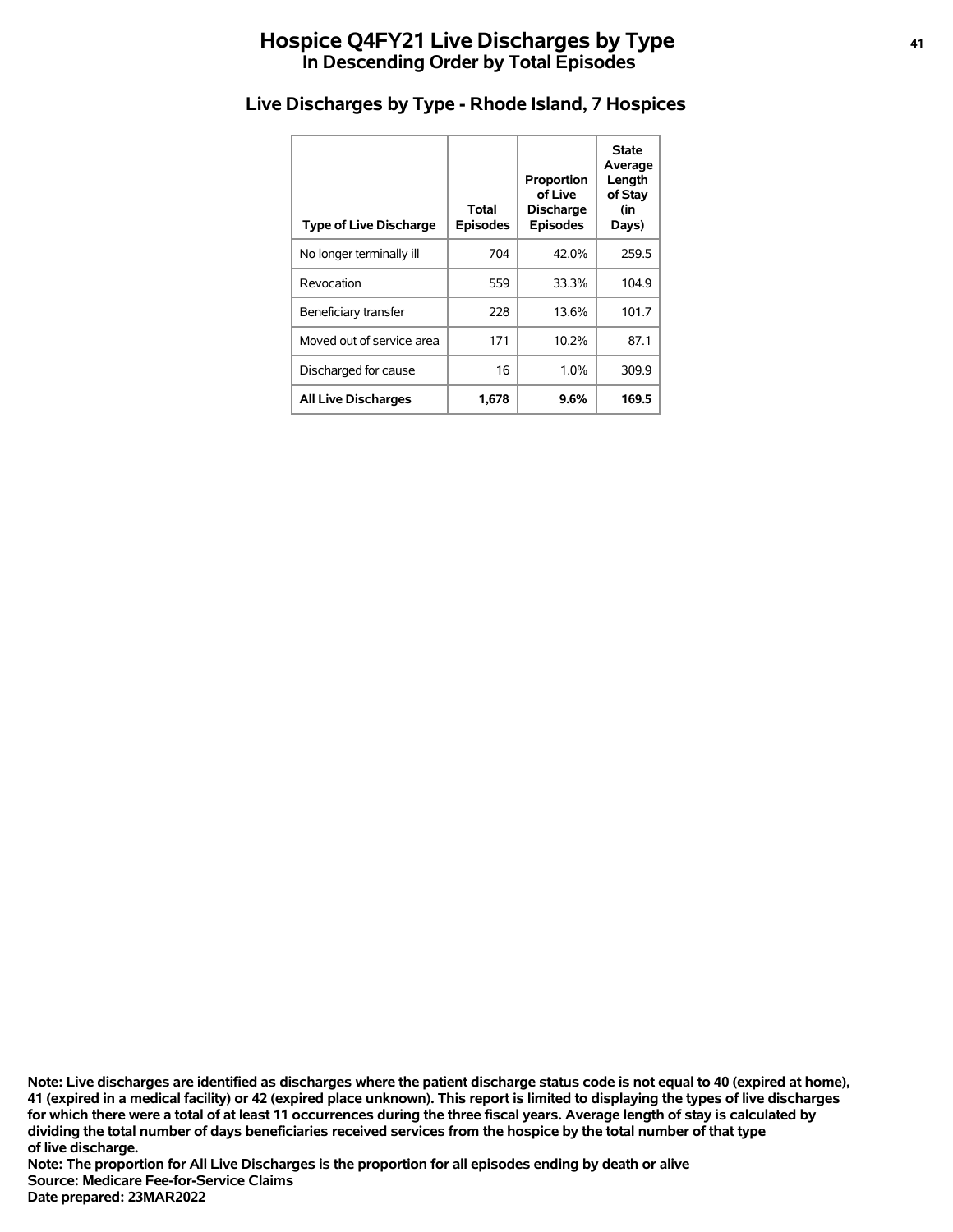# Hospice Q4FY21 Live Discharges by Type
## In Descending Order by Total Episodes

### Live Discharges by Type - Rhode Island, 7 Hospices

| Type of Live Discharge | Total Episodes | Proportion of Live Discharge Episodes | State Average Length of Stay (in Days) |
|---|---|---|---|
| No longer terminally ill | 704 | 42.0% | 259.5 |
| Revocation | 559 | 33.3% | 104.9 |
| Beneficiary transfer | 228 | 13.6% | 101.7 |
| Moved out of service area | 171 | 10.2% | 87.1 |
| Discharged for cause | 16 | 1.0% | 309.9 |
| **All Live Discharges** | **1,678** | **9.6%** | **169.5** |

**Note: Live discharges are identified as discharges where the patient discharge status code is not equal to 40 (expired at home), 41 (expired in a medical facility) or 42 (expired place unknown). This report is limited to displaying the types of live discharges for which there were a total of at least 11 occurrences during the three fiscal years. Average length of stay is calculated by dividing the total number of days beneficiaries received services from the hospice by the total number of that type of live discharge.**
**Note: The proportion for All Live Discharges is the proportion for all episodes ending by death or alive**
**Source: Medicare Fee-for-Service Claims**
**Date prepared: 23MAR2022**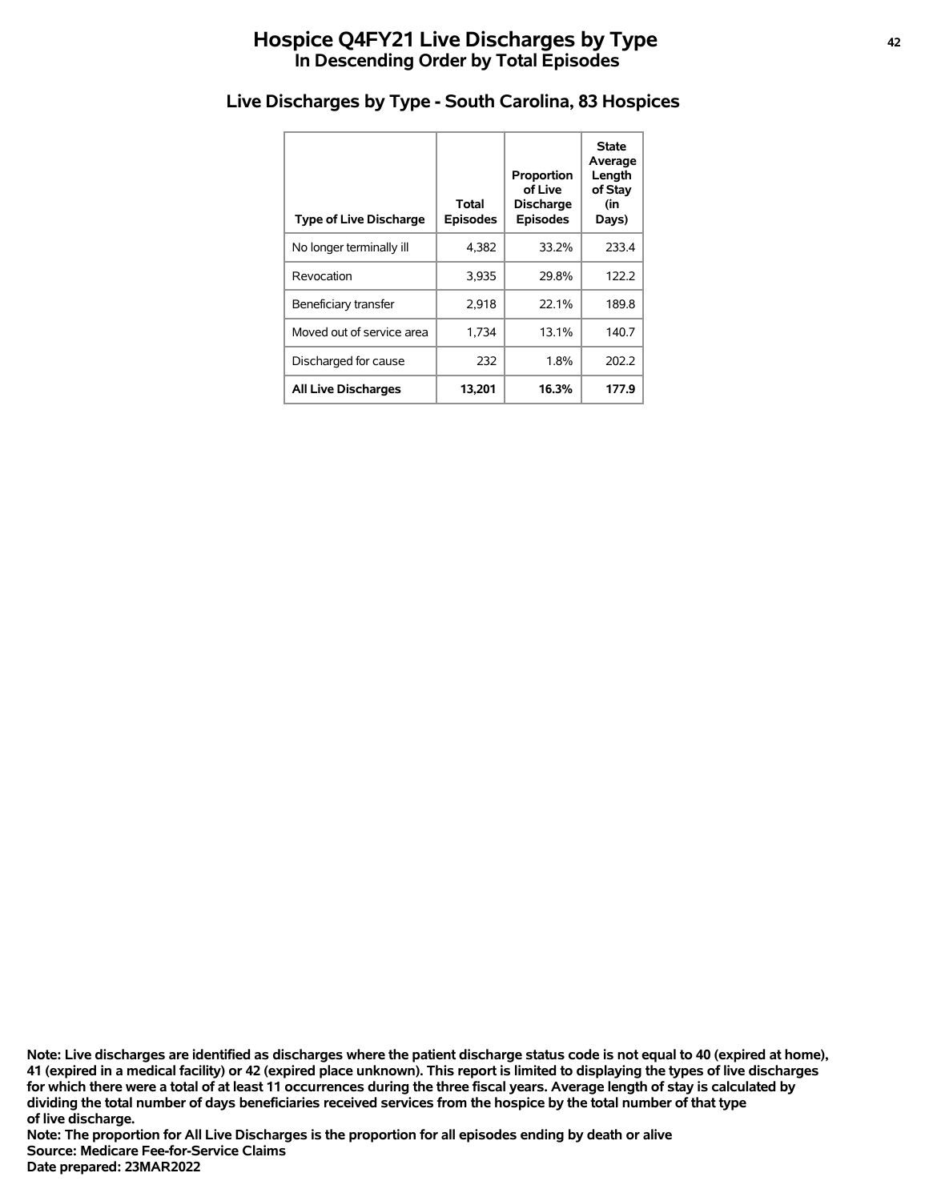# Hospice Q4FY21 Live Discharges by Type
## In Descending Order by Total Episodes

### Live Discharges by Type - South Carolina, 83 Hospices

| Type of Live Discharge | Total Episodes | Proportion of Live Discharge Episodes | State Average Length of Stay (in Days) |
|---|---|---|---|
| No longer terminally ill | 4,382 | 33.2% | 233.4 |
| Revocation | 3,935 | 29.8% | 122.2 |
| Beneficiary transfer | 2,918 | 22.1% | 189.8 |
| Moved out of service area | 1,734 | 13.1% | 140.7 |
| Discharged for cause | 232 | 1.8% | 202.2 |
| **All Live Discharges** | **13,201** | **16.3%** | **177.9** |

**Note: Live discharges are identified as discharges where the patient discharge status code is not equal to 40 (expired at home), 41 (expired in a medical facility) or 42 (expired place unknown). This report is limited to displaying the types of live discharges for which there were a total of at least 11 occurrences during the three fiscal years. Average length of stay is calculated by dividing the total number of days beneficiaries received services from the hospice by the total number of that type of live discharge.**
**Note: The proportion for All Live Discharges is the proportion for all episodes ending by death or alive**
**Source: Medicare Fee-for-Service Claims**
**Date prepared: 23MAR2022**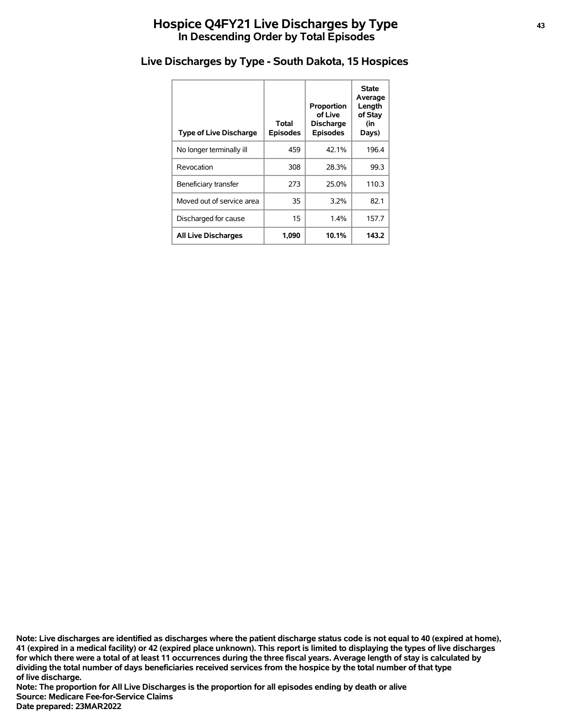# Hospice Q4FY21 Live Discharges by Type
## In Descending Order by Total Episodes

### Live Discharges by Type - South Dakota, 15 Hospices

| Type of Live Discharge | Total Episodes | Proportion of Live Discharge Episodes | State Average Length of Stay (in Days) |
|---|---|---|---|
| No longer terminally ill | 459 | 42.1% | 196.4 |
| Revocation | 308 | 28.3% | 99.3 |
| Beneficiary transfer | 273 | 25.0% | 110.3 |
| Moved out of service area | 35 | 3.2% | 82.1 |
| Discharged for cause | 15 | 1.4% | 157.7 |
| **All Live Discharges** | **1,090** | **10.1%** | **143.2** |

**Note: Live discharges are identified as discharges where the patient discharge status code is not equal to 40 (expired at home), 41 (expired in a medical facility) or 42 (expired place unknown). This report is limited to displaying the types of live discharges for which there were a total of at least 11 occurrences during the three fiscal years. Average length of stay is calculated by dividing the total number of days beneficiaries received services from the hospice by the total number of that type of live discharge.**
**Note: The proportion for All Live Discharges is the proportion for all episodes ending by death or alive**
**Source: Medicare Fee-for-Service Claims**
**Date prepared: 23MAR2022**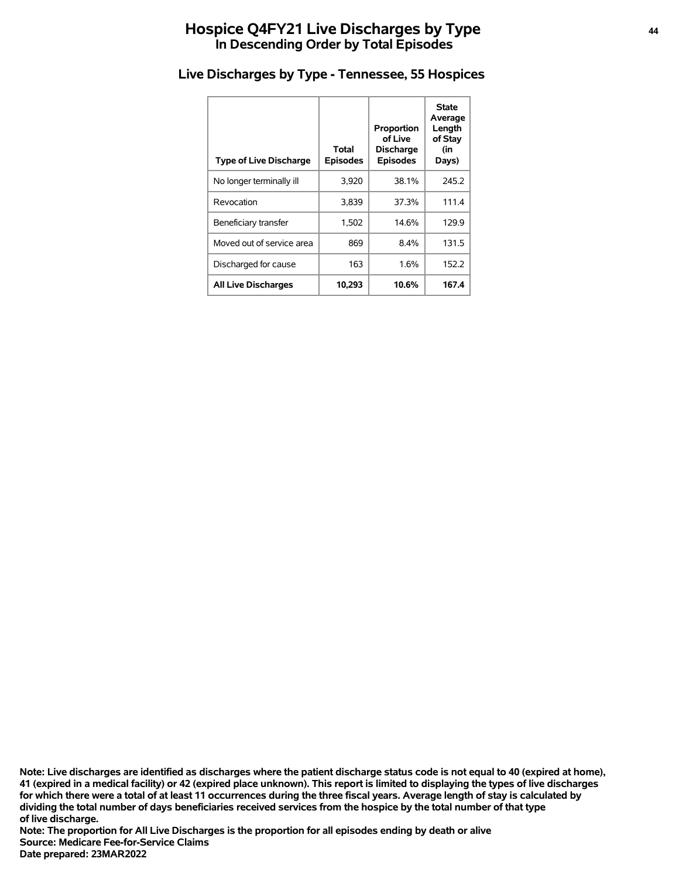# Hospice Q4FY21 Live Discharges by Type
## In Descending Order by Total Episodes

### Live Discharges by Type - Tennessee, 55 Hospices

| Type of Live Discharge | Total Episodes | Proportion of Live Discharge Episodes | State Average Length of Stay (in Days) |
|---|---|---|---|
| No longer terminally ill | 3,920 | 38.1% | 245.2 |
| Revocation | 3,839 | 37.3% | 111.4 |
| Beneficiary transfer | 1,502 | 14.6% | 129.9 |
| Moved out of service area | 869 | 8.4% | 131.5 |
| Discharged for cause | 163 | 1.6% | 152.2 |
| **All Live Discharges** | **10,293** | **10.6%** | **167.4** |

**Note: Live discharges are identified as discharges where the patient discharge status code is not equal to 40 (expired at home), 41 (expired in a medical facility) or 42 (expired place unknown). This report is limited to displaying the types of live discharges for which there were a total of at least 11 occurrences during the three fiscal years. Average length of stay is calculated by dividing the total number of days beneficiaries received services from the hospice by the total number of that type of live discharge.**
**Note: The proportion for All Live Discharges is the proportion for all episodes ending by death or alive**
**Source: Medicare Fee-for-Service Claims**
**Date prepared: 23MAR2022**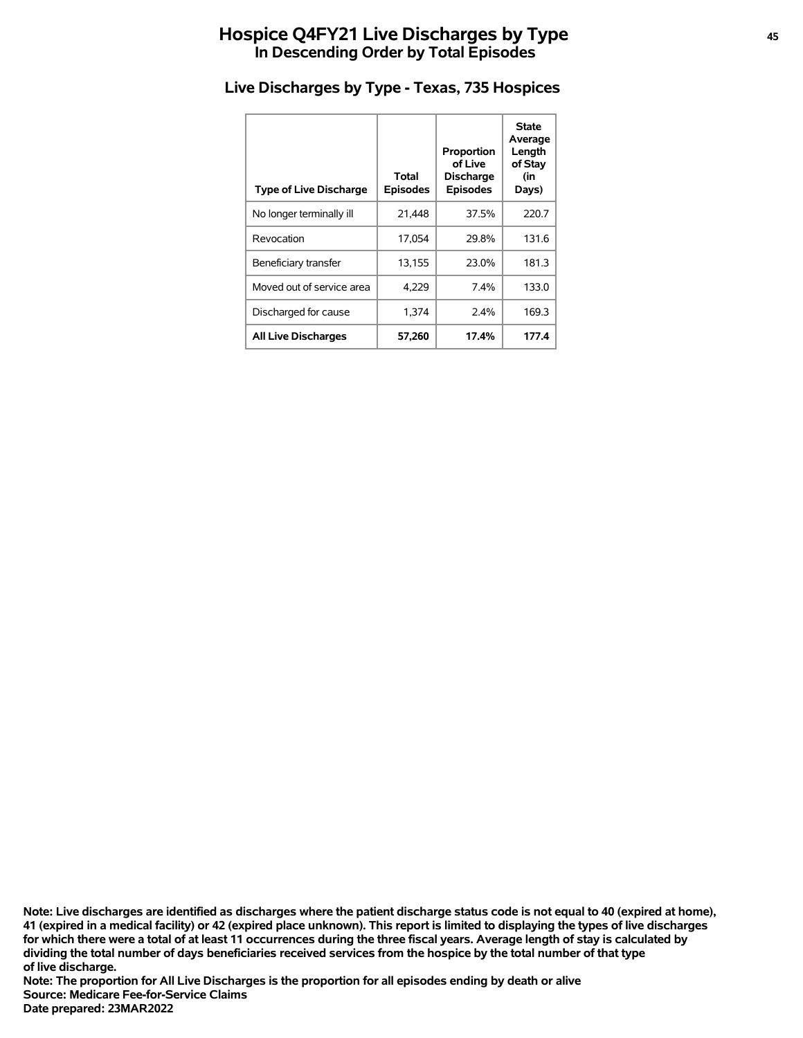# Hospice Q4FY21 Live Discharges by Type
## In Descending Order by Total Episodes

### Live Discharges by Type - Texas, 735 Hospices

| Type of Live Discharge | Total Episodes | Proportion of Live Discharge Episodes | State Average Length of Stay (in Days) |
|---|---|---|---|
| No longer terminally ill | 21,448 | 37.5% | 220.7 |
| Revocation | 17,054 | 29.8% | 131.6 |
| Beneficiary transfer | 13,155 | 23.0% | 181.3 |
| Moved out of service area | 4,229 | 7.4% | 133.0 |
| Discharged for cause | 1,374 | 2.4% | 169.3 |
| **All Live Discharges** | **57,260** | **17.4%** | **177.4** |

**Note: Live discharges are identified as discharges where the patient discharge status code is not equal to 40 (expired at home), 41 (expired in a medical facility) or 42 (expired place unknown). This report is limited to displaying the types of live discharges for which there were a total of at least 11 occurrences during the three fiscal years. Average length of stay is calculated by dividing the total number of days beneficiaries received services from the hospice by the total number of that type of live discharge.**
**Note: The proportion for All Live Discharges is the proportion for all episodes ending by death or alive**
**Source: Medicare Fee-for-Service Claims**
**Date prepared: 23MAR2022**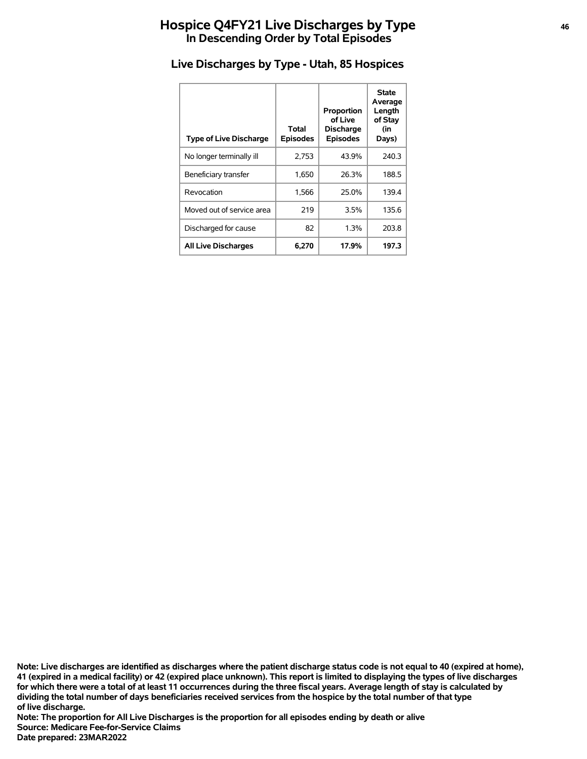# Hospice Q4FY21 Live Discharges by Type
## In Descending Order by Total Episodes

### Live Discharges by Type - Utah, 85 Hospices

| Type of Live Discharge | Total Episodes | Proportion of Live Discharge Episodes | State Average Length of Stay (in Days) |
|---|---|---|---|
| No longer terminally ill | 2,753 | 43.9% | 240.3 |
| Beneficiary transfer | 1,650 | 26.3% | 188.5 |
| Revocation | 1,566 | 25.0% | 139.4 |
| Moved out of service area | 219 | 3.5% | 135.6 |
| Discharged for cause | 82 | 1.3% | 203.8 |
| **All Live Discharges** | **6,270** | **17.9%** | **197.3** |

**Note: Live discharges are identified as discharges where the patient discharge status code is not equal to 40 (expired at home), 41 (expired in a medical facility) or 42 (expired place unknown). This report is limited to displaying the types of live discharges for which there were a total of at least 11 occurrences during the three fiscal years. Average length of stay is calculated by dividing the total number of days beneficiaries received services from the hospice by the total number of that type of live discharge.**
**Note: The proportion for All Live Discharges is the proportion for all episodes ending by death or alive**
**Source: Medicare Fee-for-Service Claims**
**Date prepared: 23MAR2022**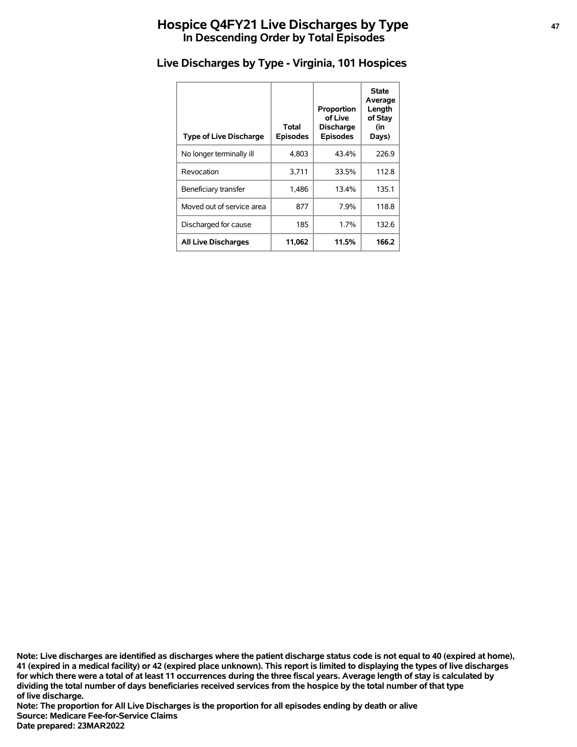# Hospice Q4FY21 Live Discharges by Type

## In Descending Order by Total Episodes

### Live Discharges by Type - Virginia, 101 Hospices

| Type of Live Discharge | Total Episodes | Proportion of Live Discharge Episodes | State Average Length of Stay (in Days) |
| --- | --- | --- | --- |
| No longer terminally ill | 4,803 | 43.4% | 226.9 |
| Revocation | 3,711 | 33.5% | 112.8 |
| Beneficiary transfer | 1,486 | 13.4% | 135.1 |
| Moved out of service area | 877 | 7.9% | 118.8 |
| Discharged for cause | 185 | 1.7% | 132.6 |
| **All Live Discharges** | **11,062** | **11.5%** | **166.2** |

**Note: Live discharges are identified as discharges where the patient discharge status code is not equal to 40 (expired at home), 41 (expired in a medical facility) or 42 (expired place unknown). This report is limited to displaying the types of live discharges for which there were a total of at least 11 occurrences during the three fiscal years. Average length of stay is calculated by dividing the total number of days beneficiaries received services from the hospice by the total number of that type of live discharge.**

**Note: The proportion for All Live Discharges is the proportion for all episodes ending by death or alive**

**Source: Medicare Fee-for-Service Claims**

**Date prepared: 23MAR2022**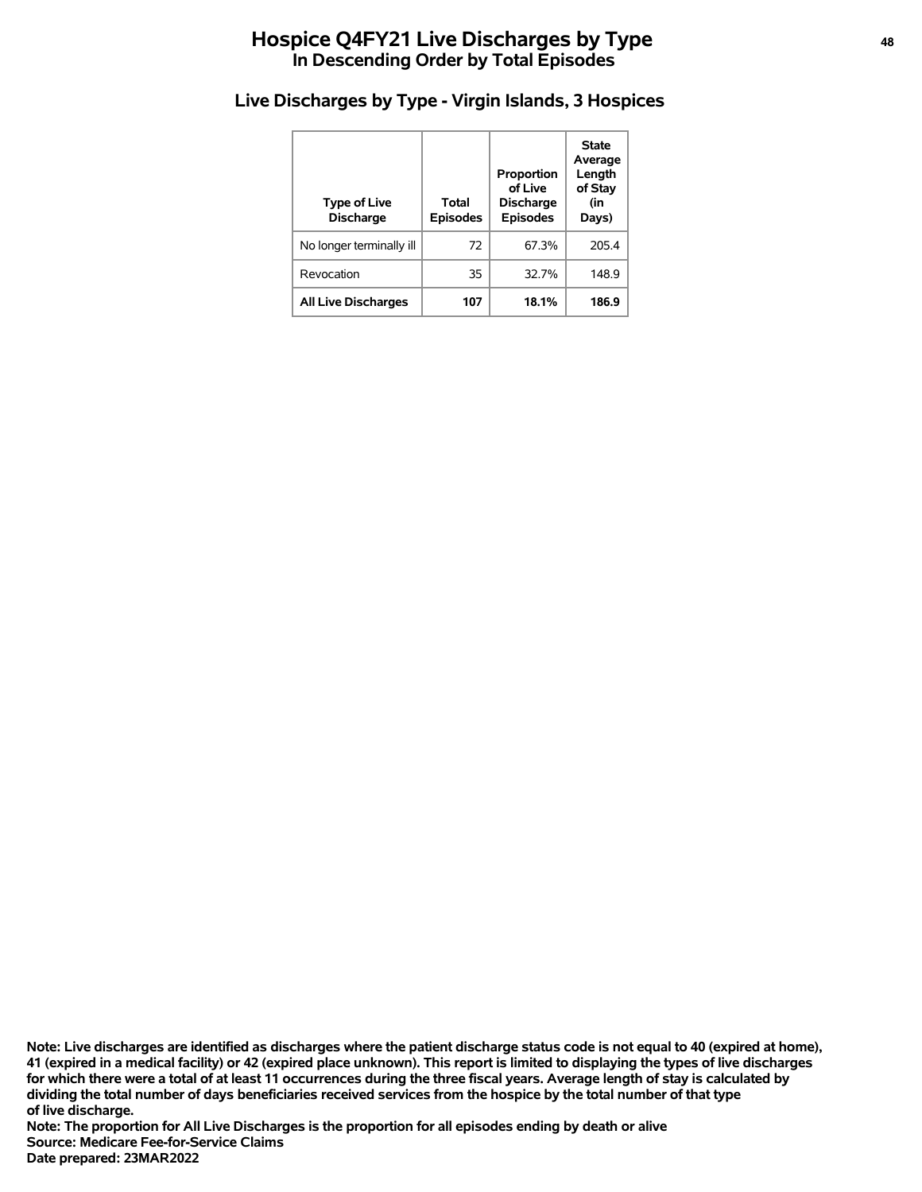# Hospice Q4FY21 Live Discharges by Type
## In Descending Order by Total Episodes

### Live Discharges by Type - Virgin Islands, 3 Hospices

| Type of Live Discharge | Total Episodes | Proportion of Live Discharge Episodes | State Average Length of Stay (in Days) |
|---|---|---|---|
| No longer terminally ill | 72 | 67.3% | 205.4 |
| Revocation | 35 | 32.7% | 148.9 |
| **All Live Discharges** | **107** | **18.1%** | **186.9** |

**Note: Live discharges are identified as discharges where the patient discharge status code is not equal to 40 (expired at home), 41 (expired in a medical facility) or 42 (expired place unknown). This report is limited to displaying the types of live discharges for which there were a total of at least 11 occurrences during the three fiscal years. Average length of stay is calculated by dividing the total number of days beneficiaries received services from the hospice by the total number of that type of live discharge.**
**Note: The proportion for All Live Discharges is the proportion for all episodes ending by death or alive**
**Source: Medicare Fee-for-Service Claims**
**Date prepared: 23MAR2022**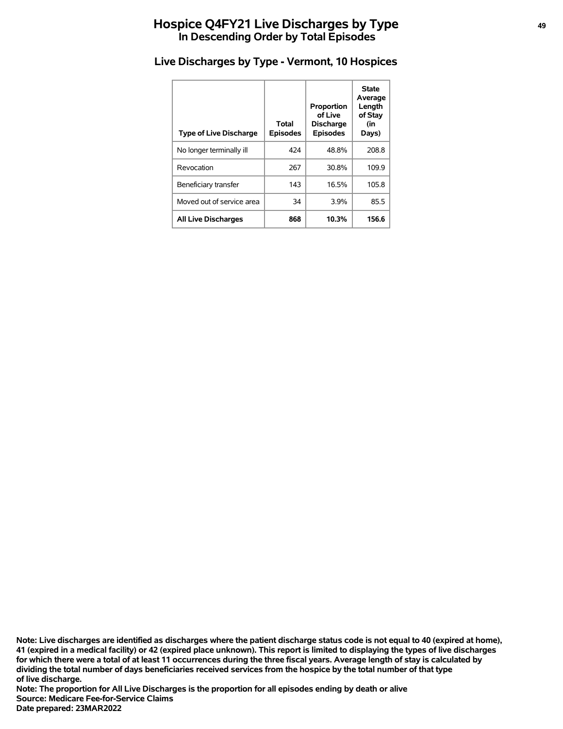# Hospice Q4FY21 Live Discharges by Type
## In Descending Order by Total Episodes

### Live Discharges by Type - Vermont, 10 Hospices

| Type of Live Discharge | Total Episodes | Proportion of Live Discharge Episodes | State Average Length of Stay (in Days) |
|---|---|---|---|
| No longer terminally ill | 424 | 48.8% | 208.8 |
| Revocation | 267 | 30.8% | 109.9 |
| Beneficiary transfer | 143 | 16.5% | 105.8 |
| Moved out of service area | 34 | 3.9% | 85.5 |
| **All Live Discharges** | **868** | **10.3%** | **156.6** |

**Note: Live discharges are identified as discharges where the patient discharge status code is not equal to 40 (expired at home), 41 (expired in a medical facility) or 42 (expired place unknown). This report is limited to displaying the types of live discharges for which there were a total of at least 11 occurrences during the three fiscal years. Average length of stay is calculated by dividing the total number of days beneficiaries received services from the hospice by the total number of that type of live discharge.**
**Note: The proportion for All Live Discharges is the proportion for all episodes ending by death or alive**
**Source: Medicare Fee-for-Service Claims**
**Date prepared: 23MAR2022**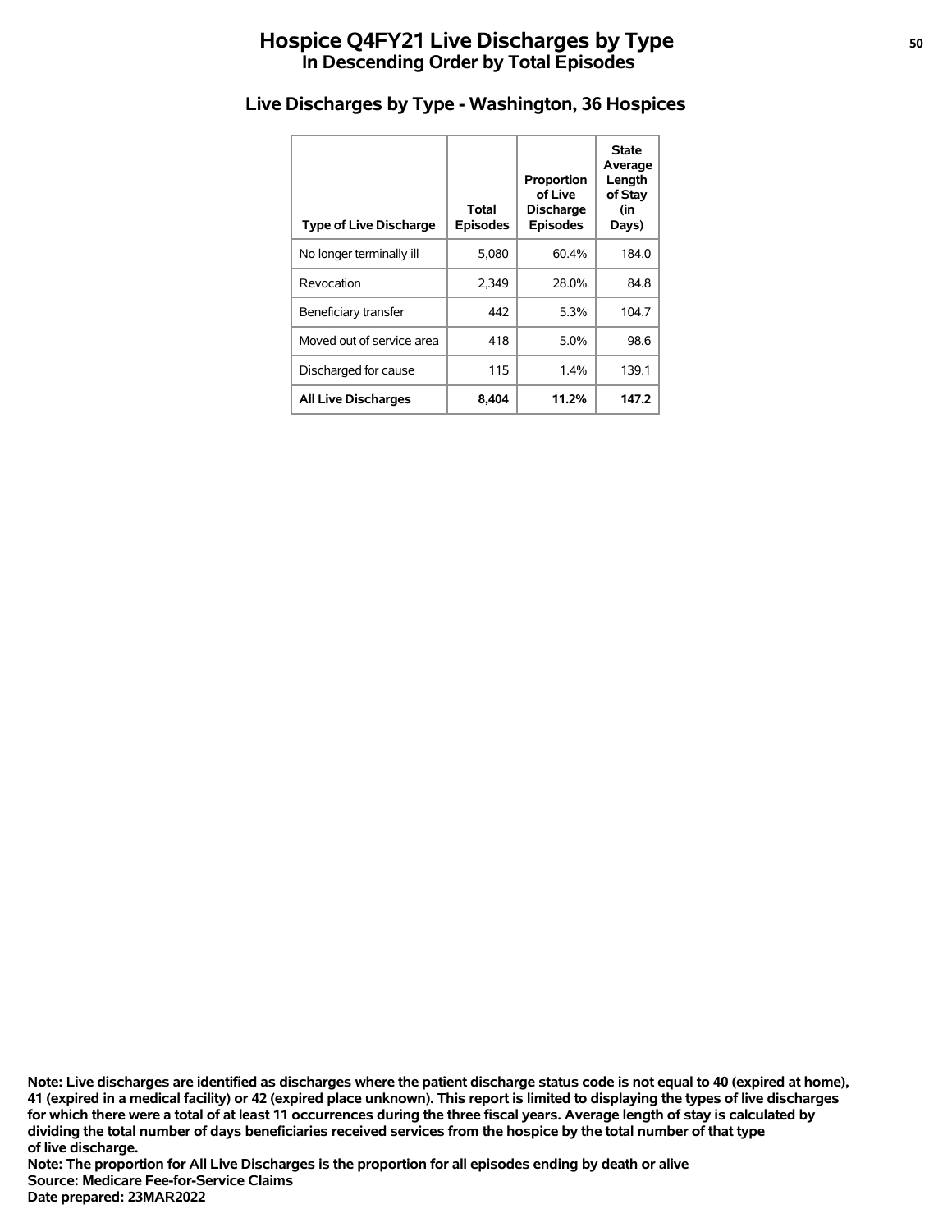# Hospice Q4FY21 Live Discharges by Type
## In Descending Order by Total Episodes

### Live Discharges by Type - Washington, 36 Hospices

| Type of Live Discharge | Total Episodes | Proportion of Live Discharge Episodes | State Average Length of Stay (in Days) |
|---|---|---|---|
| No longer terminally ill | 5,080 | 60.4% | 184.0 |
| Revocation | 2,349 | 28.0% | 84.8 |
| Beneficiary transfer | 442 | 5.3% | 104.7 |
| Moved out of service area | 418 | 5.0% | 98.6 |
| Discharged for cause | 115 | 1.4% | 139.1 |
| **All Live Discharges** | **8,404** | **11.2%** | **147.2** |

**Note: Live discharges are identified as discharges where the patient discharge status code is not equal to 40 (expired at home), 41 (expired in a medical facility) or 42 (expired place unknown). This report is limited to displaying the types of live discharges for which there were a total of at least 11 occurrences during the three fiscal years. Average length of stay is calculated by dividing the total number of days beneficiaries received services from the hospice by the total number of that type of live discharge.**
**Note: The proportion for All Live Discharges is the proportion for all episodes ending by death or alive**
**Source: Medicare Fee-for-Service Claims**
**Date prepared: 23MAR2022**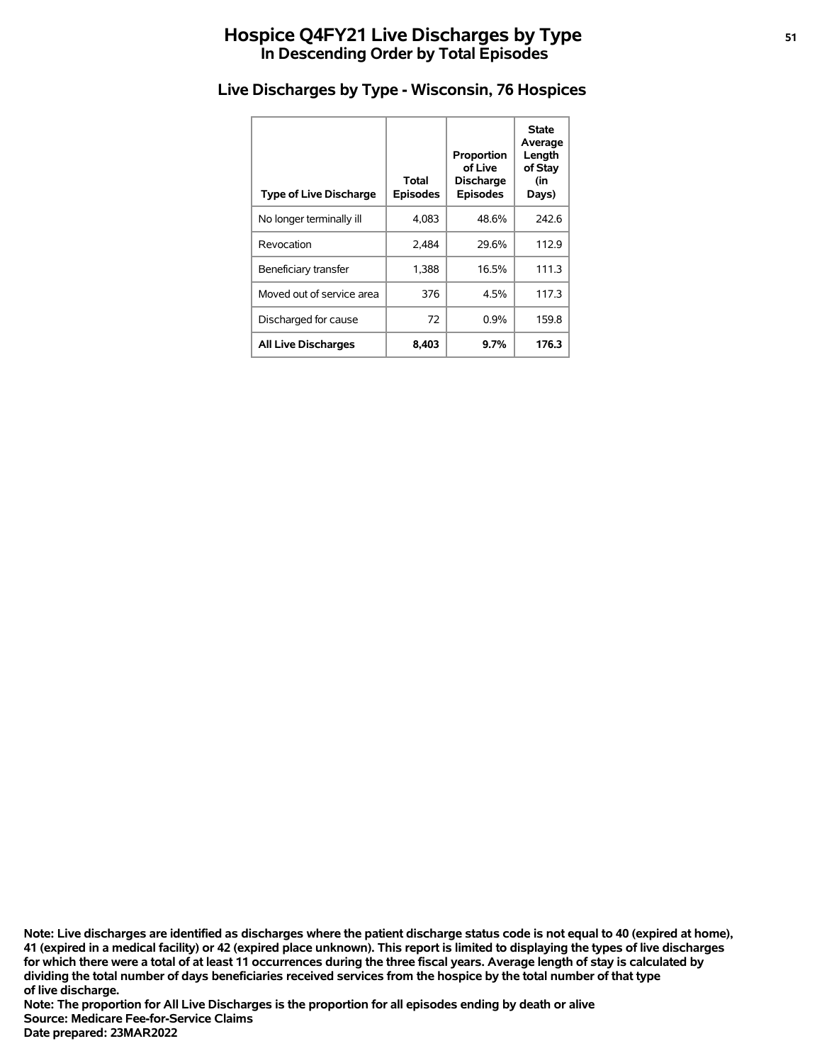# Hospice Q4FY21 Live Discharges by Type

## In Descending Order by Total Episodes

### Live Discharges by Type - Wisconsin, 76 Hospices

| Type of Live Discharge | Total Episodes | Proportion of Live Discharge Episodes | State Average Length of Stay (in Days) |
|---|---|---|---|
| No longer terminally ill | 4,083 | 48.6% | 242.6 |
| Revocation | 2,484 | 29.6% | 112.9 |
| Beneficiary transfer | 1,388 | 16.5% | 111.3 |
| Moved out of service area | 376 | 4.5% | 117.3 |
| Discharged for cause | 72 | 0.9% | 159.8 |
| **All Live Discharges** | **8,403** | **9.7%** | **176.3** |

**Note: Live discharges are identified as discharges where the patient discharge status code is not equal to 40 (expired at home), 41 (expired in a medical facility) or 42 (expired place unknown). This report is limited to displaying the types of live discharges for which there were a total of at least 11 occurrences during the three fiscal years. Average length of stay is calculated by dividing the total number of days beneficiaries received services from the hospice by the total number of that type of live discharge.**
**Note: The proportion for All Live Discharges is the proportion for all episodes ending by death or alive**
**Source: Medicare Fee-for-Service Claims**
**Date prepared: 23MAR2022**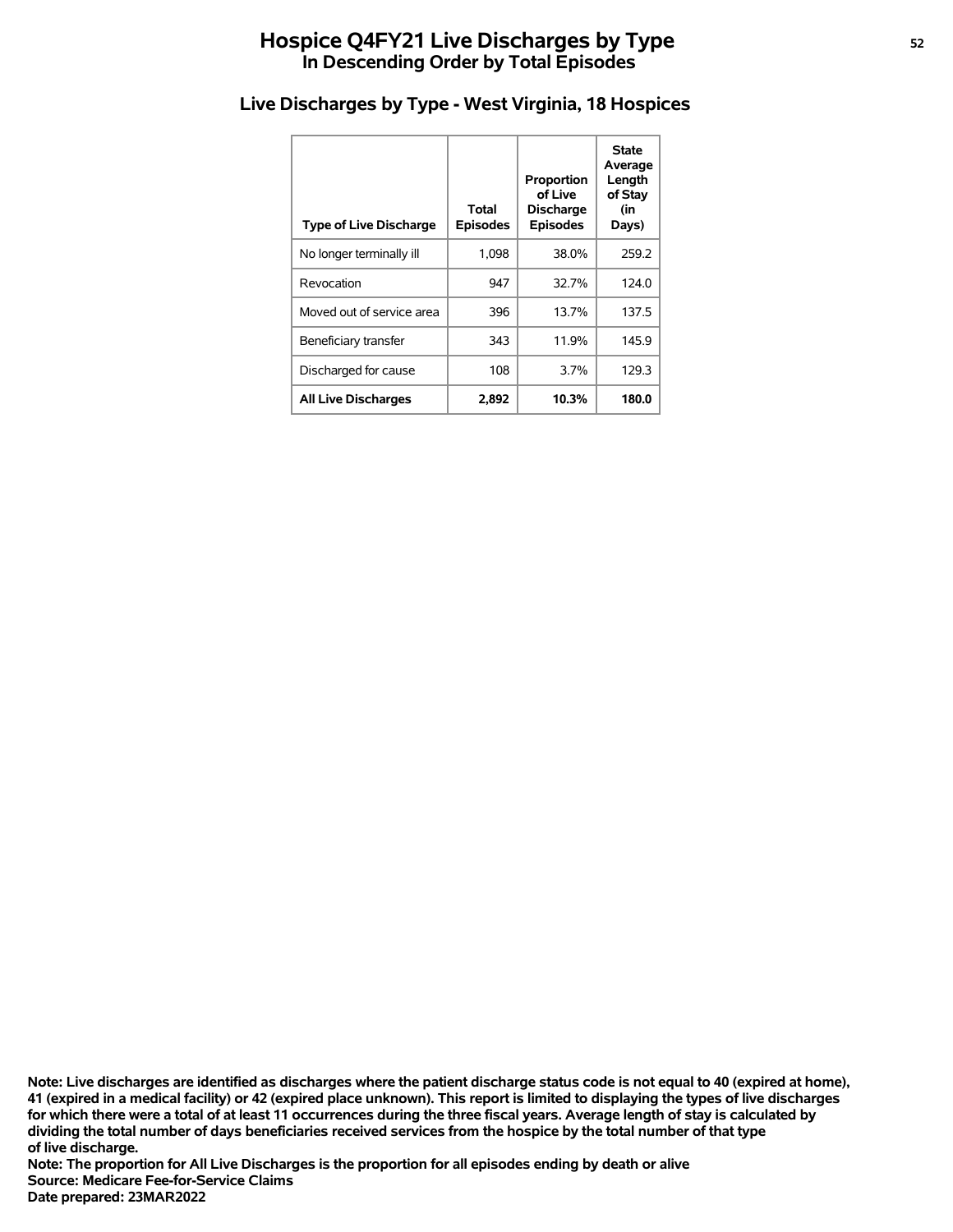# Hospice Q4FY21 Live Discharges by Type

## In Descending Order by Total Episodes

### Live Discharges by Type - West Virginia, 18 Hospices

| Type of Live Discharge | Total Episodes | Proportion of Live Discharge Episodes | State Average Length of Stay (in Days) |
|---|---|---|---|
| No longer terminally ill | 1,098 | 38.0% | 259.2 |
| Revocation | 947 | 32.7% | 124.0 |
| Moved out of service area | 396 | 13.7% | 137.5 |
| Beneficiary transfer | 343 | 11.9% | 145.9 |
| Discharged for cause | 108 | 3.7% | 129.3 |
| **All Live Discharges** | **2,892** | **10.3%** | **180.0** |

**Note: Live discharges are identified as discharges where the patient discharge status code is not equal to 40 (expired at home), 41 (expired in a medical facility) or 42 (expired place unknown). This report is limited to displaying the types of live discharges for which there were a total of at least 11 occurrences during the three fiscal years. Average length of stay is calculated by dividing the total number of days beneficiaries received services from the hospice by the total number of that type of live discharge.**

**Note: The proportion for All Live Discharges is the proportion for all episodes ending by death or alive**

**Source: Medicare Fee-for-Service Claims**

**Date prepared: 23MAR2022**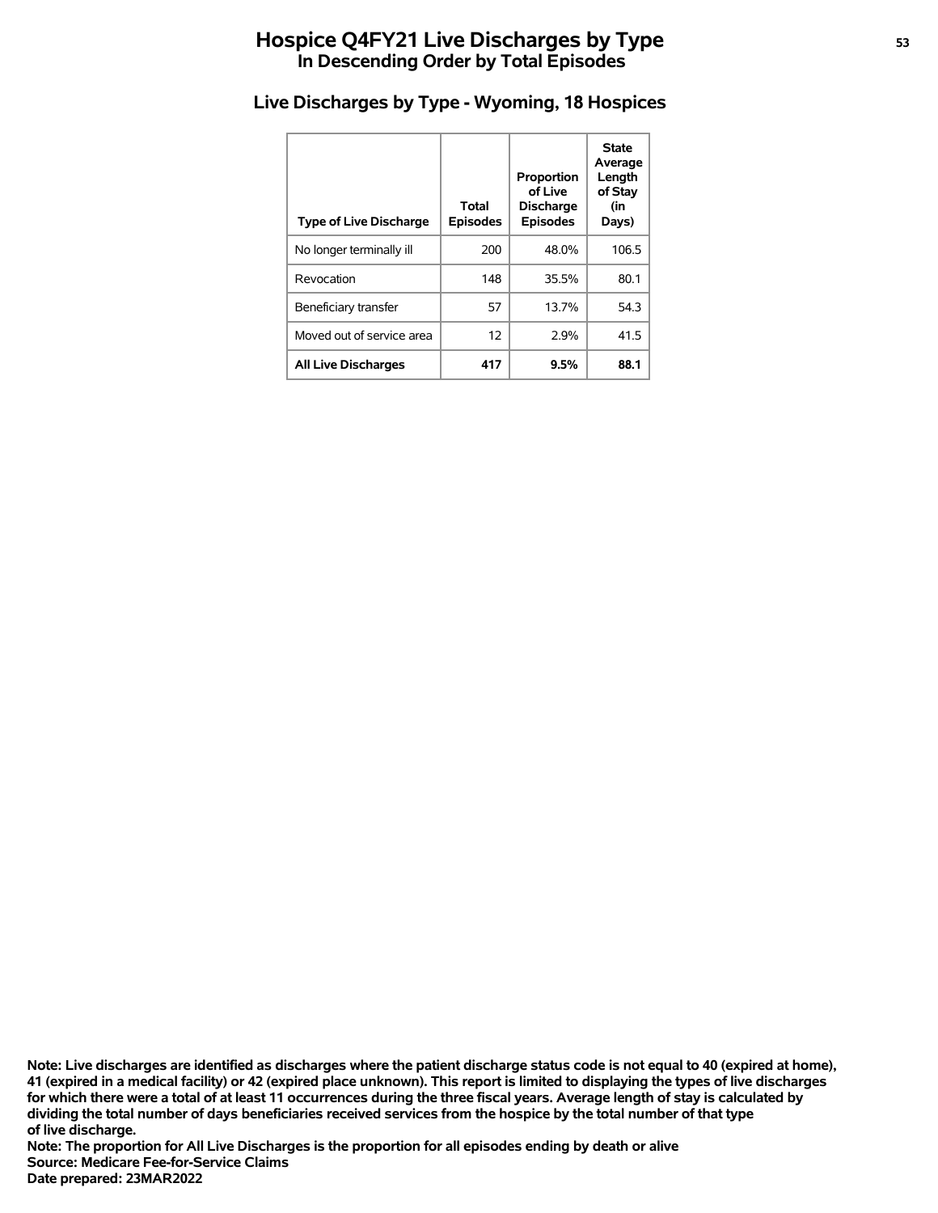# Hospice Q4FY21 Live Discharges by Type
## In Descending Order by Total Episodes

### Live Discharges by Type - Wyoming, 18 Hospices

| Type of Live Discharge | Total Episodes | Proportion of Live Discharge Episodes | State Average Length of Stay (in Days) |
|---|---|---|---|
| No longer terminally ill | 200 | 48.0% | 106.5 |
| Revocation | 148 | 35.5% | 80.1 |
| Beneficiary transfer | 57 | 13.7% | 54.3 |
| Moved out of service area | 12 | 2.9% | 41.5 |
| **All Live Discharges** | **417** | **9.5%** | **88.1** |

**Note: Live discharges are identified as discharges where the patient discharge status code is not equal to 40 (expired at home), 41 (expired in a medical facility) or 42 (expired place unknown). This report is limited to displaying the types of live discharges for which there were a total of at least 11 occurrences during the three fiscal years. Average length of stay is calculated by dividing the total number of days beneficiaries received services from the hospice by the total number of that type of live discharge.**
**Note: The proportion for All Live Discharges is the proportion for all episodes ending by death or alive**
**Source: Medicare Fee-for-Service Claims**
**Date prepared: 23MAR2022**